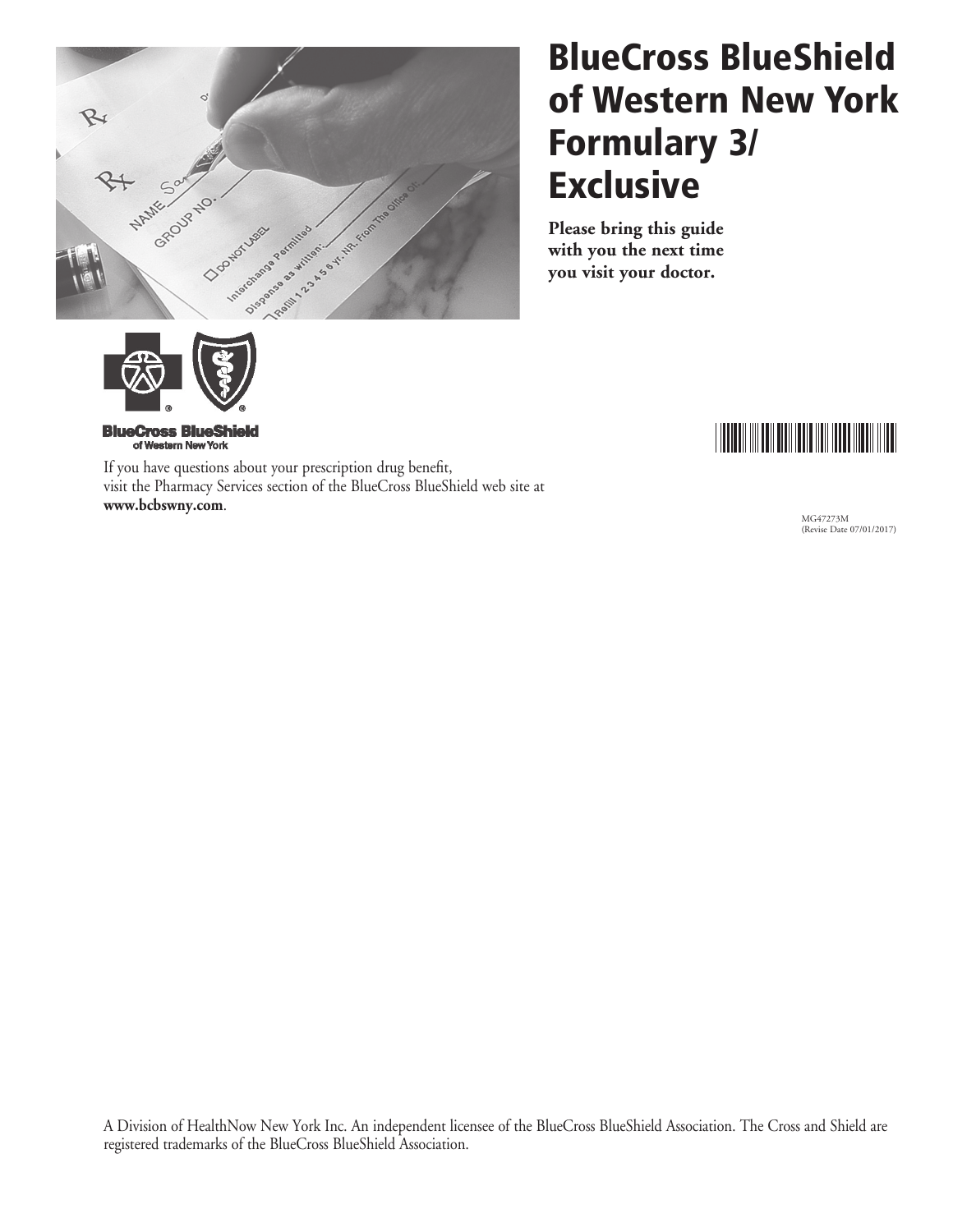# BlueCross BlueShield of Western New York Formulary 3/ Exclusive

**Please bring this guide with you the next time you visit your doctor.**

BlueCross BlueShield of Western New York

If you have questions about your prescription drug benefit, visit the Pharmacy Services section of the BlueCross BlueShield web site at **www.bcbswny.com**.

MG47273M
(Revise Date 07/01/2017)

A Division of HealthNow New York Inc. An independent licensee of the BlueCross BlueShield Association. The Cross and Shield are registered trademarks of the BlueCross BlueShield Association.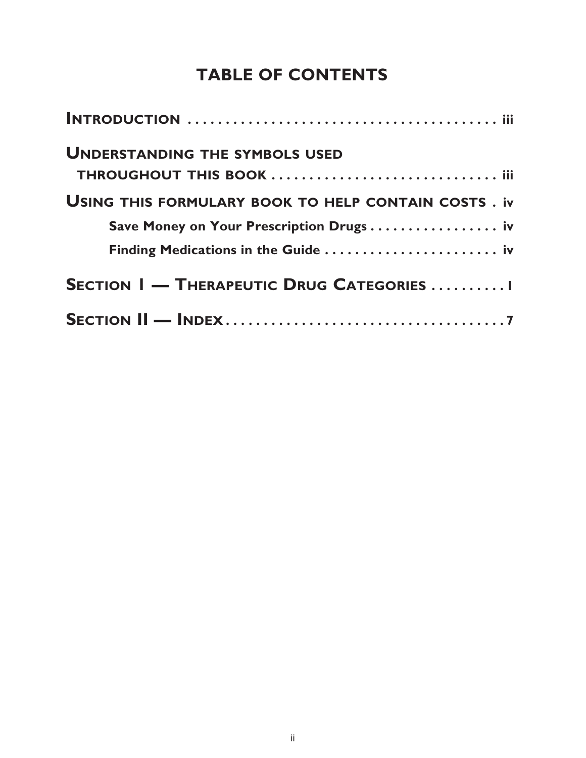# TABLE OF CONTENTS

**INTRODUCTION** . . . . . . . . . . . . . . . . . . . . . . . . . . . . . . . . . . . . . . . . . iii

**UNDERSTANDING THE SYMBOLS USED THROUGHOUT THIS BOOK** . . . . . . . . . . . . . . . . . . . . . . . . . . . . . . iii

**USING THIS FORMULARY BOOK TO HELP CONTAIN COSTS** . iv

- **Save Money on Your Prescription Drugs** . . . . . . . . . . . . . . . . . iv
- **Finding Medications in the Guide** . . . . . . . . . . . . . . . . . . . . . . . iv

**SECTION I — THERAPEUTIC DRUG CATEGORIES** . . . . . . . . . . 1

**SECTION II — INDEX** . . . . . . . . . . . . . . . . . . . . . . . . . . . . . . . . . . . . . 7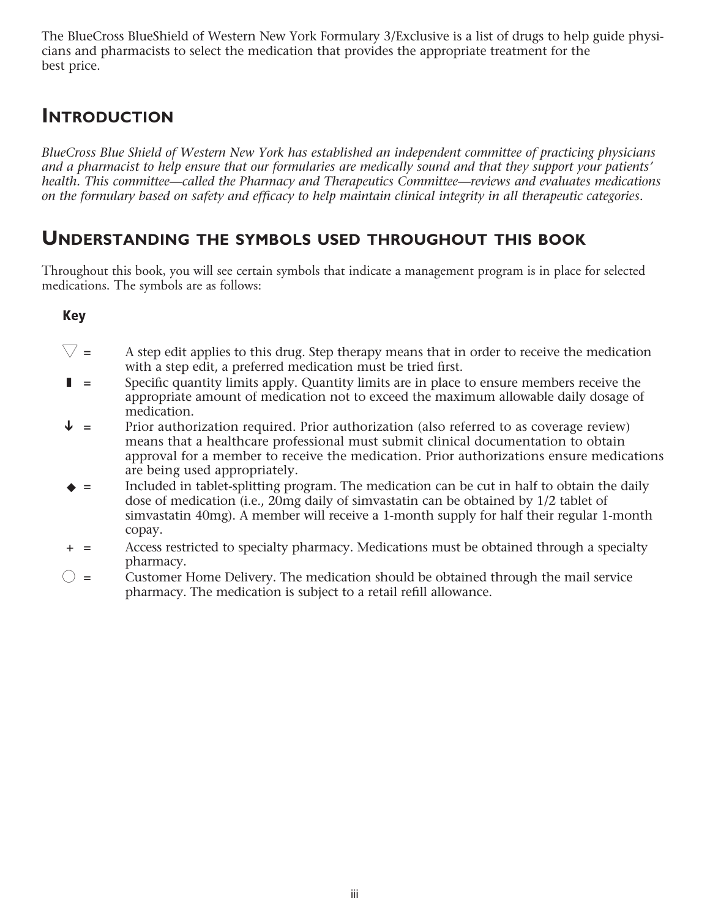The BlueCross BlueShield of Western New York Formulary 3/Exclusive is a list of drugs to help guide physicians and pharmacists to select the medication that provides the appropriate treatment for the best price.

## Introduction

*BlueCross Blue Shield of Western New York has established an independent committee of practicing physicians and a pharmacist to help ensure that our formularies are medically sound and that they support your patients' health. This committee—called the Pharmacy and Therapeutics Committee—reviews and evaluates medications on the formulary based on safety and efficacy to help maintain clinical integrity in all therapeutic categories.*

## Understanding the symbols used throughout this book

Throughout this book, you will see certain symbols that indicate a management program is in place for selected medications. The symbols are as follows:

**Key**

- ▽ = A step edit applies to this drug. Step therapy means that in order to receive the medication with a step edit, a preferred medication must be tried first.
- ▮ = Specific quantity limits apply. Quantity limits are in place to ensure members receive the appropriate amount of medication not to exceed the maximum allowable daily dosage of medication.
- ↓ = Prior authorization required. Prior authorization (also referred to as coverage review) means that a healthcare professional must submit clinical documentation to obtain approval for a member to receive the medication. Prior authorizations ensure medications are being used appropriately.
- ◆ = Included in tablet-splitting program. The medication can be cut in half to obtain the daily dose of medication (i.e., 20mg daily of simvastatin can be obtained by 1/2 tablet of simvastatin 40mg). A member will receive a 1-month supply for half their regular 1-month copay.
- + = Access restricted to specialty pharmacy. Medications must be obtained through a specialty pharmacy.
- ○ = Customer Home Delivery. The medication should be obtained through the mail service pharmacy. The medication is subject to a retail refill allowance.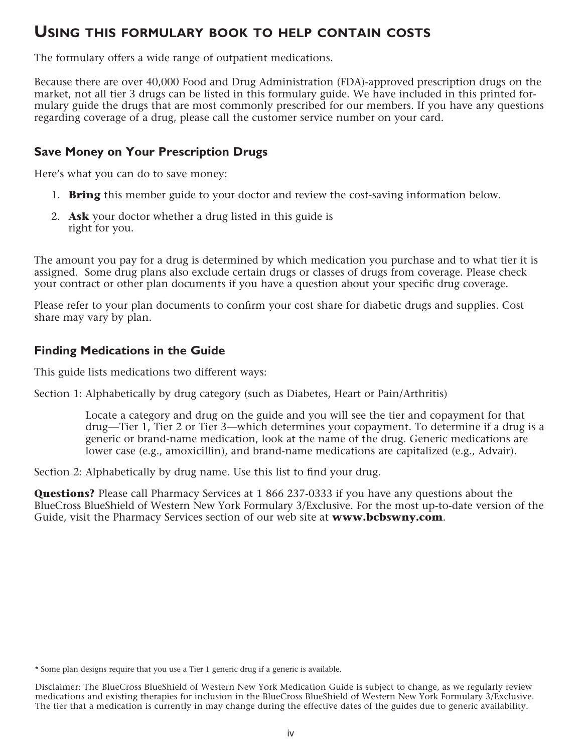# Using this formulary book to help contain costs

The formulary offers a wide range of outpatient medications.

Because there are over 40,000 Food and Drug Administration (FDA)-approved prescription drugs on the market, not all tier 3 drugs can be listed in this formulary guide. We have included in this printed formulary guide the drugs that are most commonly prescribed for our members. If you have any questions regarding coverage of a drug, please call the customer service number on your card.

## Save Money on Your Prescription Drugs

Here's what you can do to save money:

1. **Bring** this member guide to your doctor and review the cost-saving information below.
2. **Ask** your doctor whether a drug listed in this guide is right for you.

The amount you pay for a drug is determined by which medication you purchase and to what tier it is assigned. Some drug plans also exclude certain drugs or classes of drugs from coverage. Please check your contract or other plan documents if you have a question about your specific drug coverage.

Please refer to your plan documents to confirm your cost share for diabetic drugs and supplies. Cost share may vary by plan.

## Finding Medications in the Guide

This guide lists medications two different ways:

Section 1: Alphabetically by drug category (such as Diabetes, Heart or Pain/Arthritis)

Locate a category and drug on the guide and you will see the tier and copayment for that drug—Tier 1, Tier 2 or Tier 3—which determines your copayment. To determine if a drug is a generic or brand-name medication, look at the name of the drug. Generic medications are lower case (e.g., amoxicillin), and brand-name medications are capitalized (e.g., Advair).

Section 2: Alphabetically by drug name. Use this list to find your drug.

**Questions?** Please call Pharmacy Services at 1 866 237-0333 if you have any questions about the BlueCross BlueShield of Western New York Formulary 3/Exclusive. For the most up-to-date version of the Guide, visit the Pharmacy Services section of our web site at **www.bcbswny.com**.

* Some plan designs require that you use a Tier 1 generic drug if a generic is available.

Disclaimer: The BlueCross BlueShield of Western New York Medication Guide is subject to change, as we regularly review medications and existing therapies for inclusion in the BlueCross BlueShield of Western New York Formulary 3/Exclusive. The tier that a medication is currently in may change during the effective dates of the guides due to generic availability.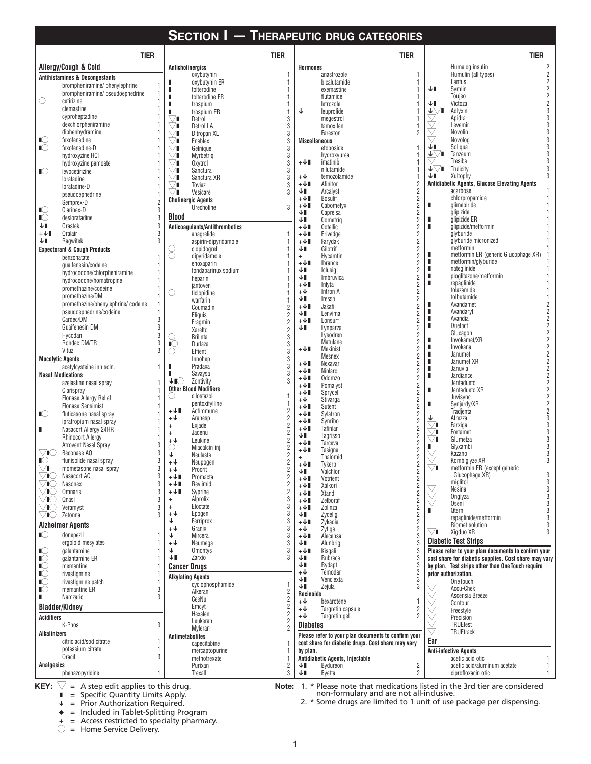# SECTION I — THERAPEUTIC DRUG CATEGORIES

## Allergy/Cough & Cold

### Antihistamines & Decongestants

| Key | Drug | Tier |
|---|---|---|
| | brompheniramine/ phenylephrine | 1 |
| | brompheniramine/ pseudoephedrine | 1 |
| ○ | cetirizine | 1 |
| | clemastine | 1 |
| | cyproheptadine | 1 |
| | dexchlorpheniramine | 1 |
| | diphenhydramine | 1 |
| ▮○ | fexofenadine | 1 |
| ▮○ | fexofenadine-D | 1 |
| | hydroxyzine HCl | 1 |
| | hydroxyzine pamoate | 1 |
| ▮○ | levocetirizine | 1 |
| | loratadine | 1 |
| | loratadine-D | 1 |
| | pseudoephedrine | 1 |
| | Semprex-D | 2 |
| ▮○ | Clarinex-D | 3 |
| ▮○ | desloratadine | 3 |
| ↓▮ | Grastek | 3 |
| +↓▮ | Oralair | 3 |
| ↓▮ | Ragwitek | 3 |

### Expectorant & Cough Products

| Key | Drug | Tier |
|---|---|---|
| | benzonatate | 1 |
| | guaifenesin/codeine | 1 |
| | hydrocodone/chlorpheniramine | 1 |
| | hydrocodone/homatropine | 1 |
| | promethazine/codeine | 1 |
| | promethazine/DM | 1 |
| | promethazine/phenylephrine/ codeine | 1 |
| | pseudoephedrine/codeine | 1 |
| | Cardec/DM | 3 |
| | Guaifenesin DM | 3 |
| | Hycodan | 3 |
| | Rondec DM/TR | 3 |
| | Vituz | 3 |

### Mucolytic Agents

| Key | Drug | Tier |
|---|---|---|
| | acetylcysteine inh soln. | 1 |

### Nasal Medications

| Key | Drug | Tier |
|---|---|---|
| | azelastine nasal spray | 1 |
| | Clarispray | 1 |
| | Flonase Allergy Relief | 1 |
| | Flonase Sensimist | 1 |
| ▮○ | fluticasone nasal spray | 1 |
| | ipratropium nasal spray | 1 |
| ▮ | Nasacort Allergy 24HR | 1 |
| | Rhinocort Allergy | 1 |
| | Atrovent Nasal Spray | 3 |
| ▽▮○ | Beconase AQ | 3 |
| ▮○ | flunisolide nasal spray | 3 |
| ▽▮ | mometasone nasal spray | 3 |
| ▽▮○ | Nasacort AQ | 3 |
| ▽▮○ | Nasonex | 3 |
| ▽▮○ | Omnaris | 3 |
| ▽▮○ | Qnasl | 3 |
| ▽▮○ | Veramyst | 3 |
| ▽▮○ | Zetonna | 3 |

## Alzheimer Agents

| Key | Drug | Tier |
|---|---|---|
| ▮○ | donepezil | 1 |
| | ergoloid mesylates | 1 |
| ▮○ | galantamine | 1 |
| ▮○ | galantamine ER | 1 |
| ▮○ | memantine | 1 |
| ▮○ | rivastigmine | 1 |
| ▮○ | rivastigmine patch | 1 |
| ▮○ | memantine ER | 3 |
| ▮ | Namzaric | 3 |

## Bladder/Kidney

### Acidifiers

| Key | Drug | Tier |
|---|---|---|
| | K-Phos | 3 |

### Alkalinizers

| Key | Drug | Tier |
|---|---|---|
| | citric acid/sod citrate | 1 |
| | potassium citrate | 1 |
| | Oracit | 3 |

### Analgesics

| Key | Drug | Tier |
|---|---|---|
| | phenazopyridine | 1 |

### Anticholinergics

| Key | Drug | Tier |
|---|---|---|
| | oxybutynin | 1 |
| ▮ | oxybutynin ER | 1 |
| ▮ | tolterodine | 1 |
| ▮ | tolterodine ER | 1 |
| ▮ | trospium | 1 |
| ▮ | trospium ER | 1 |
| ▽▮ | Detrol | 3 |
| ▽▮ | Detrol LA | 3 |
| ▽▮ | Ditropan XL | 3 |
| ▽▮ | Enablex | 3 |
| ▽▮ | Gelnique | 3 |
| ▽▮ | Myrbetriq | 3 |
| ▽▮ | Oxytrol | 3 |
| ▽▮ | Sanctura | 3 |
| ▽▮ | Sanctura XR | 3 |
| ▽▮ | Toviaz | 3 |
| ▽▮ | Vesicare | 3 |

### Cholinergic Agents

| Key | Drug | Tier |
|---|---|---|
| | Urecholine | 3 |

## Blood

### Anticoagulants/Antithrombotics

| Key | Drug | Tier |
|---|---|---|
| | anagrelide | 1 |
| | aspirin-dipyridamole | 1 |
| ○ | clopidogrel | 1 |
| ○ | dipyridamole | 1 |
| | enoxaparin | 1 |
| | fondaparinux sodium | 1 |
| | heparin | 1 |
| | jantoven | 1 |
| ○ | ticlopidine | 1 |
| | warfarin | 1 |
| | Coumadin | 2 |
| | Eliquis | 2 |
| | Fragmin | 2 |
| | Xarelto | 2 |
| ○ | Brilinta | 3 |
| ▮○ | Durlaza | 3 |
| ○ | Effient | 3 |
| | Innohep | 3 |
| ▮ | Pradaxa | 3 |
| ▮ | Savaysa | 3 |
| ↓▮○ | Zontivity | 3 |

### Other Blood Modifiers

| Key | Drug | Tier |
|---|---|---|
| ○ | cilostazol | 1 |
| | pentoxifylline | 1 |
| +↓▮ | Actimmune | 2 |
| +↓ | Aranesp | 2 |
| + | Exjade | 2 |
| + | Jadenu | 2 |
| +↓ | Leukine | 2 |
| ○ | Miacalcin inj. | 2 |
| ↓ | Neulasta | 2 |
| +↓ | Neupogen | 2 |
| +↓ | Procrit | 2 |
| +↓▮ | Promacta | 2 |
| +↓▮ | Revlimid | 2 |
| +↓▮ | Syprine | 2 |
| + | Alprolix | 3 |
| + | Eloctate | 3 |
| +↓ | Epogen | 3 |
| ↓ | Ferriprox | 3 |
| +↓ | Granix | 3 |
| ↓ | Mircera | 3 |
| +↓ | Neumega | 3 |
| ↓ | Omontys | 3 |
| ↓▮ | Zarxio | 3 |

## Cancer Drugs

### Alkylating Agents

| Key | Drug | Tier |
|---|---|---|
| | cyclophosphamide | 1 |
| | Alkeran | 2 |
| | CeeNu | 2 |
| | Emcyt | 2 |
| | Hexalen | 2 |
| | Leukeran | 2 |
| | Myleran | 2 |

### Antimetabolites

| Key | Drug | Tier |
|---|---|---|
| | capecitabine | 1 |
| | mercaptopurine | 1 |
| | methotrexate | 1 |
| | Purixan | 2 |
| | Trexall | 3 |

### Hormones

| Key | Drug | Tier |
|---|---|---|
| | anastrozole | 1 |
| | bicalutamide | 1 |
| | exemastine | 1 |
| | flutamide | 1 |
| | letrozole | 1 |
| ↓ | leuprolide | 1 |
| | megestrol | 1 |
| | tamoxifen | 1 |
| | Fareston | 2 |

### Miscellaneous

| Key | Drug | Tier |
|---|---|---|
| | etoposide | 1 |
| | hydroxyurea | 1 |
| +↓▮ | imatinib | 1 |
| | nilutamide | 1 |
| +↓ | temozolamide | 1 |
| +↓▮ | Afinitor | 2 |
| ↓▮ | Arcalyst | 2 |
| +↓▮ | Bosulif | 2 |
| +↓▮ | Cabometyx | 2 |
| ↓▮ | Caprelsa | 2 |
| ↓▮ | Cometriq | 2 |
| +↓▮ | Cotellic | 2 |
| +↓▮ | Erivedge | 2 |
| +↓▮ | Farydak | 2 |
| ↓▮ | Gilotrif | 2 |
| + | Hycamtin | 2 |
| +↓▮ | Ibrance | 2 |
| ↓▮ | Iclusig | 2 |
| ↓▮ | Imbruvica | 2 |
| +↓▮ | Inlyta | 2 |
| +↓ | Intron A | 2 |
| ↓▮ | Iressa | 2 |
| +↓▮ | Jakafi | 2 |
| ↓▮ | Lenvima | 2 |
| +↓▮ | Lonsurf | 2 |
| ↓▮ | Lynparza | 2 |
| | Lysodren | 2 |
| | Matulane | 2 |
| +↓▮ | Mekinist | 2 |
| | Mesnex | 2 |
| +↓▮ | Nexavar | 2 |
| +↓▮ | Ninlaro | 2 |
| +↓▮ | Odomzo | 2 |
| +↓▮ | Pomalyst | 2 |
| +↓▮ | Sprycel | 2 |
| +↓ | Stivarga | 2 |
| +↓▮ | Sutent | 2 |
| +↓▮ | Sylatron | 2 |
| +↓▮ | Synribo | 2 |
| +↓▮ | Tafinlar | 2 |
| ↓▮ | Tagrisso | 2 |
| +↓▮ | Tarceva | 2 |
| +↓▮ | Tasigna | 2 |
| + | Thalomid | 2 |
| +↓▮ | Tykerb | 2 |
| ↓▮ | Valchlor | 2 |
| +↓▮ | Votrient | 2 |
| +↓▮ | Xalkori | 2 |
| +↓▮ | Xtandi | 2 |
| +↓▮ | Zelboraf | 2 |
| +↓▮ | Zolinza | 2 |
| ↓▮ | Zydelig | 2 |
| +↓▮ | Zykadia | 2 |
| +↓ | Zytiga | 2 |
| +↓▮ | Alecensa | 3 |
| ↓▮ | Alunbrig | 3 |
| +↓▮ | Kisqali | 3 |
| ↓▮ | Rubraca | 3 |
| ↓▮ | Rydapt | 3 |
| +↓ | Temodar | 3 |
| ↓▮ | Venclexta | 3 |
| ↓▮ | Zejula | 3 |

### Rexinoids

| Key | Drug | Tier |
|---|---|---|
| +↓ | bexarotene | 1 |
| +↓ | Targretin capsule | 2 |
| +↓ | Targretin gel | 2 |

## Diabetes

**Please refer to your plan documents to confirm your cost share for diabetic drugs. Cost share may vary by plan.**

### Antidiabetic Agents, Injectable

| Key | Drug | Tier |
|---|---|---|
| ↓▮ | Bydureon | 2 |
| ↓▮ | Byetta | 2 |
| | Humalog insulin | 2 |
| | Humulin (all types) | 2 |
| | Lantus | 2 |
| ↓▮ | Symlin | 2 |
| | Toujeo | 2 |
| ↓▮ | Victoza | 2 |
| ↓▽▮ | Adlyxin | 3 |
| ▽ | Apidra | 3 |
| ▽ | Levemir | 3 |
| ▽ | Novolin | 3 |
| ▽ | Novolog | 3 |
| ↓▮ | Soliqua | 3 |
| ↓▽▮ | Tanzeum | 3 |
| ▽ | Tresiba | 3 |
| ↓▽▮ | Trulicity | 3 |
| ↓▮ | Xultophy | 3 |

### Antidiabetic Agents, Glucose Elevating Agents

| Key | Drug | Tier |
|---|---|---|
| | acarbose | 1 |
| | chlorpropamide | 1 |
| ▮ | glimepiride | 1 |
| | glipizide | 1 |
| ▮ | glipizide ER | 1 |
| ▮ | glipizide/metformin | 1 |
| | glyburide | 1 |
| | glyburide micronized | 1 |
| | metformin | 1 |
| ▮ | metformin ER (generic Glucophage XR) | 1 |
| ▮ | metformin/glyburide | 1 |
| ▮ | nateglinide | 1 |
| ▮ | pioglitazone/metformin | 1 |
| ▮ | repaglinide | 1 |
| | tolazamide | 1 |
| | tolbutamide | 1 |
| ▮ | Avandamet | 2 |
| ▮ | Avandaryl | 2 |
| ▮ | Avandia | 2 |
| ▮ | Duetact | 2 |
| | Glucagon | 2 |
| ▮ | Invokamet/XR | 2 |
| ▮ | Invokana | 2 |
| ▮ | Janumet | 2 |
| ▮ | Janumet XR | 2 |
| ▮ | Januvia | 2 |
| ▮ | Jardiance | 2 |
| | Jentadueto | 2 |
| ▮ | Jentadueto XR | 2 |
| | Juvisync | 2 |
| ▮ | Synjardy/XR | 2 |
| | Tradjenta | 2 |
| ↓ | Afrezza | 3 |
| ▽▮ | Farxiga | 3 |
| ▽▮ | Fortamet | 3 |
| ▽▮ | Glumetza | 3 |
| ▮ | Glyxambi | 3 |
| ▽ | Kazano | 3 |
| ▽ | Kombiglyze XR | 3 |
| ▽▮ | metformin ER (except generic Glucophage XR) | 3 |
| | miglitol | 3 |
| ▽ | Nesina | 3 |
| ▽ | Onglyza | 3 |
| ▽ | Oseni | 3 |
| ▮ | Qtern | 3 |
| | repaglinide/metformin | 3 |
| | Riomet solution | 3 |
| ▽▮ | Xigduo XR | 3 |

### Diabetic Test Strips

**Please refer to your plan documents to confirm your cost share for diabetic supplies. Cost share may vary by plan. Test strips other than OneTouch require prior authorization.**

| Key | Drug | Tier |
|---|---|---|
| | OneTouch | |
| ▽ | Accu-Chek | |
| ▽ | Ascensia Breeze | |
| ▽ | Contour | |
| ▽ | Freestyle | |
| ▽ | Precision | |
| ▽ | TRUEtest | |
| ▽ | TRUEtrack | |

## Ear

### Anti-infective Agents

| Key | Drug | Tier |
|---|---|---|
| | acetic acid otic | 1 |
| | acetic acid/aluminum acetate | 1 |
| | ciprofloxacin otic | 1 |

**KEY:**
- ▽ = A step edit applies to this drug.
- ▮ = Specific Quantity Limits Apply.
- ↓ = Prior Authorization Required.
- ◆ = Included in Tablet-Splitting Program
- \+ = Access restricted to specialty pharmacy.
- ○ = Home Service Delivery.

**Note:**
1. * Please note that medications listed in the 3rd tier are considered non-formulary and are not all-inclusive.
2. * Some drugs are limited to 1 unit of use package per dispensing.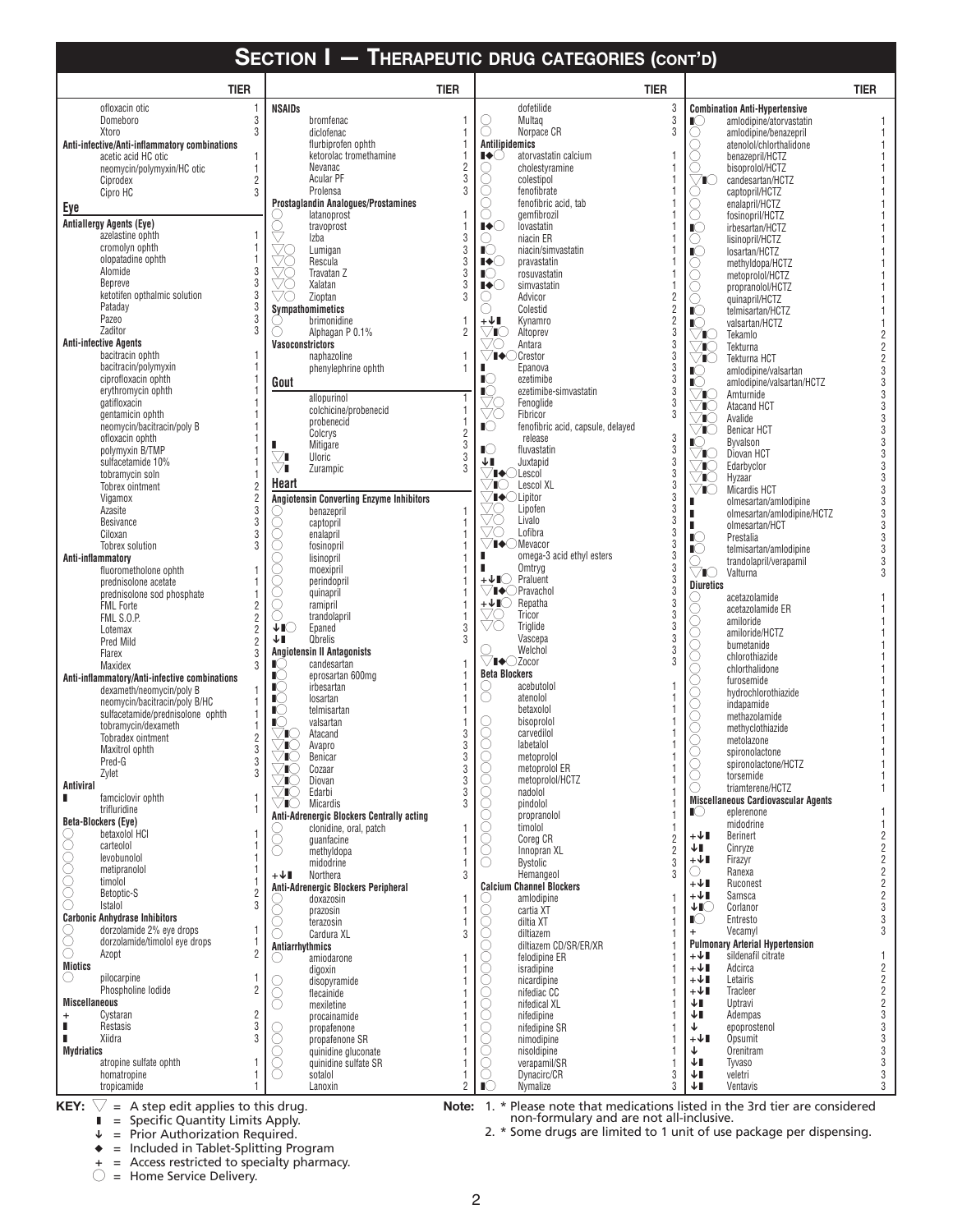# SECTION I — THERAPEUTIC DRUG CATEGORIES (CONT'D)

| Drug | TIER |
|---|---|
| ofloxacin otic | 1 |
| Domeboro | 3 |
| Xtoro | 3 |
| **Anti-infective/Anti-inflammatory combinations** | |
| acetic acid HC otic | 1 |
| neomycin/polymyxin/HC otic | 1 |
| Ciprodex | 2 |
| Cipro HC | 3 |

## Eye

| Drug | TIER |
|---|---|
| **Antiallergy Agents (Eye)** | |
| azelastine ophth | 1 |
| cromolyn ophth | 1 |
| olopatadine ophth | 1 |
| Alomide | 3 |
| Bepreve | 3 |
| ketotifen opthalmic solution | 3 |
| Pataday | 3 |
| Pazeo | 3 |
| Zaditor | 3 |
| **Anti-infective Agents** | |
| bacitracin ophth | 1 |
| bacitracin/polymyxin | 1 |
| ciprofloxacin ophth | 1 |
| erythromycin ophth | 1 |
| gatifloxacin | 1 |
| gentamicin ophth | 1 |
| neomycin/bacitracin/poly B | 1 |
| ofloxacin ophth | 1 |
| polymyxin B/TMP | 1 |
| sulfacetamide 10% | 1 |
| tobramycin soln | 1 |
| Tobrex ointment | 2 |
| Vigamox | 2 |
| Azasite | 3 |
| Besivance | 3 |
| Ciloxan | 3 |
| Tobrex solution | 3 |
| **Anti-inflammatory** | |
| fluorometholone ophth | 1 |
| prednisolone acetate | 1 |
| prednisolone sod phosphate | 1 |
| FML Forte | 2 |
| FML S.O.P. | 2 |
| Lotemax | 2 |
| Pred Mild | 2 |
| Flarex | 3 |
| Maxidex | 3 |
| **Anti-inflammatory/Anti-infective combinations** | |
| dexameth/neomycin/poly B | 1 |
| neomycin/bacitracin/poly B/HC | 1 |
| sulfacetamide/prednisolone ophth | 1 |
| tobramycin/dexameth | 1 |
| Tobradex ointment | 2 |
| Maxitrol ophth | 3 |
| Pred-G | 3 |
| Zylet | 3 |
| **Antiviral** | |
| ▮ famciclovir ophth | 1 |
| trifluridine | 1 |
| **Beta-Blockers (Eye)** | |
| ◯ betaxolol HCl | 1 |
| ◯ carteolol | 1 |
| ◯ levobunolol | 1 |
| ◯ metipranolol | 1 |
| ◯ timolol | 1 |
| ◯ Betoptic-S | 2 |
| ◯ Istalol | 3 |
| **Carbonic Anhydrase Inhibitors** | |
| ◯ dorzolamide 2% eye drops | 1 |
| ◯ dorzolamide/timolol eye drops | 1 |
| ◯ Azopt | 2 |
| **Miotics** | |
| ◯ pilocarpine | 1 |
| Phospholine Iodide | 2 |
| **Miscellaneous** | |
| + Cystaran | 2 |
| ▮ Restasis | 3 |
| ▮ Xiidra | 3 |
| **Mydriatics** | |
| atropine sulfate ophth | 1 |
| homatropine | 1 |
| tropicamide | 1 |
| **NSAIDs** | |
| bromfenac | 1 |
| diclofenac | 1 |
| flurbiprofen ophth | 1 |
| ketorolac tromethamine | 1 |
| Nevanac | 2 |
| Acular PF | 3 |
| Prolensa | 3 |
| **Prostaglandin Analogues/Prostamines** | |
| ◯ latanoprost | 1 |
| ◯ travoprost | 1 |
| ▽ Izba | 3 |
| ▽◯ Lumigan | 3 |
| ▽◯ Rescula | 3 |
| ▽◯ Travatan Z | 3 |
| ▽◯ Xalatan | 3 |
| ▽◯ Zioptan | 3 |
| **Sympathomimetics** | |
| ◯ brimonidine | 1 |
| ◯ Alphagan P 0.1% | 2 |
| **Vasoconstrictors** | |
| naphazoline | 1 |
| phenylephrine ophth | 1 |

## Gout

| Drug | TIER |
|---|---|
| allopurinol | 1 |
| colchicine/probenecid | 1 |
| probenecid | 1 |
| Colcrys | 2 |
| ▮ Mitigare | 3 |
| ▽▮ Uloric | 3 |
| ▽▮ Zurampic | 3 |

## Heart

| Drug | TIER |
|---|---|
| **Angiotensin Converting Enzyme Inhibitors** | |
| ◯ benazepril | 1 |
| ◯ captopril | 1 |
| ◯ enalapril | 1 |
| ◯ fosinopril | 1 |
| ◯ lisinopril | 1 |
| ◯ moexipril | 1 |
| ◯ perindopril | 1 |
| ◯ quinapril | 1 |
| ◯ ramipril | 1 |
| ◯ trandolapril | 1 |
| ↓▮◯ Epaned | 3 |
| ↓▮ Qbrelis | 3 |
| **Angiotensin II Antagonists** | |
| ▮◯ candesartan | 1 |
| ▮◯ eprosartan 600mg | 1 |
| ▮◯ irbesartan | 1 |
| ▮◯ losartan | 1 |
| ▮◯ telmisartan | 1 |
| ▮◯ valsartan | 1 |
| ▽▮◯ Atacand | 3 |
| ▽▮◯ Avapro | 3 |
| ▽▮◯ Benicar | 3 |
| ▽▮◯ Cozaar | 3 |
| ▽▮◯ Diovan | 3 |
| ▽▮◯ Edarbi | 3 |
| ▽▮◯ Micardis | 3 |
| **Anti-Adrenergic Blockers Centrally acting** | |
| ◯ clonidine, oral, patch | 1 |
| ◯ guanfacine | 1 |
| ◯ methyldopa | 1 |
| midodrine | 1 |
| +↓▮ Northera | 3 |
| **Anti-Adrenergic Blockers Peripheral** | |
| ◯ doxazosin | 1 |
| ◯ prazosin | 1 |
| ◯ terazosin | 1 |
| ◯ Cardura XL | 3 |
| **Antiarrhythmics** | |
| ◯ amiodarone | 1 |
| digoxin | 1 |
| ◯ disopyramide | 1 |
| ◯ flecainide | 1 |
| ◯ mexiletine | 1 |
| procainamide | 1 |
| ◯ propafenone | 1 |
| ◯ propafenone SR | 1 |
| ◯ quinidine gluconate | 1 |
| ◯ quinidine sulfate SR | 1 |
| ◯ sotalol | 1 |
| Lanoxin | 2 |
| ◯ dofetilide | 3 |
| ◯ Multaq | 3 |
| ◯ Norpace CR | 3 |
| **Antilipidemics** | |
| ▮◆◯ atorvastatin calcium | 1 |
| ◯ cholestyramine | 1 |
| ◯ colestipol | 1 |
| ◯ fenofibrate | 1 |
| ◯ fenofibric acid, tab | 1 |
| ◯ gemfibrozil | 1 |
| ▮◆◯ lovastatin | 1 |
| ◯ niacin ER | 1 |
| ▮◯ niacin/simvastatin | 1 |
| ▮◆◯ pravastatin | 1 |
| ▮◯ rosuvastatin | 1 |
| ▮◆◯ simvastatin | 1 |
| ◯ Advicor | 2 |
| ◯ Colestid | 2 |
| +↓▮ Kynamro | 2 |
| ▽▮◯ Altoprev | 3 |
| ▽◯ Antara | 3 |
| ▽▮◆◯ Crestor | 3 |
| ▮ Epanova | 3 |
| ▮◯ ezetimibe | 3 |
| ▮◯ ezetimibe-simvastatin | 3 |
| ▽◯ Fenoglide | 3 |
| ▽◯ Fibricor | 3 |
| ▮◯ fenofibric acid, capsule, delayed release | 3 |
| ▮◯ fluvastatin | 3 |
| ↓▮ Juxtapid | 3 |
| ▽▮◆◯ Lescol | 3 |
| ▽▮◯ Lescol XL | 3 |
| ▽▮◆◯ Lipitor | 3 |
| ▽◯ Lipofen | 3 |
| ▽◯ Livalo | 3 |
| ▽◯ Lofibra | 3 |
| ▽▮◆◯ Mevacor | 3 |
| ▮ omega-3 acid ethyl esters | 3 |
| ▮ Omtryg | 3 |
| +↓▮◯ Praluent | 3 |
| ▽▮◆◯ Pravachol | 3 |
| +↓▮◯ Repatha | 3 |
| ▽◯ Tricor | 3 |
| ▽◯ Triglide | 3 |
| Vascepa | 3 |
| ◯ Welchol | 3 |
| ▽▮◆◯ Zocor | 3 |
| **Beta Blockers** | |
| ◯ acebutolol | 1 |
| ◯ atenolol | 1 |
| betaxolol | 1 |
| ◯ bisoprolol | 1 |
| ◯ carvedilol | 1 |
| ◯ labetalol | 1 |
| ◯ metoprolol | 1 |
| ◯ metoprolol ER | 1 |
| ◯ metoprolol/HCTZ | 1 |
| ◯ nadolol | 1 |
| ◯ pindolol | 1 |
| ◯ propranolol | 1 |
| ◯ timolol | 1 |
| ◯ Coreg CR | 2 |
| ◯ Innopran XL | 2 |
| ◯ Bystolic | 3 |
| Hemangeol | 3 |
| **Calcium Channel Blockers** | |
| ◯ amlodipine | 1 |
| ◯ cartia XT | 1 |
| ◯ diltia XT | 1 |
| ◯ diltiazem | 1 |
| ◯ diltiazem CD/SR/ER/XR | 1 |
| ◯ felodipine ER | 1 |
| ◯ isradipine | 1 |
| ◯ nicardipine | 1 |
| ◯ nifediac CC | 1 |
| ◯ nifedical XL | 1 |
| ◯ nifedipine | 1 |
| ◯ nifedipine SR | 1 |
| ◯ nimodipine | 1 |
| ◯ nisoldipine | 1 |
| ◯ verapamil/SR | 1 |
| ◯ Dynacirc/CR | 3 |
| ▮◯ Nymalize | 3 |
| **Combination Anti-Hypertensive** | |
| ▮◯ amlodipine/atorvastatin | 1 |
| ◯ amlodipine/benazepril | 1 |
| ◯ atenolol/chlorthalidone | 1 |
| ◯ benazepril/HCTZ | 1 |
| ◯ bisoprolol/HCTZ | 1 |
| ▽▮◯ candesartan/HCTZ | 1 |
| ◯ captopril/HCTZ | 1 |
| ◯ enalapril/HCTZ | 1 |
| ◯ fosinopril/HCTZ | 1 |
| ▮◯ irbesartan/HCTZ | 1 |
| ◯ lisinopril/HCTZ | 1 |
| ▮◯ losartan/HCTZ | 1 |
| ◯ methyldopa/HCTZ | 1 |
| ◯ metoprolol/HCTZ | 1 |
| ◯ propranolol/HCTZ | 1 |
| ◯ quinapril/HCTZ | 1 |
| ▮◯ telmisartan/HCTZ | 1 |
| ▮◯ valsartan/HCTZ | 1 |
| ▽▮◯ Tekamlo | 2 |
| ▽▮◯ Tekturna | 2 |
| ▽▮◯ Tekturna HCT | 2 |
| ▮◯ amlodipine/valsartan | 3 |
| ▮◯ amlodipine/valsartan/HCTZ | 3 |
| ▽▮◯ Amturnide | 3 |
| ▽▮◯ Atacand HCT | 3 |
| ▽▮◯ Avalide | 3 |
| ▽▮◯ Benicar HCT | 3 |
| ▮◯ Byvalson | 3 |
| ▽▮◯ Diovan HCT | 3 |
| ▽▮◯ Edarbyclor | 3 |
| ▽▮◯ Hyzaar | 3 |
| ▽▮◯ Micardis HCT | 3 |
| ▮ olmesartan/amlodipine | 3 |
| ▮ olmesartan/amlodipine/HCTZ | 3 |
| ▮ olmesartan/HCT | 3 |
| ▮◯ Prestalia | 3 |
| ▮◯ telmisartan/amlodipine | 3 |
| ◯ trandolapril/verapamil | 3 |
| ▽▮◯ Valturna | 3 |
| **Diuretics** | |
| ◯ acetazolamide | 1 |
| ◯ acetazolamide ER | 1 |
| ◯ amiloride | 1 |
| ◯ amiloride/HCTZ | 1 |
| ◯ bumetanide | 1 |
| ◯ chlorothiazide | 1 |
| ◯ chlorthalidone | 1 |
| ◯ furosemide | 1 |
| ◯ hydrochlorothiazide | 1 |
| ◯ indapamide | 1 |
| ◯ methazolamide | 1 |
| ◯ methyclothiazide | 1 |
| ◯ metolazone | 1 |
| ◯ spironolactone | 1 |
| ◯ spironolactone/HCTZ | 1 |
| ◯ torsemide | 1 |
| ◯ triamterene/HCTZ | 1 |
| **Miscellaneous Cardiovascular Agents** | |
| ▮◯ eplerenone | 1 |
| midodrine | 1 |
| +↓▮ Berinert | 2 |
| ↓▮ Cinryze | 2 |
| +↓▮ Firazyr | 2 |
| ◯ Ranexa | 2 |
| +↓▮ Ruconest | 2 |
| +↓▮ Samsca | 2 |
| ↓▮◯ Corlanor | 3 |
| ▮◯ Entresto | 3 |
| + Vecamyl | 3 |
| **Pulmonary Arterial Hypertension** | |
| +↓▮ sildenafil citrate | 1 |
| +↓▮ Adcirca | 2 |
| +↓▮ Letairis | 2 |
| +↓▮ Tracleer | 2 |
| ↓▮ Uptravi | 2 |
| ↓▮ Adempas | 3 |
| ↓ epoprostenol | 3 |
| +↓▮ Opsumit | 3 |
| ↓ Orenitram | 3 |
| ↓▮ Tyvaso | 3 |
| ↓▮ veletri | 3 |
| ↓▮ Ventavis | 3 |

**KEY:**
- ▽ = A step edit applies to this drug.
- ▮ = Specific Quantity Limits Apply.
- ↓ = Prior Authorization Required.
- ◆ = Included in Tablet-Splitting Program
- \+ = Access restricted to specialty pharmacy.
- ◯ = Home Service Delivery.

**Note:**
1. * Please note that medications listed in the 3rd tier are considered non-formulary and are not all-inclusive.
2. * Some drugs are limited to 1 unit of use package per dispensing.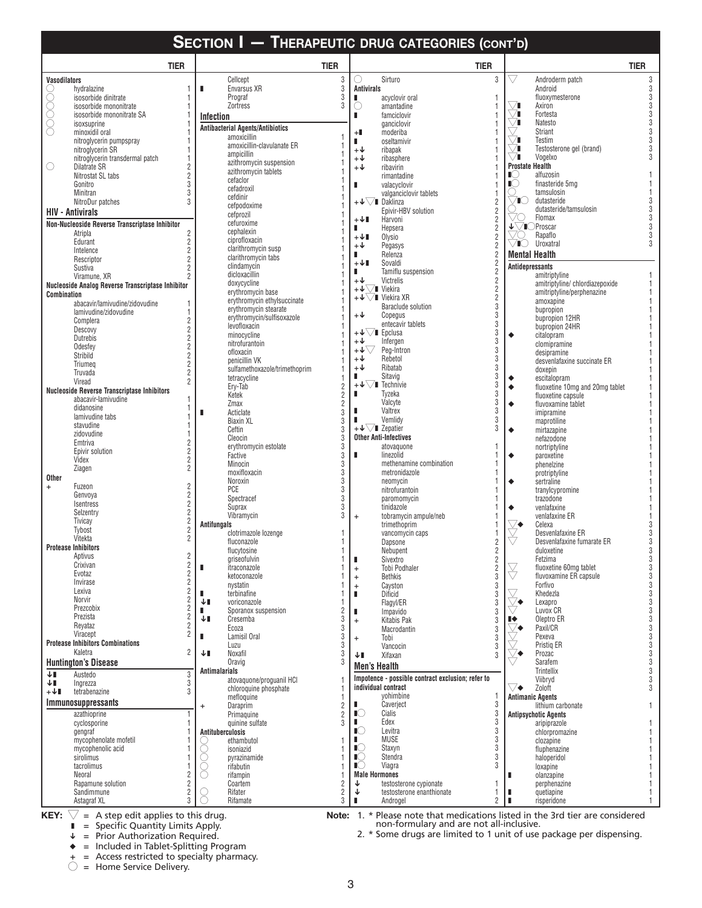# Section I — Therapeutic Drug Categories (cont'd)

## Vasodilators

| Symbol | Drug | Tier |
|---|---|---|
| ◯ | hydralazine | 1 |
| ◯ | isosorbide dinitrate | 1 |
| ◯ | isosorbide mononitrate | 1 |
| ◯ | isosorbide mononitrate SA | 1 |
| ◯ | isoxsuprine | 1 |
| ◯ | minoxidil oral | 1 |
| | nitroglycerin pumpspray | 1 |
| | nitroglycerin SR | 1 |
| | nitroglycerin transdermal patch | 1 |
| ◯ | Dilatrate SR | 2 |
| | Nitrostat SL tabs | 2 |
| | Gonitro | 3 |
| | Minitran | 3 |
| | NitroDur patches | 3 |

## HIV - Antivirals

### Non-Nucleoside Reverse Transcriptase Inhibitor

| Symbol | Drug | Tier |
|---|---|---|
| | Atripla | 2 |
| | Edurant | 2 |
| | Intelence | 2 |
| | Rescriptor | 2 |
| | Sustiva | 2 |
| | Viramune, XR | 2 |

### Nucleoside Analog Reverse Transcriptase Inhibitor Combination

| Symbol | Drug | Tier |
|---|---|---|
| | abacavir/lamivudine/zidovudine | 1 |
| | lamivudine/zidovudine | 1 |
| | Complera | 2 |
| | Descovy | 2 |
| | Dutrebis | 2 |
| | Odesfey | 2 |
| | Stribild | 2 |
| | Triumeq | 2 |
| | Truvada | 2 |
| | Viread | 2 |

### Nucleoside Reverse Transcriptase Inhibitors

| Symbol | Drug | Tier |
|---|---|---|
| | abacavir-lamivudine | 1 |
| | didanosine | 1 |
| | lamivudine tabs | 1 |
| | stavudine | 1 |
| | zidovudine | 1 |
| | Emtriva | 2 |
| | Epivir solution | 2 |
| | Videx | 2 |
| | Ziagen | 2 |

### Other

| Symbol | Drug | Tier |
|---|---|---|
| + | Fuzeon | 2 |
| | Genvoya | 2 |
| | Isentress | 2 |
| | Selzentry | 2 |
| | Tivicay | 2 |
| | Tybost | 2 |
| | Vitekta | 2 |

### Protease Inhibitors

| Symbol | Drug | Tier |
|---|---|---|
| | Aptivus | 2 |
| | Crixivan | 2 |
| | Evotaz | 2 |
| | Invirase | 2 |
| | Lexiva | 2 |
| | Norvir | 2 |
| | Prezcobix | 2 |
| | Prezista | 2 |
| | Reyataz | 2 |
| | Viracept | 2 |

### Protease Inhibitors Combinations

| Symbol | Drug | Tier |
|---|---|---|
| | Kaletra | 2 |

## Huntington's Disease

| Symbol | Drug | Tier |
|---|---|---|
| ↓▮ | Austedo | 3 |
| ↓▮ | Ingrezza | 3 |
| +↓▮ | tetrabenazine | 3 |

## Immunosuppressants

| Symbol | Drug | Tier |
|---|---|---|
| | azathioprine | 1 |
| | cyclosporine | 1 |
| | gengraf | 1 |
| | mycophenolate mofetil | 1 |
| | mycophenolic acid | 1 |
| | sirolimus | 1 |
| | tacrolimus | 1 |
| | Neoral | 2 |
| | Rapamune solution | 2 |
| | Sandimmune | 2 |
| | Astagraf XL | 3 |
| | Cellcept | 3 |
| ▮ | Envarsus XR | 3 |
| | Prograf | 3 |
| | Zortress | 3 |

## Infection

### Antibacterial Agents/Antibiotics

| Symbol | Drug | Tier |
|---|---|---|
| | amoxicillin | 1 |
| | amoxicillin-clavulanate ER | 1 |
| | ampicillin | 1 |
| | azithromycin suspension | 1 |
| | azithromycin tablets | 1 |
| | cefaclor | 1 |
| | cefadroxil | 1 |
| | cefdinir | 1 |
| | cefpodoxime | 1 |
| | cefprozil | 1 |
| | cefuroxime | 1 |
| | cephalexin | 1 |
| | ciprofloxacin | 1 |
| | clarithromycin susp | 1 |
| | clarithromycin tabs | 1 |
| | clindamycin | 1 |
| | dicloxacillin | 1 |
| | doxycycline | 1 |
| | erythromycin base | 1 |
| | erythromycin ethylsuccinate | 1 |
| | erythromycin stearate | 1 |
| | erythromycin/sulfisoxazole | 1 |
| | levofloxacin | 1 |
| | minocycline | 1 |
| | nitrofurantoin | 1 |
| | ofloxacin | 1 |
| | penicillin VK | 1 |
| | sulfamethoxazole/trimethoprim | 1 |
| | tetracycline | 1 |
| | Ery-Tab | 2 |
| | Ketek | 2 |
| | Zmax | 2 |
| ▮ | Acticlate | 3 |
| | Biaxin XL | 3 |
| | Ceftin | 3 |
| | Cleocin | 3 |
| | erythromycin estolate | 3 |
| | Factive | 3 |
| | Minocin | 3 |
| | moxifloxacin | 3 |
| | Noroxin | 3 |
| | PCE | 3 |
| | Spectracef | 3 |
| | Suprax | 3 |
| | Vibramycin | 3 |

### Antifungals

| Symbol | Drug | Tier |
|---|---|---|
| | clotrimazole lozenge | 1 |
| | fluconazole | 1 |
| | flucytosine | 1 |
| | griseofulvin | 1 |
| ▮ | itraconazole | 1 |
| | ketoconazole | 1 |
| | nystatin | 1 |
| ▮ | terbinafine | 1 |
| ↓▮ | voriconazole | 1 |
| ▮ | Sporanox suspension | 2 |
| ↓▮ | Cresemba | 3 |
| | Ecoza | 3 |
| ▮ | Lamisil Oral | 3 |
| | Luzu | 3 |
| ↓▮ | Noxafil | 3 |
| | Oravig | 3 |

### Antimalarials

| Symbol | Drug | Tier |
|---|---|---|
| | atovaquone/proguanil HCl | 1 |
| | chloroquine phosphate | 1 |
| | mefloquine | 1 |
| + | Daraprim | 2 |
| | Primaquine | 2 |
| | quinine sulfate | 3 |

### Antituberculosis

| Symbol | Drug | Tier |
|---|---|---|
| ◯ | ethambutol | 1 |
| ◯ | isoniazid | 1 |
| ◯ | pyrazinamide | 1 |
| ◯ | rifabutin | 1 |
| ◯ | rifampin | 1 |
| | Coartem | 2 |
| ◯ | Rifater | 2 |
| ◯ | Rifamate | 3 |
| ◯ | Sirturo | 3 |

### Antivirals

| Symbol | Drug | Tier |
|---|---|---|
| ▮ | acyclovir oral | 1 |
| ◯ | amantadine | 1 |
| ▮ | famciclovir | 1 |
| | ganciclovir | 1 |
| +▮ | moderiba | 1 |
| ▮ | oseltamivir | 1 |
| +↓ | ribapak | 1 |
| +↓ | ribasphere | 1 |
| +↓ | ribavirin | 1 |
| | rimantadine | 1 |
| ▮ | valacyclovir | 1 |
| | valganciclovir tablets | 1 |
| +↓▽▮ | Daklinza | 2 |
| | Epivir-HBV solution | 2 |
| +↓▮ | Harvoni | 2 |
| ▮ | Hepsera | 2 |
| +↓▮ | Olysio | 2 |
| +↓ | Pegasys | 2 |
| ▮ | Relenza | 2 |
| +↓▮ | Sovaldi | 2 |
| ▮ | Tamiflu suspension | 2 |
| +↓ | Victrelis | 2 |
| +↓▽▮ | Viekira | 2 |
| +↓▽▮ | Viekira XR | 2 |
| | Baraclude solution | 3 |
| +↓ | Copegus | 3 |
| | entecavir tablets | 3 |
| +↓▽▮ | Epclusa | 3 |
| +↓ | Infergen | 3 |
| +↓▽ | Peg-Intron | 3 |
| +↓ | Rebetol | 3 |
| +↓ | Ribatab | 3 |
| ▮ | Sitavig | 3 |
| +↓▽▮ | Technivie | 3 |
| ▮ | Tyzeka | 3 |
| | Valcyte | 3 |
| ▮ | Valtrex | 3 |
| ▮ | Vemlidy | 3 |
| +↓▽▮ | Zepatier | 3 |

### Other Anti-Infectives

| Symbol | Drug | Tier |
|---|---|---|
| | atovaquone | 1 |
| ▮ | linezolid | 1 |
| | methenamine combination | 1 |
| | metronidazole | 1 |
| | neomycin | 1 |
| | nitrofurantoin | 1 |
| | paromomycin | 1 |
| | tinidazole | 1 |
| + | tobramycin ampule/neb | 1 |
| | trimethoprim | 1 |
| | vancomycin caps | 1 |
| | Dapsone | 2 |
| | Nebupent | 2 |
| ▮ | Sivextro | 2 |
| + | Tobi Podhaler | 2 |
| + | Bethkis | 3 |
| + | Cayston | 3 |
| ▮ | Dificid | 3 |
| | Flagyl/ER | 3 |
| ▮ | Impavido | 3 |
| + | Kitabis Pak | 3 |
| | Macrodantin | 3 |
| + | Tobi | 3 |
| | Vancocin | 3 |
| ↓▮ | Xifaxan | 3 |

## Men's Health

### Impotence - possible contract exclusion; refer to individual contract

| Symbol | Drug | Tier |
|---|---|---|
| | yohimbine | 1 |
| ▮ | Caverject | 3 |
| ▮◯ | Cialis | 3 |
| ▮ | Edex | 3 |
| ▮◯ | Levitra | 3 |
| ▮ | MUSE | 3 |
| ▮◯ | Staxyn | 3 |
| ▮◯ | Stendra | 3 |
| ▮◯ | Viagra | 3 |

### Male Hormones

| Symbol | Drug | Tier |
|---|---|---|
| ↓ | testosterone cypionate | 1 |
| ↓ | testosterone enanthionate | 1 |
| ▮ | Androgel | 2 |
| ▽ | Androderm patch | 3 |
| | Android | 3 |
| | fluoxymesterone | 3 |
| ▽▮ | Axiron | 3 |
| ▽▮ | Fortesta | 3 |
| ▽▮ | Natesto | 3 |
| ▽ | Striant | 3 |
| ▽▮ | Testim | 3 |
| ▽▮ | Testosterone gel (brand) | 3 |
| ▽▮ | Vogelxo | 3 |

### Prostate Health

| Symbol | Drug | Tier |
|---|---|---|
| ▮◯ | alfuzosin | 1 |
| ▮◯ | finasteride 5mg | 1 |
| ◯ | tamsulosin | 1 |
| ▽▮◯ | dutasteride | 3 |
| ◯ | dutasteride/tamsulosin | 3 |
| ▽◯ | Flomax | 3 |
| ↓▽▮◯ | Proscar | 3 |
| ▽◯ | Rapaflo | 3 |
| ▽▮◯ | Uroxatral | 3 |

## Mental Health

### Antidepressants

| Symbol | Drug | Tier |
|---|---|---|
| | amitriptyline | 1 |
| | amitriptyline/ chlordiazepoxide | 1 |
| | amitriptyline/perphenazine | 1 |
| | amoxapine | 1 |
| | bupropion | 1 |
| | bupropion 12HR | 1 |
| | bupropion 24HR | 1 |
| ◆ | citalopram | 1 |
| | clomipramine | 1 |
| | desipramine | 1 |
| | desvenlafaxine succinate ER | 1 |
| | doxepin | 1 |
| ◆ | escitalopram | 1 |
| ◆ | fluoxetine 10mg and 20mg tablet | 1 |
| | fluoxetine capsule | 1 |
| ◆ | fluvoxamine tablet | 1 |
| | imipramine | 1 |
| | maprotiline | 1 |
| ◆ | mirtazapine | 1 |
| | nefazodone | 1 |
| | nortriptyline | 1 |
| ◆ | paroxetine | 1 |
| | phenelzine | 1 |
| | protriptyline | 1 |
| ◆ | sertraline | 1 |
| | tranylcypromine | 1 |
| | trazodone | 1 |
| ◆ | venlafaxine | 1 |
| | venlafaxine ER | 1 |
| ▽◆ | Celexa | 3 |
| ▽ | Desvenlafaxine ER | 3 |
| ▽ | Desvenlafaxine fumarate ER | 3 |
| | duloxetine | 3 |
| | Fetzima | 3 |
| ▽ | fluoxetine 60mg tablet | 3 |
| ▽ | fluvoxamine ER capsule | 3 |
| | Forfivo | 3 |
| ▽ | Khedezla | 3 |
| ▽◆ | Lexapro | 3 |
| ▽ | Luvox CR | 3 |
| ▮◆ | Oleptro ER | 3 |
| ▽◆ | Paxil/CR | 3 |
| ▽ | Pexeva | 3 |
| ▽ | Pristiq ER | 3 |
| ▽◆ | Prozac | 3 |
| ▽ | Sarafem | 3 |
| | Trintellix | 3 |
| | Viibryd | 3 |
| ▽◆ | Zoloft | 3 |

### Antimanic Agents

| Symbol | Drug | Tier |
|---|---|---|
| | lithium carbonate | 1 |

### Antipsychotic Agents

| Symbol | Drug | Tier |
|---|---|---|
| | aripiprazole | 1 |
| | chlorpromazine | 1 |
| | clozapine | 1 |
| | fluphenazine | 1 |
| | haloperidol | 1 |
| | loxapine | 1 |
| ▮ | olanzapine | 1 |
| | perphenazine | 1 |
| ▮ | quetiapine | 1 |
| ▮ | risperidone | 1 |

**KEY:**
- ▽ = A step edit applies to this drug.
- ▮ = Specific Quantity Limits Apply.
- ↓ = Prior Authorization Required.
- ◆ = Included in Tablet-Splitting Program
- \+ = Access restricted to specialty pharmacy.
- ◯ = Home Service Delivery.

**Note:**
1. * Please note that medications listed in the 3rd tier are considered non-formulary and are not all-inclusive.
2. * Some drugs are limited to 1 unit of use package per dispensing.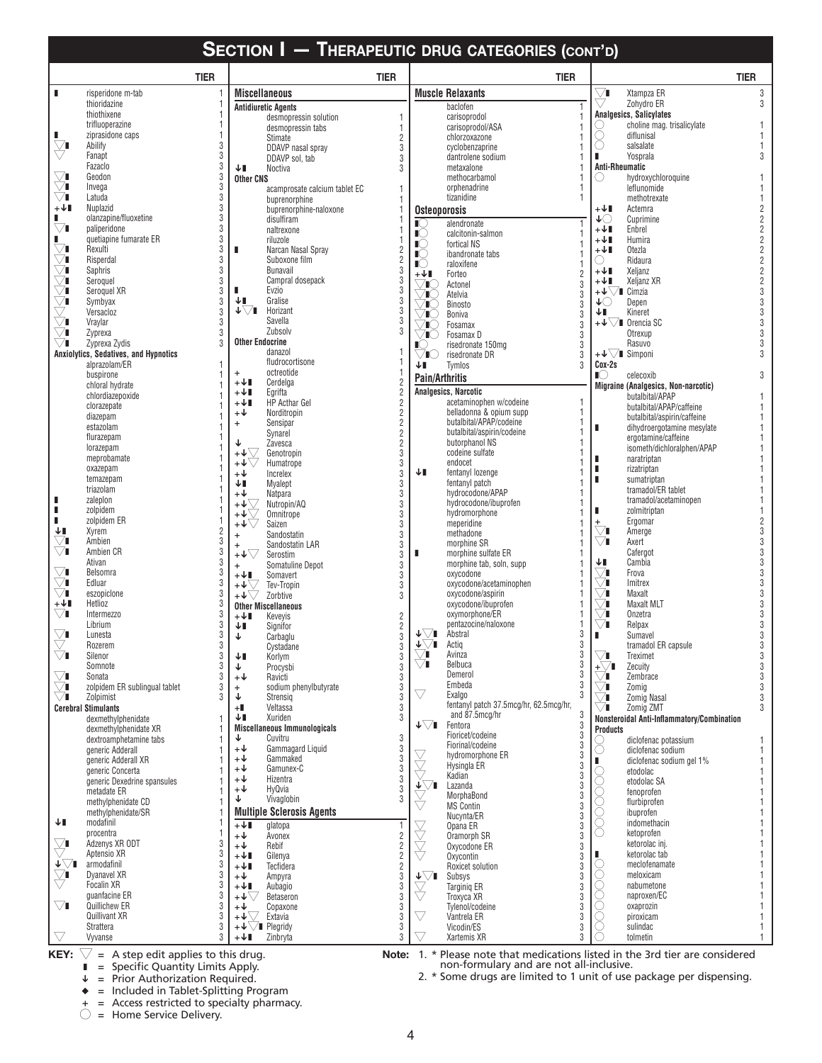# Section I — Therapeutic Drug Categories (cont'd)

| Symbols | Drug | Tier |
|---|---|---|
| ▮ | risperidone m-tab | 1 |
| | thioridazine | 1 |
| | thiothixene | 1 |
| | trifluoperazine | 1 |
| ▮ | ziprasidone caps | 1 |
| ▽▮ | Abilify | 3 |
| ▽ | Fanapt | 3 |
| | Fazaclo | 3 |
| ▽▮ | Geodon | 3 |
| ▽▮ | Invega | 3 |
| ▽▮ | Latuda | 3 |
| +↓▮ | Nuplazid | 3 |
| ▮ | olanzapine/fluoxetine | 3 |
| ▽▮ | paliperidone | 3 |
| ▮ | quetiapine fumarate ER | 3 |
| ▽▮ | Rexulti | 3 |
| ▽▮ | Risperdal | 3 |
| ▽▮ | Saphris | 3 |
| ▽▮ | Seroquel | 3 |
| ▽▮ | Seroquel XR | 3 |
| ▽▮ | Symbyax | 3 |
| ▽ | Versacloz | 3 |
| ▽▮ | Vraylar | 3 |
| ▽▮ | Zyprexa | 3 |
| ▽▮ | Zyprexa Zydis | 3 |
| | **Anxiolytics, Sedatives, and Hypnotics** | |
| | alprazolam/ER | 1 |
| | buspirone | 1 |
| | chloral hydrate | 1 |
| | chlordiazepoxide | 1 |
| | clorazepate | 1 |
| | diazepam | 1 |
| | estazolam | 1 |
| | flurazepam | 1 |
| | lorazepam | 1 |
| | meprobamate | 1 |
| | oxazepam | 1 |
| | temazepam | 1 |
| | triazolam | 1 |
| ▮ | zaleplon | 1 |
| ▮ | zolpidem | 1 |
| ▮ | zolpidem ER | 1 |
| ↓▮ | Xyrem | 2 |
| ▽▮ | Ambien | 3 |
| ▽▮ | Ambien CR | 3 |
| | Ativan | 3 |
| ▽▮ | Belsomra | 3 |
| ▽▮ | Edluar | 3 |
| ▽▮ | eszopiclone | 3 |
| +↓▮ | Hetlioz | 3 |
| ▽▮ | Intermezzo | 3 |
| | Librium | 3 |
| ▽▮ | Lunesta | 3 |
| ▽ | Rozerem | 3 |
| ▽▮ | Silenor | 3 |
| | Somnote | 3 |
| ▽▮ | Sonata | 3 |
| ▽▮ | zolpidem ER sublingual tablet | 3 |
| ▽▮ | Zolpimist | 3 |
| | **Cerebral Stimulants** | |
| | dexmethylphenidate | 1 |
| | dexmethylphenidate XR | 1 |
| | dextroamphetamine tabs | 1 |
| | generic Adderall | 1 |
| | generic Adderall XR | 1 |
| | generic Concerta | 1 |
| | generic Dexedrine spansules | 1 |
| | metadate ER | 1 |
| | methylphenidate CD | 1 |
| | methylphenidate/SR | 1 |
| ↓▮ | modafinil | 1 |
| | procentra | 1 |
| ▽▮ | Adzenys XR ODT | 3 |
| ▽ | Aptensio XR | 3 |
| ↓▽▮ | armodafinil | 3 |
| ▽▮ | Dyanavel XR | 3 |
| ▽ | Focalin XR | 3 |
| | guanfacine ER | 3 |
| ▽▮ | Quillichew ER | 3 |
| | Quillivant XR | 3 |
| | Strattera | 3 |
| ▽ | Vyvanse | 3 |

| Symbols | Drug | Tier |
|---|---|---|
| | **Miscellaneous** | |
| | **Antidiuretic Agents** | |
| | desmopressin solution | 1 |
| | desmopressin tabs | 1 |
| | Stimate | 2 |
| | DDAVP nasal spray | 3 |
| | DDAVP sol, tab | 3 |
| ↓▮ | Noctiva | 3 |
| | **Other CNS** | |
| | acamprosate calcium tablet EC | 1 |
| | buprenorphine | 1 |
| | buprenorphine-naloxone | 1 |
| | disulfiram | 1 |
| | naltrexone | 1 |
| | riluzole | 1 |
| ▮ | Narcan Nasal Spray | 2 |
| | Suboxone film | 2 |
| | Bunavail | 3 |
| | Campral dosepack | 3 |
| ▮ | Evzio | 3 |
| ↓▮ | Gralise | 3 |
| ↓▽▮ | Horizant | 3 |
| | Savella | 3 |
| | Zubsolv | 3 |
| | **Other Endocrine** | |
| | danazol | 1 |
| | fludrocortisone | 1 |
| + | octreotide | 1 |
| +↓▮ | Cerdelga | 2 |
| +↓▮ | Egrifta | 2 |
| +↓▮ | HP Acthar Gel | 2 |
| +↓ | Norditropin | 2 |
| + | Sensipar | 2 |
| | Synarel | 2 |
| ↓ | Zavesca | 2 |
| +↓▽ | Genotropin | 3 |
| +↓▽ | Humatrope | 3 |
| +↓ | Increlex | 3 |
| ↓▮ | Myalept | 3 |
| +↓ | Natpara | 3 |
| +↓▽ | Nutropin/AQ | 3 |
| +↓▽ | Omnitrope | 3 |
| +↓▽ | Saizen | 3 |
| + | Sandostatin | 3 |
| + | Sandostatin LAR | 3 |
| +↓▽ | Serostim | 3 |
| + | Somatuline Depot | 3 |
| +↓▮ | Somavert | 3 |
| +↓▽ | Tev-Tropin | 3 |
| +↓▽ | Zorbtive | 3 |
| | **Other Miscellaneous** | |
| +↓▮ | Keveyis | 2 |
| ↓▮ | Signifor | 2 |
| ↓ | Carbaglu | 3 |
| | Cystadane | 3 |
| ↓▮ | Korlym | 3 |
| ↓ | Procysbi | 3 |
| +↓ | Ravicti | 3 |
| + | sodium phenylbutyrate | 3 |
| ↓ | Strensiq | 3 |
| +▮ | Veltassa | 3 |
| ↓▮ | Xuriden | 3 |
| | **Miscellaneous Immunologicals** | |
| ↓ | Cuvitru | 3 |
| +↓ | Gammagard Liquid | 3 |
| +↓ | Gammaked | 3 |
| +↓ | Gamunex-C | 3 |
| +↓ | Hizentra | 3 |
| +↓ | HyQvia | 3 |
| ↓ | Vivaglobin | 3 |
| | **Multiple Sclerosis Agents** | |
| +↓▮ | glatopa | 1 |
| +↓ | Avonex | 2 |
| +↓ | Rebif | 2 |
| +↓▮ | Gilenya | 2 |
| +↓▮ | Tecfidera | 2 |
| +↓ | Ampyra | 3 |
| +↓▮ | Aubagio | 3 |
| +↓▽ | Betaseron | 3 |
| +↓ | Copaxone | 3 |
| +↓▽ | Extavia | 3 |
| +↓▽▮ | Plegridy | 3 |
| +↓▮ | Zinbryta | 3 |

| Symbols | Drug | Tier |
|---|---|---|
| | **Muscle Relaxants** | |
| | baclofen | 1 |
| | carisoprodol | 1 |
| | carisoprodol/ASA | 1 |
| | chlorzoxazone | 1 |
| | cyclobenzaprine | 1 |
| | dantrolene sodium | 1 |
| | metaxalone | 1 |
| | methocarbamol | 1 |
| | orphenadrine | 1 |
| | tizanidine | 1 |
| | **Osteoporosis** | |
| ▮◯ | alendronate | 1 |
| ▮◯ | calcitonin-salmon | 1 |
| ▮◯ | fortical NS | 1 |
| ▮◯ | ibandronate tabs | 1 |
| ▮◯ | raloxifene | 1 |
| +↓▮ | Forteo | 2 |
| ▽▮◯ | Actonel | 3 |
| ▽▮◯ | Atelvia | 3 |
| ▽▮◯ | Binosto | 3 |
| ▽▮◯ | Boniva | 3 |
| ▽▮◯ | Fosamax | 3 |
| ▽▮◯ | Fosamax D | 3 |
| ▮◯ | risedronate 150mg | 3 |
| ▽▮◯ | risedronate DR | 3 |
| ↓▮ | Tymlos | 3 |
| | **Pain/Arthritis** | |
| | **Analgesics, Narcotic** | |
| | acetaminophen w/codeine | 1 |
| | belladonna & opium supp | 1 |
| | butalbital/APAP/codeine | 1 |
| | butalbital/aspirin/codeine | 1 |
| | butorphanol NS | 1 |
| | codeine sulfate | 1 |
| | endocet | 1 |
| ↓▮ | fentanyl lozenge | 1 |
| | fentanyl patch | 1 |
| | hydrocodone/APAP | 1 |
| | hydrocodone/ibuprofen | 1 |
| | hydromorphone | 1 |
| | meperidine | 1 |
| | methadone | 1 |
| | morphine SR | 1 |
| ▮ | morphine sulfate ER | 1 |
| | morphine tab, soln, supp | 1 |
| | oxycodone | 1 |
| | oxycodone/acetaminophen | 1 |
| | oxycodone/aspirin | 1 |
| | oxycodone/ibuprofen | 1 |
| | oxymorphone/ER | 1 |
| | pentazocine/naloxone | 1 |
| ↓▽▮ | Abstral | 3 |
| ↓▽▮ | Actiq | 3 |
| ▽▮ | Avinza | 3 |
| ▽▮ | Belbuca | 3 |
| | Demerol | 3 |
| | Embeda | 3 |
| ▽ | Exalgo | 3 |
| | fentanyl patch 37.5mcg/hr, 62.5mcg/hr, and 87.5mcg/hr | 3 |
| ↓▽▮ | Fentora | 3 |
| | Fioricet/codeine | 3 |
| | Fiorinal/codeine | 3 |
| ▽ | hydromorphone ER | 3 |
| ▽ | Hysingla ER | 3 |
| ▽ | Kadian | 3 |
| ↓▽▮ | Lazanda | 3 |
| ▽ | MorphaBond | 3 |
| ▽ | MS Contin | 3 |
| | Nucynta/ER | 3 |
| ▽ | Opana ER | 3 |
| ▽ | Oramorph SR | 3 |
| ▽ | Oxycodone ER | 3 |
| ▽ | Oxycontin | 3 |
| | Roxicet solution | 3 |
| ↓▽▮ | Subsys | 3 |
| ▽ | Targiniq ER | 3 |
| ▽ | Troxyca XR | 3 |
| | Tylenol/codeine | 3 |
| ▽ | Vantrela ER | 3 |
| | Vicodin/ES | 3 |
| ▽ | Xartemis XR | 3 |

| Symbols | Drug | Tier |
|---|---|---|
| ▽▮ | Xtampza ER | 3 |
| ▽ | Zohydro ER | 3 |
| | **Analgesics, Salicylates** | |
| ◯ | choline mag. trisalicylate | 1 |
| ◯ | diflunisal | 1 |
| ◯ | salsalate | 1 |
| ▮ | Yosprala | 3 |
| | **Anti-Rheumatic** | |
| ◯ | hydroxychloroquine | 1 |
| | leflunomide | 1 |
| | methotrexate | 1 |
| +↓▮ | Actemra | 2 |
| ↓◯ | Cuprimine | 2 |
| +↓▮ | Enbrel | 2 |
| +↓▮ | Humira | 2 |
| +↓▮ | Otezla | 2 |
| ◯ | Ridaura | 2 |
| +↓▮ | Xeljanz | 2 |
| +↓▮ | Xeljanz XR | 2 |
| +↓▽▮ | Cimzia | 3 |
| ↓◯ | Depen | 3 |
| ↓▮ | Kineret | 3 |
| +↓▽▮ | Orencia SC | 3 |
| | Otrexup | 3 |
| | Rasuvo | 3 |
| +↓▽▮ | Simponi | 3 |
| | **Cox-2s** | |
| ▮◯ | celecoxib | 3 |
| | **Migraine (Analgesics, Non-narcotic)** | |
| | butalbital/APAP | 1 |
| | butalbital/APAP/caffeine | 1 |
| | butalbital/aspirin/caffeine | 1 |
| ▮ | dihydroergotamine mesylate | 1 |
| | ergotamine/caffeine | 1 |
| | isometh/dichloralphen/APAP | 1 |
| ▮ | naratriptan | 1 |
| ▮ | rizatriptan | 1 |
| ▮ | sumatriptan | 1 |
| | tramadol/ER tablet | 1 |
| | tramadol/acetaminopen | 1 |
| ▮ | zolmitriptan | 1 |
| + | Ergomar | 2 |
| ▽▮ | Amerge | 3 |
| ▽▮ | Axert | 3 |
| | Cafergot | 3 |
| ↓▮ | Cambia | 3 |
| ▽▮ | Frova | 3 |
| ▽▮ | Imitrex | 3 |
| ▽▮ | Maxalt | 3 |
| ▽▮ | Maxalt MLT | 3 |
| ▽▮ | Onzetra | 3 |
| ▽▮ | Relpax | 3 |
| ▮ | Sumavel | 3 |
| | tramadol ER capsule | 3 |
| ▽▮ | Treximet | 3 |
| +▽▮ | Zecuity | 3 |
| ▽▮ | Zembrace | 3 |
| ▽▮ | Zomig | 3 |
| ▽▮ | Zomig Nasal | 3 |
| ▽▮ | Zomig ZMT | 3 |
| | **Nonsteroidal Anti-Inflammatory/Combination Products** | |
| ◯ | diclofenac potassium | 1 |
| ◯ | diclofenac sodium | 1 |
| ▮ | diclofenac sodium gel 1% | 1 |
| ◯ | etodolac | 1 |
| ◯ | etodolac SA | 1 |
| ◯ | fenoprofen | 1 |
| ◯ | flurbiprofen | 1 |
| ◯ | ibuprofen | 1 |
| ◯ | indomethacin | 1 |
| ◯ | ketoprofen | 1 |
| | ketorolac inj. | 1 |
| ▮ | ketorolac tab | 1 |
| ◯ | meclofenamate | 1 |
| ◯ | meloxicam | 1 |
| ◯ | nabumetone | 1 |
| ◯ | naproxen/EC | 1 |
| ◯ | oxaprozin | 1 |
| ◯ | piroxicam | 1 |
| ◯ | sulindac | 1 |
| ◯ | tolmetin | 1 |

**KEY:**
- ▽ = A step edit applies to this drug.
- ▮ = Specific Quantity Limits Apply.
- ↓ = Prior Authorization Required.
- ◆ = Included in Tablet-Splitting Program
- \+ = Access restricted to specialty pharmacy.
- ◯ = Home Service Delivery.

**Note:**
1. * Please note that medications listed in the 3rd tier are considered non-formulary and are not all-inclusive.
2. * Some drugs are limited to 1 unit of use package per dispensing.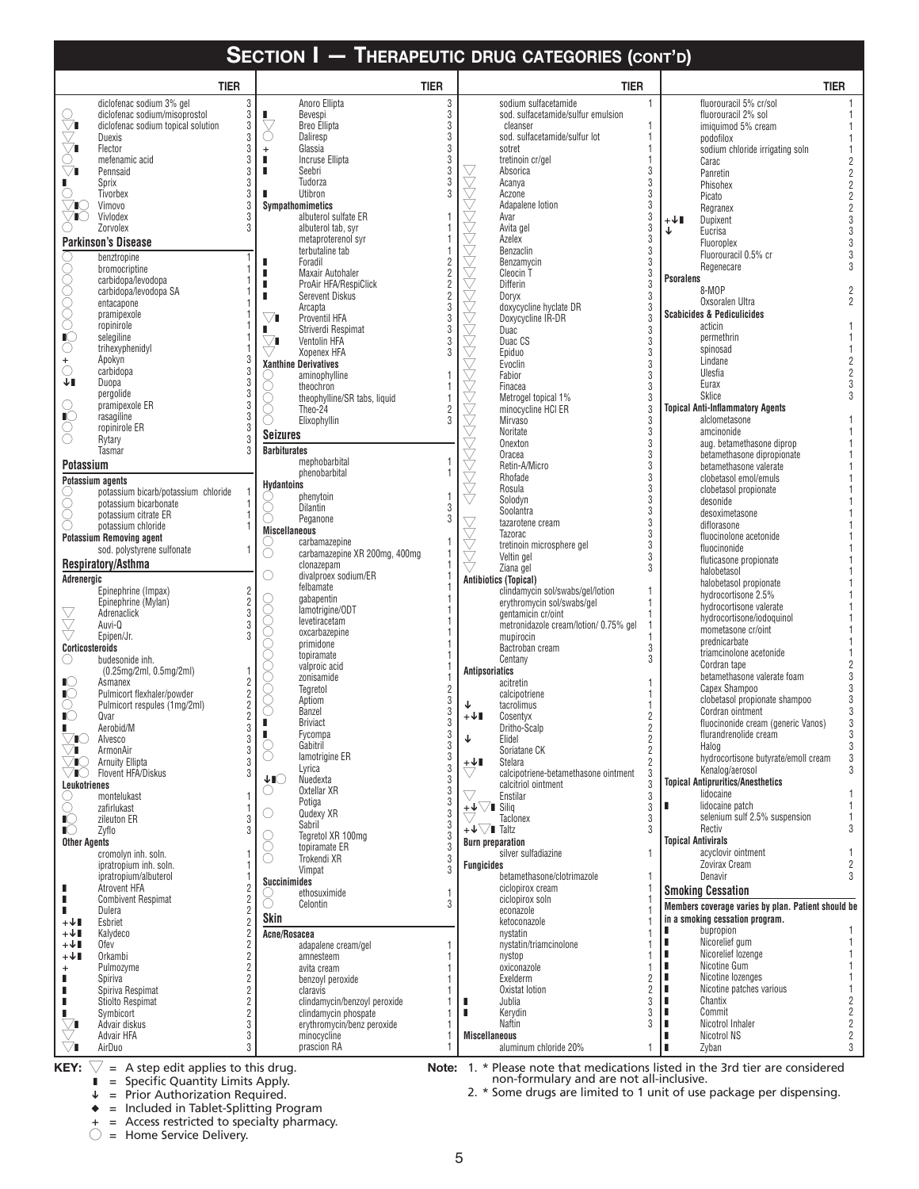# SECTION I — THERAPEUTIC DRUG CATEGORIES (CONT'D)

| Symbols | Drug | TIER |
|---|---|---|
| | diclofenac sodium 3% gel | 3 |
| ◯ | diclofenac sodium/misoprostol | 3 |
| ▽▮ | diclofenac sodium topical solution | 3 |
| ▽ | Duexis | 3 |
| ▽▮ | Flector | 3 |
| ◯ | mefenamic acid | 3 |
| ▽▮ | Pennsaid | 3 |
| ▮ | Sprix | 3 |
| ◯ | Tivorbex | 3 |
| ▽▮◯ | Vimovo | 3 |
| ▽▮◯ | Vivlodex | 3 |
| ◯ | Zorvolex | 3 |

## Parkinson's Disease

| Symbols | Drug | TIER |
|---|---|---|
| ◯ | benztropine | 1 |
| ◯ | bromocriptine | 1 |
| ◯ | carbidopa/levodopa | 1 |
| ◯ | carbidopa/levodopa SA | 1 |
| ◯ | entacapone | 1 |
| ◯ | pramipexole | 1 |
| ◯ | ropinirole | 1 |
| ▮◯ | selegiline | 1 |
| ◯ | trihexyphenidyl | 1 |
| + | Apokyn | 3 |
| ◯ | carbidopa | 3 |
| ↓▮ | Duopa | 3 |
| | pergolide | 3 |
| ◯ | pramipexole ER | 3 |
| ▮◯ | rasagiline | 3 |
| ◯ | ropinirole ER | 3 |
| ◯ | Rytary | 3 |
| | Tasmar | 3 |

## Potassium

**Potassium agents**

| Symbols | Drug | TIER |
|---|---|---|
| ◯ | potassium bicarb/potassium chloride | 1 |
| ◯ | potassium bicarbonate | 1 |
| ◯ | potassium citrate ER | 1 |
| ◯ | potassium chloride | 1 |

**Potassium Removing agent**

| Symbols | Drug | TIER |
|---|---|---|
| | sod. polystyrene sulfonate | 1 |

## Respiratory/Asthma

**Adrenergic**

| Symbols | Drug | TIER |
|---|---|---|
| | Epinephrine (Impax) | 2 |
| | Epinephrine (Mylan) | 2 |
| ▽ | Adrenaclick | 3 |
| ▽ | Auvi-Q | 3 |
| ▽ | Epipen/Jr. | 3 |

**Corticosteroids**

| Symbols | Drug | TIER |
|---|---|---|
| ◯ | budesonide inh. (0.25mg/2ml, 0.5mg/2ml) | 1 |
| ▮◯ | Asmanex | 2 |
| ▮◯ | Pulmicort flexhaler/powder | 2 |
| ◯ | Pulmicort respules (1mg/2ml) | 2 |
| ▮◯ | Qvar | 2 |
| ▮ | Aerobid/M | 3 |
| ▽▮◯ | Alvesco | 3 |
| ▽▮ | ArmonAir | 3 |
| ▽▮◯ | Arnuity Ellipta | 3 |
| ▽▮◯ | Flovent HFA/Diskus | 3 |

**Leukotrienes**

| Symbols | Drug | TIER |
|---|---|---|
| ◯ | montelukast | 1 |
| ◯ | zafirlukast | 1 |
| ▮◯ | zileuton ER | 3 |
| ▮◯ | Zyflo | 3 |

**Other Agents**

| Symbols | Drug | TIER |
|---|---|---|
| | cromolyn inh. soln. | 1 |
| | ipratropium inh. soln. | 1 |
| | ipratropium/albuterol | 1 |
| ▮ | Atrovent HFA | 2 |
| ▮ | Combivent Respimat | 2 |
| ▮ | Dulera | 2 |
| +↓▮ | Esbriet | 2 |
| +↓▮ | Kalydeco | 2 |
| +↓▮ | Ofev | 2 |
| +↓▮ | Orkambi | 2 |
| + | Pulmozyme | 2 |
| ▮ | Spiriva | 2 |
| ▮ | Spiriva Respimat | 2 |
| ▮ | Stiolto Respimat | 2 |
| ▮ | Symbicort | 2 |
| ▽▮ | Advair diskus | 3 |
| ▽ | Advair HFA | 3 |
| ▽▮ | AirDuo | 3 |
| | Anoro Ellipta | 3 |
| ▮ | Bevespi | 3 |
| ▽ | Breo Ellipta | 3 |
| ◯ | Daliresp | 3 |
| + | Glassia | 3 |
| ▮ | Incruse Ellipta | 3 |
| ▮ | Seebri | 3 |
| | Tudorza | 3 |
| ▮ | Utibron | 3 |

**Sympathomimetics**

| Symbols | Drug | TIER |
|---|---|---|
| | albuterol sulfate ER | 1 |
| | albuterol tab, syr | 1 |
| | metaproterenol syr | 1 |
| | terbutaline tab | 1 |
| ▮ | Foradil | 2 |
| ▮ | Maxair Autohaler | 2 |
| ▮ | ProAir HFA/RespiClick | 2 |
| ▮ | Serevent Diskus | 2 |
| | Arcapta | 3 |
| ▽▮ | Proventil HFA | 3 |
| ▮ | Striverdi Respimat | 3 |
| ▽▮ | Ventolin HFA | 3 |
| ▽ | Xopenex HFA | 3 |

**Xanthine Derivatives**

| Symbols | Drug | TIER |
|---|---|---|
| ◯ | aminophylline | 1 |
| ◯ | theochron | 1 |
| ◯ | theophylline/SR tabs, liquid | 1 |
| ◯ | Theo-24 | 2 |
| ◯ | Elixophyllin | 3 |

## Seizures

**Barbiturates**

| Symbols | Drug | TIER |
|---|---|---|
| | mephobarbital | 1 |
| | phenobarbital | 1 |

**Hydantoins**

| Symbols | Drug | TIER |
|---|---|---|
| ◯ | phenytoin | 1 |
| ◯ | Dilantin | 3 |
| ◯ | Peganone | 3 |

**Miscellaneous**

| Symbols | Drug | TIER |
|---|---|---|
| ◯ | carbamazepine | 1 |
| ◯ | carbamazepine XR 200mg, 400mg | 1 |
| | clonazepam | 1 |
| ◯ | divalproex sodium/ER | 1 |
| | felbamate | 1 |
| ◯ | gabapentin | 1 |
| ◯ | lamotrigine/ODT | 1 |
| ◯ | levetiracetam | 1 |
| ◯ | oxcarbazepine | 1 |
| ◯ | primidone | 1 |
| ◯ | topiramate | 1 |
| ◯ | valproic acid | 1 |
| ◯ | zonisamide | 1 |
| ◯ | Tegretol | 2 |
| ◯ | Aptiom | 3 |
| ◯ | Banzel | 3 |
| ▮ | Briviact | 3 |
| ▮ | Fycompa | 3 |
| ◯ | Gabitril | 3 |
| ◯ | lamotrigine ER | 3 |
| | Lyrica | 3 |
| ↓▮◯ | Nuedexta | 3 |
| ◯ | Oxtellar XR | 3 |
| | Potiga | 3 |
| ◯ | Qudexy XR | 3 |
| | Sabril | 3 |
| ◯ | Tegretol XR 100mg | 3 |
| ◯ | topiramate ER | 3 |
| ◯ | Trokendi XR | 3 |
| | Vimpat | 3 |

**Succinimides**

| Symbols | Drug | TIER |
|---|---|---|
| ◯ | ethosuximide | 1 |
| ◯ | Celontin | 3 |

## Skin

**Acne/Rosacea**

| Symbols | Drug | TIER |
|---|---|---|
| | adapalene cream/gel | 1 |
| | amnesteem | 1 |
| | avita cream | 1 |
| | benzoyl peroxide | 1 |
| | claravis | 1 |
| | clindamycin/benzoyl peroxide | 1 |
| | clindamycin phosphate | 1 |
| | erythromycin/benz peroxide | 1 |
| | minocycline | 1 |
| | prascion RA | 1 |
| | sodium sulfacetamide | 1 |
| | sod. sulfacetamide/sulfur emulsion cleanser | 1 |
| | sod. sulfacetamide/sulfur lot | 1 |
| | sotret | 1 |
| | tretinoin cr/gel | 1 |
| ▽ | Absorica | 3 |
| ▽ | Acanya | 3 |
| ▽ | Aczone | 3 |
| ▽ | Adapalene lotion | 3 |
| ▽ | Avar | 3 |
| ▽ | Avita gel | 3 |
| ▽ | Azelex | 3 |
| ▽ | Benzaclin | 3 |
| ▽ | Benzamycin | 3 |
| ▽ | Cleocin T | 3 |
| ▽ | Differin | 3 |
| ▽ | Doryx | 3 |
| ▽ | doxycycline hyclate DR | 3 |
| ▽ | Doxycycline IR-DR | 3 |
| ▽ | Duac | 3 |
| ▽ | Duac CS | 3 |
| ▽ | Epiduo | 3 |
| ▽ | Evoclin | 3 |
| ▽ | Fabior | 3 |
| ▽ | Finacea | 3 |
| ▽ | Metrogel topical 1% | 3 |
| ▽ | minocycline HCl ER | 3 |
| ▽ | Mirvaso | 3 |
| ▽ | Noritate | 3 |
| ▽ | Onexton | 3 |
| ▽ | Oracea | 3 |
| ▽ | Retin-A/Micro | 3 |
| ▽ | Rhofade | 3 |
| ▽ | Rosula | 3 |
| ▽ | Solodyn | 3 |
| | Soolantra | 3 |
| ▽ | tazarotene cream | 3 |
| ▽ | Tazorac | 3 |
| ▽ | tretinoin microsphere gel | 3 |
| ▽ | Veltin gel | 3 |
| ▽ | Ziana gel | 3 |

**Antibiotics (Topical)**

| Symbols | Drug | TIER |
|---|---|---|
| | clindamycin sol/swabs/gel/lotion | 1 |
| | erythromycin sol/swabs/gel | 1 |
| | gentamicin cr/oint | 1 |
| | metronidazole cream/lotion/ 0.75% gel | 1 |
| | mupirocin | 1 |
| | Bactroban cream | 3 |
| | Centany | 3 |

**Antipsoriatics**

| Symbols | Drug | TIER |
|---|---|---|
| | acitretin | 1 |
| | calcipotriene | 1 |
| ↓ | tacrolimus | 1 |
| +↓▮ | Cosentyx | 2 |
| | Dritho-Scalp | 2 |
| ↓ | Elidel | 2 |
| | Soriatane CK | 2 |
| +↓▮ | Stelara | 2 |
| ▽ | calcipotriene-betamethasone ointment | 3 |
| | calcitriol ointment | 3 |
| ▽ | Enstilar | 3 |
| +↓▽▮ | Siliq | 3 |
| ▽ | Taclonex | 3 |
| +↓▽▮ | Taltz | 3 |

**Burn preparation**

| Symbols | Drug | TIER |
|---|---|---|
| | silver sulfadiazine | 1 |

**Fungicides**

| Symbols | Drug | TIER |
|---|---|---|
| | betamethasone/clotrimazole | 1 |
| | ciclopirox cream | 1 |
| | ciclopirox soln | 1 |
| | econazole | 1 |
| | ketoconazole | 1 |
| | nystatin | 1 |
| | nystatin/triamcinolone | 1 |
| | nystop | 1 |
| | oxiconazole | 1 |
| | Exelderm | 2 |
| | Oxistat lotion | 2 |
| ▮ | Jublia | 3 |
| ▮ | Kerydin | 3 |
| | Naftin | 3 |

**Miscellaneous**

| Symbols | Drug | TIER |
|---|---|---|
| | aluminum chloride 20% | 1 |
| | fluorouracil 5% cr/sol | 1 |
| | fluorouracil 2% sol | 1 |
| | imiquimod 5% cream | 1 |
| | podofilox | 1 |
| | sodium chloride irrigating soln | 1 |
| | Carac | 2 |
| | Panretin | 2 |
| | Phisohex | 2 |
| | Picato | 2 |
| | Regranex | 2 |
| +↓▮ | Dupixent | 3 |
| ↓ | Eucrisa | 3 |
| | Fluoroplex | 3 |
| | Fluorouracil 0.5% cr | 3 |
| | Regenecare | 3 |

**Psoralens**

| Symbols | Drug | TIER |
|---|---|---|
| | 8-MOP | 2 |
| | Oxsoralen Ultra | 2 |

**Scabicides & Pediculicides**

| Symbols | Drug | TIER |
|---|---|---|
| | acticin | 1 |
| | permethrin | 1 |
| | spinosad | 1 |
| | Lindane | 2 |
| | Ulesfia | 2 |
| | Eurax | 3 |
| | Sklice | 3 |

**Topical Anti-Inflammatory Agents**

| Symbols | Drug | TIER |
|---|---|---|
| | alclometasone | 1 |
| | amcinonide | 1 |
| | aug. betamethasone diprop | 1 |
| | betamethasone dipropionate | 1 |
| | betamethasone valerate | 1 |
| | clobetasol emol/emuls | 1 |
| | clobetasol propionate | 1 |
| | desonide | 1 |
| | desoximetasone | 1 |
| | diflorasone | 1 |
| | fluocinolone acetonide | 1 |
| | fluocinonide | 1 |
| | fluticasone propionate | 1 |
| | halobetasol | 1 |
| | halobetasol propionate | 1 |
| | hydrocortisone 2.5% | 1 |
| | hydrocortisone valerate | 1 |
| | hydrocortisone/iodoquinol | 1 |
| | mometasone cr/oint | 1 |
| | prednicarbate | 1 |
| | triamcinolone acetonide | 1 |
| | Cordran tape | 2 |
| | betamethasone valerate foam | 3 |
| | Capex Shampoo | 3 |
| | clobetasol propionate shampoo | 3 |
| | Cordran ointment | 3 |
| | fluocinonide cream (generic Vanos) | 3 |
| | flurandrenolide cream | 3 |
| | Halog | 3 |
| | hydrocortisone butyrate/emoll cream | 3 |
| | Kenalog/aerosol | 3 |

**Topical Antipruritics/Anesthetics**

| Symbols | Drug | TIER |
|---|---|---|
| | lidocaine | 1 |
| ▮ | lidocaine patch | 1 |
| | selenium sulf 2.5% suspension | 1 |
| | Rectiv | 3 |

**Topical Antivirals**

| Symbols | Drug | TIER |
|---|---|---|
| | acyclovir ointment | 1 |
| | Zovirax Cream | 2 |
| | Denavir | 3 |

## Smoking Cessation

**Members coverage varies by plan. Patient should be in a smoking cessation program.**

| Symbols | Drug | TIER |
|---|---|---|
| ▮ | bupropion | 1 |
| ▮ | Nicorelief gum | 1 |
| ▮ | Nicorelief lozenge | 1 |
| ▮ | Nicotine Gum | 1 |
| ▮ | Nicotine lozenges | 1 |
| ▮ | Nicotine patches various | 1 |
| ▮ | Chantix | 2 |
| ▮ | Commit | 2 |
| ▮ | Nicotrol Inhaler | 2 |
| ▮ | Nicotrol NS | 2 |
| ▮ | Zyban | 3 |

**KEY:**
- ▽ = A step edit applies to this drug.
- ▮ = Specific Quantity Limits Apply.
- ↓ = Prior Authorization Required.
- ◆ = Included in Tablet-Splitting Program
- \+ = Access restricted to specialty pharmacy.
- ◯ = Home Service Delivery.

**Note:**
1. * Please note that medications listed in the 3rd tier are considered non-formulary and are not all-inclusive.
2. * Some drugs are limited to 1 unit of use package per dispensing.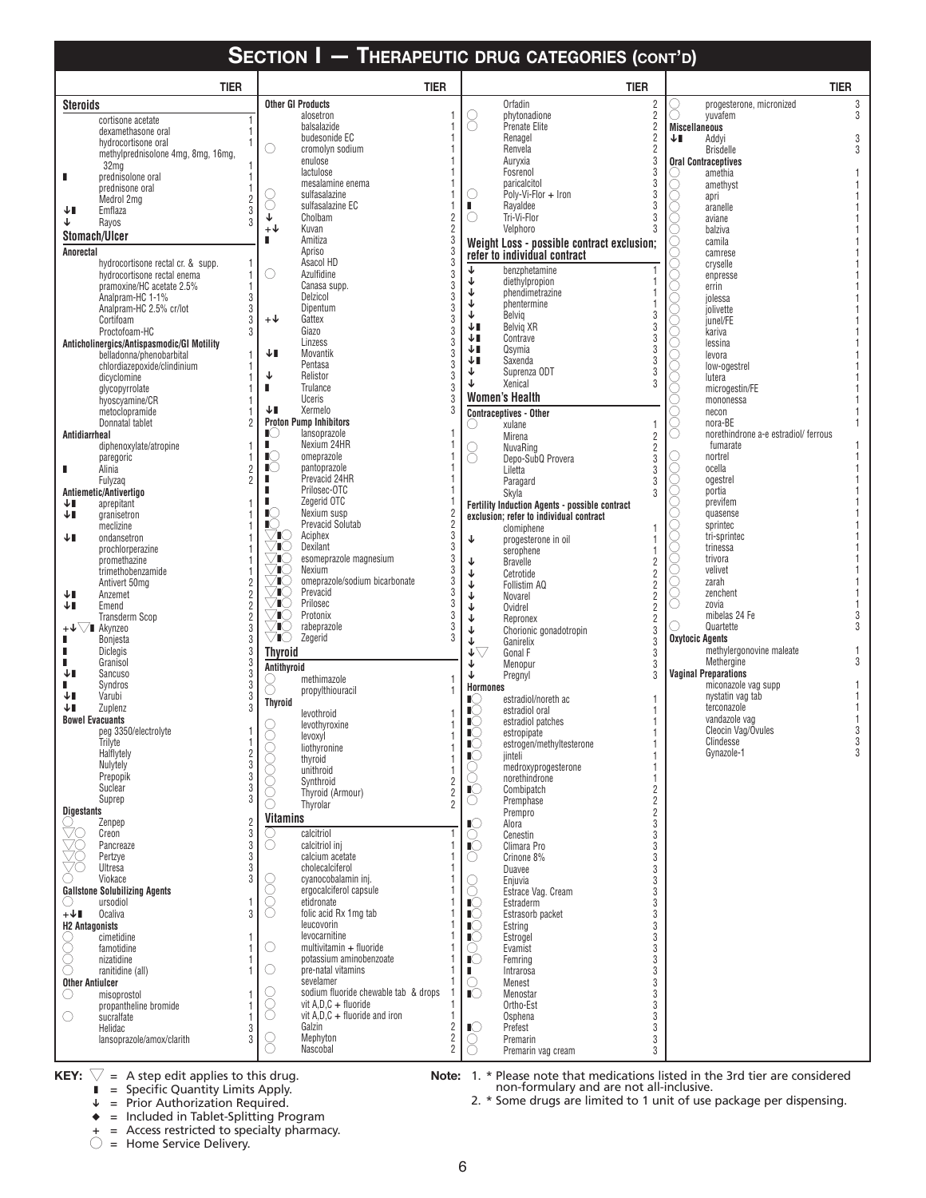# SECTION I — THERAPEUTIC DRUG CATEGORIES (CONT'D)

## Steroids

| Symbols | Drug | TIER |
|---|---|---|
| | cortisone acetate | 1 |
| | dexamethasone oral | 1 |
| | hydrocortisone oral | 1 |
| | methylprednisolone 4mg, 8mg, 16mg, 32mg | 1 |
| ▮ | prednisolone oral | 1 |
| | prednisone oral | 1 |
| | Medrol 2mg | 2 |
| ↓▮ | Emflaza | 3 |
| ↓ | Rayos | 3 |

## Stomach/Ulcer

### Anorectal

| Symbols | Drug | TIER |
|---|---|---|
| | hydrocortisone rectal cr. & supp. | 1 |
| | hydrocortisone rectal enema | 1 |
| | pramoxine/HC acetate 2.5% | 1 |
| | Analpram-HC 1-1% | 3 |
| | Analpram-HC 2.5% cr/lot | 3 |
| | Cortifoam | 3 |
| | Proctofoam-HC | 3 |

### Anticholinergics/Antispasmodic/GI Motility

| Symbols | Drug | TIER |
|---|---|---|
| | belladonna/phenobarbital | 1 |
| | chlordiazepoxide/clindinium | 1 |
| | dicyclomine | 1 |
| | glycopyrrolate | 1 |
| | hyoscyamine/CR | 1 |
| | metoclopramide | 1 |
| | Donnatal tablet | 2 |

### Antidiarrheal

| Symbols | Drug | TIER |
|---|---|---|
| | diphenoxylate/atropine | 1 |
| | paregoric | 1 |
| ▮ | Alinia | 2 |
| | Fulyzaq | 2 |

### Antiemetic/Antivertigo

| Symbols | Drug | TIER |
|---|---|---|
| ↓▮ | aprepitant | 1 |
| ↓▮ | granisetron | 1 |
| | meclizine | 1 |
| ↓▮ | ondansetron | 1 |
| | prochlorperazine | 1 |
| | promethazine | 1 |
| | trimethobenzamide | 1 |
| | Antivert 50mg | 2 |
| ↓▮ | Anzemet | 2 |
| ↓▮ | Emend | 2 |
| | Transderm Scop | 2 |
| +↓▽▮ | Akynzeo | 3 |
| ▮ | Bonjesta | 3 |
| ▮ | Diclegis | 3 |
| ▮ | Granisol | 3 |
| ↓▮ | Sancuso | 3 |
| ▮ | Syndros | 3 |
| ↓▮ | Varubi | 3 |
| ↓▮ | Zuplenz | 3 |

### Bowel Evacuants

| Symbols | Drug | TIER |
|---|---|---|
| | peg 3350/electrolyte | 1 |
| | Trilyte | 1 |
| | Halflytely | 2 |
| | Nulytely | 3 |
| | Prepopik | 3 |
| | Suclear | 3 |
| | Suprep | 3 |

### Digestants

| Symbols | Drug | TIER |
|---|---|---|
| ◯ | Zenpep | 2 |
| ▽◯ | Creon | 3 |
| ▽◯ | Pancreaze | 3 |
| ▽◯ | Pertzye | 3 |
| ▽◯ | Ultresa | 3 |
| ◯ | Viokace | 3 |

### Gallstone Solubilizing Agents

| Symbols | Drug | TIER |
|---|---|---|
| ◯ | ursodiol | 1 |
| +↓▮ | Ocaliva | 3 |

### H2 Antagonists

| Symbols | Drug | TIER |
|---|---|---|
| ◯ | cimetidine | 1 |
| ◯ | famotidine | 1 |
| ◯ | nizatidine | 1 |
| ◯ | ranitidine (all) | 1 |

### Other Antiulcer

| Symbols | Drug | TIER |
|---|---|---|
| ◯ | misoprostol | 1 |
| | propantheline bromide | 1 |
| ◯ | sucralfate | 1 |
| | Helidac | 3 |
| | lansoprazole/amox/clarith | 3 |

### Other GI Products

| Symbols | Drug | TIER |
|---|---|---|
| | alosetron | 1 |
| | balsalazide | 1 |
| | budesonide EC | 1 |
| ◯ | cromolyn sodium | 1 |
| | enulose | 1 |
| | lactulose | 1 |
| | mesalamine enema | 1 |
| ◯ | sulfasalazine | 1 |
| ◯ | sulfasalazine EC | 1 |
| ↓ | Cholbam | 2 |
| +↓ | Kuvan | 2 |
| ▮ | Amitiza | 3 |
| | Apriso | 3 |
| | Asacol HD | 3 |
| ◯ | Azulfidine | 3 |
| | Canasa supp. | 3 |
| | Delzicol | 3 |
| | Dipentum | 3 |
| +↓ | Gattex | 3 |
| | Giazo | 3 |
| | Linzess | 3 |
| ↓▮ | Movantik | 3 |
| | Pentasa | 3 |
| ↓ | Relistor | 3 |
| ▮ | Trulance | 3 |
| | Uceris | 3 |
| ↓▮ | Xermelo | 3 |

### Proton Pump Inhibitors

| Symbols | Drug | TIER |
|---|---|---|
| ▮◯ | lansoprazole | 1 |
| ▮ | Nexium 24HR | 1 |
| ▮◯ | omeprazole | 1 |
| ▮◯ | pantoprazole | 1 |
| ▮ | Prevacid 24HR | 1 |
| ▮ | Prilosec-OTC | 1 |
| ▮ | Zegerid OTC | 1 |
| ▮◯ | Nexium susp | 2 |
| ▮◯ | Prevacid Solutab | 2 |
| ▽▮◯ | Aciphex | 3 |
| ▽▮◯ | Dexilant | 3 |
| ▽▮◯ | esomeprazole magnesium | 3 |
| ▽▮◯ | Nexium | 3 |
| ▽▮◯ | omeprazole/sodium bicarbonate | 3 |
| ▽▮◯ | Prevacid | 3 |
| ▽▮◯ | Prilosec | 3 |
| ▽▮◯ | Protonix | 3 |
| ▽▮◯ | rabeprazole | 3 |
| ▽▮◯ | Zegerid | 3 |

## Thyroid

### Antithyroid

| Symbols | Drug | TIER |
|---|---|---|
| ◯ | methimazole | 1 |
| ◯ | propylthiouracil | 1 |

### Thyroid

| Symbols | Drug | TIER |
|---|---|---|
| | levothroid | 1 |
| ◯ | levothyroxine | 1 |
| ◯ | levoxyl | 1 |
| ◯ | liothyronine | 1 |
| ◯ | thyroid | 1 |
| ◯ | unithroid | 1 |
| ◯ | Synthroid | 2 |
| ◯ | Thyroid (Armour) | 2 |
| ◯ | Thyrolar | 2 |

## Vitamins

| Symbols | Drug | TIER |
|---|---|---|
| ◯ | calcitriol | 1 |
| ◯ | calcitriol inj | 1 |
| | calcium acetate | 1 |
| | cholecalciferol | 1 |
| ◯ | cyanocobalamin inj. | 1 |
| ◯ | ergocalciferol capsule | 1 |
| ◯ | etidronate | 1 |
| ◯ | folic acid Rx 1mg tab | 1 |
| | leucovorin | 1 |
| | levocarnitine | 1 |
| ◯ | multivitamin + fluoride | 1 |
| | potassium aminobenzoate | 1 |
| ◯ | pre-natal vitamins | 1 |
| | sevelamer | 1 |
| ◯ | sodium fluoride chewable tab & drops | 1 |
| ◯ | vit A,D,C + fluoride | 1 |
| ◯ | vit A,D,C + fluoride and iron | 1 |
| | Galzin | 2 |
| ◯ | Mephyton | 2 |
| ◯ | Nascobal | 2 |
| | Orfadin | 2 |
| ◯ | phytonadione | 2 |
| ◯ | Prenate Elite | 2 |
| | Renagel | 2 |
| | Renvela | 2 |
| | Auryxia | 3 |
| | Fosrenol | 3 |
| | paricalcitol | 3 |
| ◯ | Poly-Vi-Flor + Iron | 3 |
| ▮ | Rayaldee | 3 |
| ◯ | Tri-Vi-Flor | 3 |
| | Velphoro | 3 |

## Weight Loss - possible contract exclusion; refer to individual contract

| Symbols | Drug | TIER |
|---|---|---|
| ↓ | benzphetamine | 1 |
| ↓ | diethylpropion | 1 |
| ↓ | phendimetrazine | 1 |
| ↓ | phentermine | 1 |
| ↓ | Belviq | 3 |
| ↓▮ | Belviq XR | 3 |
| ↓▮ | Contrave | 3 |
| ↓▮ | Qsymia | 3 |
| ↓▮ | Saxenda | 3 |
| ↓ | Suprenza ODT | 3 |
| ↓ | Xenical | 3 |

## Women's Health

### Contraceptives - Other

| Symbols | Drug | TIER |
|---|---|---|
| | xulane | 1 |
| | Mirena | 2 |
| ◯ | NuvaRing | 2 |
| ◯ | Depo-SubQ Provera | 3 |
| | Liletta | 3 |
| | Paragard | 3 |
| | Skyla | 3 |

### Fertility Induction Agents - possible contract exclusion; refer to individual contract

| Symbols | Drug | TIER |
|---|---|---|
| | clomiphene | 1 |
| ↓ | progesterone in oil | 1 |
| | serophene | 1 |
| ↓ | Bravelle | 2 |
| ↓ | Cetrotide | 2 |
| ↓ | Follistim AQ | 2 |
| ↓ | Novarel | 2 |
| ↓ | Ovidrel | 2 |
| ↓ | Repronex | 2 |
| ↓ | Chorionic gonadotropin | 3 |
| ↓ | Ganirelix | 3 |
| ↓▽ | Gonal F | 3 |
| ↓ | Menopur | 3 |
| ↓ | Pregnyl | 3 |

### Hormones

| Symbols | Drug | TIER |
|---|---|---|
| ▮◯ | estradiol/noreth ac | 1 |
| ▮◯ | estradiol oral | 1 |
| ▮◯ | estradiol patches | 1 |
| ▮◯ | estropipate | 1 |
| ▮◯ | estrogen/methyltesterone | 1 |
| ▮◯ | jinteli | 1 |
| ◯ | medroxyprogesterone | 1 |
| ◯ | norethindrone | 1 |
| ▮◯ | Combipatch | 2 |
| ◯ | Premphase | 2 |
| | Prempro | 2 |
| ▮◯ | Alora | 3 |
| ◯ | Cenestin | 3 |
| ▮◯ | Climara Pro | 3 |
| ◯ | Crinone 8% | 3 |
| | Duavee | 3 |
| ◯ | Enjuvia | 3 |
| ◯ | Estrace Vag. Cream | 3 |
| ▮◯ | Estraderm | 3 |
| ▮◯ | Estrasorb packet | 3 |
| ▮◯ | Estring | 3 |
| ▮◯ | Estrogel | 3 |
| ◯ | Evamist | 3 |
| ▮◯ | Femring | 3 |
| ▮ | Intrarosa | 3 |
| ◯ | Menest | 3 |
| ▮◯ | Menostar | 3 |
| | Ortho-Est | 3 |
| | Osphena | 3 |
| ▮◯ | Prefest | 3 |
| ◯ | Premarin | 3 |
| ◯ | Premarin vag cream | 3 |
| ◯ | progesterone, micronized | 3 |
| ◯ | yuvafem | 3 |

### Miscellaneous

| Symbols | Drug | TIER |
|---|---|---|
| ↓▮ | Addyi | 3 |
| | Brisdelle | 3 |

### Oral Contraceptives

| Symbols | Drug | TIER |
|---|---|---|
| ◯ | amethia | 1 |
| ◯ | amethyst | 1 |
| ◯ | apri | 1 |
| ◯ | aranelle | 1 |
| ◯ | aviane | 1 |
| ◯ | balziva | 1 |
| ◯ | camila | 1 |
| ◯ | camrese | 1 |
| ◯ | cryselle | 1 |
| ◯ | enpresse | 1 |
| ◯ | errin | 1 |
| ◯ | jolessa | 1 |
| ◯ | jolivette | 1 |
| ◯ | junel/FE | 1 |
| ◯ | kariva | 1 |
| ◯ | lessina | 1 |
| ◯ | levora | 1 |
| ◯ | low-ogestrel | 1 |
| ◯ | lutera | 1 |
| ◯ | microgestin/FE | 1 |
| ◯ | mononessa | 1 |
| ◯ | necon | 1 |
| ◯ | nora-BE | 1 |
| ◯ | norethindrone a-e estradiol/ ferrous fumarate | 1 |
| ◯ | nortrel | 1 |
| ◯ | ocella | 1 |
| ◯ | ogestrel | 1 |
| ◯ | portia | 1 |
| ◯ | previfem | 1 |
| ◯ | quasense | 1 |
| ◯ | sprintec | 1 |
| ◯ | tri-sprintec | 1 |
| ◯ | trinessa | 1 |
| ◯ | trivora | 1 |
| ◯ | velivet | 1 |
| ◯ | zarah | 1 |
| ◯ | zenchent | 1 |
| ◯ | zovia | 1 |
| | mibelas 24 Fe | 3 |
| ◯ | Quartette | 3 |

### Oxytocic Agents

| Symbols | Drug | TIER |
|---|---|---|
| | methylergonovine maleate | 1 |
| | Methergine | 3 |

### Vaginal Preparations

| Symbols | Drug | TIER |
|---|---|---|
| | miconazole vag supp | 1 |
| | nystatin vag tab | 1 |
| | terconazole | 1 |
| | vandazole vag | 1 |
| | Cleocin Vag/Ovules | 3 |
| | Clindesse | 3 |
| | Gynazole-1 | 3 |

**KEY:**
- ▽ = A step edit applies to this drug.
- ▮ = Specific Quantity Limits Apply.
- ↓ = Prior Authorization Required.
- ◆ = Included in Tablet-Splitting Program
- \+ = Access restricted to specialty pharmacy.
- ◯ = Home Service Delivery.

**Note:**
1. * Please note that medications listed in the 3rd tier are considered non-formulary and are not all-inclusive.
2. * Some drugs are limited to 1 unit of use package per dispensing.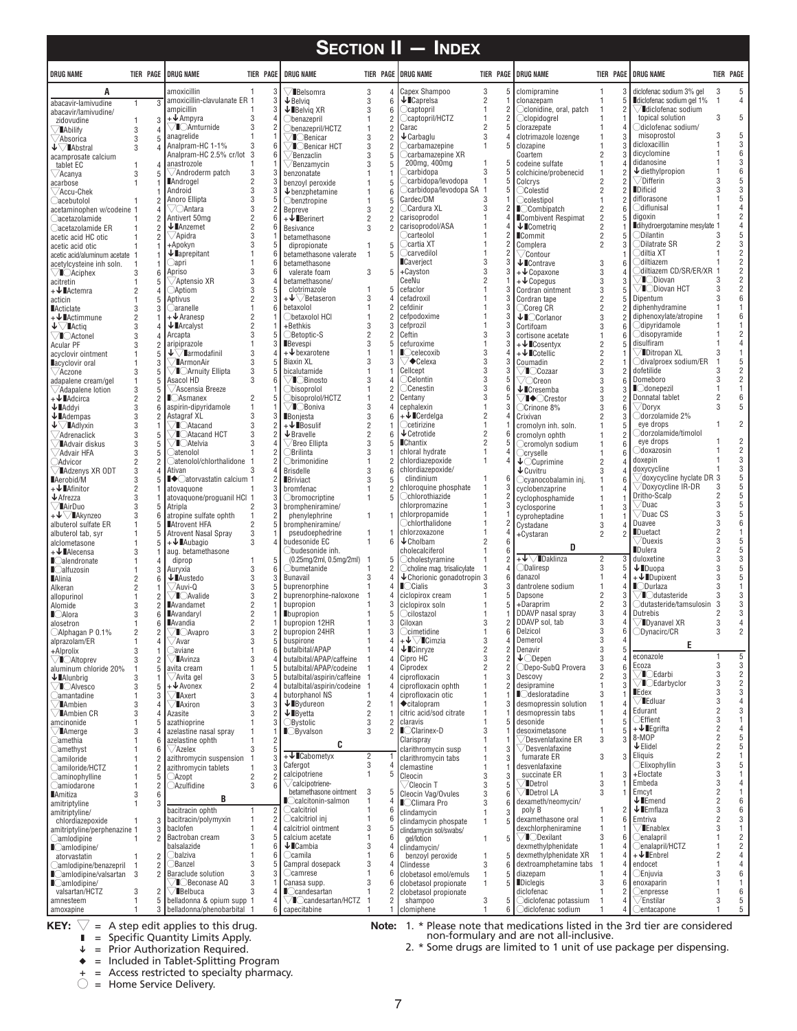# SECTION II — INDEX

| DRUG NAME | TIER | PAGE |
|---|---|---|
| **A** | | |
| abacavir-lamivudine | 1 | 3 |
| abacavir/lamivudine/ zidovudine | 1 | 3 |
| ▽▮Abilify | 3 | 4 |
| ▽Absorica | 3 | 5 |
| ↓▽▮Abstral | 3 | 4 |
| acamprosate calcium tablet EC | 1 | 4 |
| ▽Acanya | 3 | 5 |
| acarbose | 1 | 1 |
| ▽Accu-Chek | | 1 |
| ○acebutolol | 1 | 2 |
| acetaminophen w/codeine | 1 | 4 |
| ○acetazolamide | 1 | 2 |
| ○acetazolamide ER | 1 | 2 |
| acetic acid HC otic | 1 | 2 |
| acetic acid otic | 1 | 1 |
| acetic acid/aluminum acetate | 1 | 1 |
| acetylcysteine inh soln. | 1 | 1 |
| ▽▮○Aciphex | 3 | 6 |
| acitretin | 1 | 5 |
| +↓▮Actemra | 2 | 4 |
| acticin | 1 | 5 |
| ▮Acticlate | 3 | 3 |
| +↓▮Actimmune | 2 | 1 |
| ↓▽▮Actiq | 3 | 4 |
| ▽○Actonel | 3 | 4 |
| Acular PF | 3 | 2 |
| acyclovir ointment | 1 | 5 |
| ▮acyclovir oral | 1 | 3 |
| ▽Aczone | 3 | 5 |
| adapalene cream/gel | 1 | 5 |
| ▽Adapalene lotion | 3 | 5 |
| +↓▮Adcirca | 2 | 2 |
| ↓▮Addyi | 3 | 6 |
| ↓▮Adempas | 3 | 2 |
| ↓▽▮Adlyxin | 3 | 1 |
| ▽Adrenaclick | 3 | 5 |
| ▽▮Advair diskus | 3 | 5 |
| ▽Advair HFA | 3 | 5 |
| ○Advicor | 2 | 2 |
| ▽▮Adzenys XR ODT | 3 | 4 |
| ▮Aerobid/M | 3 | 5 |
| +↓▮Afinitor | 2 | 1 |
| ↓Afrezza | 3 | 1 |
| ▽▮AirDuo | 3 | 5 |
| +↓▽▮Akynzeo | 3 | 6 |
| albuterol sulfate ER | 1 | 5 |
| albuterol tab, syr | 1 | 5 |
| alclometasone | 1 | 5 |
| +↓▮Alecensa | 3 | 1 |
| ▮○alendronate | 1 | 4 |
| ▮○alfuzosin | 1 | 3 |
| ▮Alinia | 2 | 6 |
| Alkeran | 2 | 1 |
| allopurinol | 1 | 2 |
| Alomide | 3 | 2 |
| ▮○Alora | 3 | 6 |
| alosetron | 1 | 6 |
| ○Alphagan P 0.1% | 2 | 2 |
| alprazolam/ER | 1 | 4 |
| +Alprolix | 3 | 1 |
| ▽▮○Altoprev | 3 | 2 |
| aluminum chloride 20% | 1 | 5 |
| ↓▮Alunbrig | 3 | 1 |
| ▽▮○Alvesco | 3 | 5 |
| ○amantadine | 1 | 3 |
| ▽▮Ambien | 3 | 4 |
| ▽▮Ambien CR | 3 | 4 |
| amcinonide | 1 | 5 |
| ▽▮Amerge | 3 | 4 |
| ○amethia | 1 | 6 |
| ○amethyst | 1 | 6 |
| ○amiloride | 1 | 2 |
| ○amiloride/HCTZ | 1 | 2 |
| ○aminophylline | 1 | 5 |
| ○amiodarone | 1 | 2 |
| ▮Amitiza | 3 | 6 |
| amitriptyline | 1 | 3 |
| amitriptyline/ chlordiazepoxide | 1 | 3 |
| amitriptyline/perphenazine | 1 | 3 |
| ○amlodipine | 1 | 2 |
| ▮○amlodipine/ atorvastatin | 1 | 2 |
| ○amlodipine/benazepril | 1 | 2 |
| ▮○amlodipine/valsartan | 3 | 2 |
| ▮○amlodipine/ valsartan/HCTZ | 3 | 2 |
| amnesteem | 1 | 5 |
| amoxapine | 1 | 3 |
| amoxicillin | 1 | 3 |
| amoxicillin-clavulanate ER | 1 | 3 |
| ampicillin | 1 | 3 |
| +↓Ampyra | 3 | 4 |
| ▽▮○Amturnide | 3 | 2 |
| anagrelide | 1 | 1 |
| Analpram-HC 1-1% | 3 | 6 |
| Analpram-HC 2.5% cr/lot | 3 | 6 |
| anastrozole | 1 | 1 |
| ▽Androderm patch | 3 | 3 |
| ▮Androgel | 2 | 3 |
| Android | 3 | 3 |
| Anoro Ellipta | 3 | 5 |
| ▽○Antara | 3 | 2 |
| Antivert 50mg | 2 | 6 |
| ↓▮Anzemet | 2 | 6 |
| ▽Apidra | 3 | 1 |
| +Apokyn | 3 | 5 |
| ↓▮aprepitant | 1 | 6 |
| ○apri | 1 | 6 |
| Apriso | 3 | 6 |
| ▽Aptensio XR | 3 | 4 |
| ○Aptiom | 3 | 5 |
| Aptivus | 2 | 3 |
| ○aranelle | 1 | 6 |
| +↓Aranesp | 2 | 1 |
| ↓▮Arcalyst | 2 | 1 |
| Arcapta | 3 | 5 |
| aripiprazole | 1 | 3 |
| ↓▽▮armodafinil | 3 | 4 |
| ▽▮ArmonAir | 3 | 5 |
| ▽▮○Arnuity Ellipta | 3 | 5 |
| Asacol HD | 3 | 6 |
| ▽Ascensia Breeze | | 1 |
| ▮○Asmanex | 2 | 5 |
| aspirin-dipyridamole | 1 | 1 |
| Astagraf XL | 3 | 3 |
| ▽▮○Atacand | 3 | 2 |
| ▽▮○Atacand HCT | 3 | 2 |
| ▽▮○Atelvia | 3 | 4 |
| ○atenolol | 1 | 2 |
| ○atenolol/chlorthalidone | 1 | 2 |
| Ativan | 3 | 4 |
| ▮◆○atorvastatin calcium | 1 | 2 |
| atovaquone | 1 | 3 |
| atovaquone/proguanil HCl | 1 | 3 |
| Atripla | 2 | 3 |
| atropine sulfate ophth | 1 | 2 |
| ▮Atrovent HFA | 2 | 5 |
| Atrovent Nasal Spray | 3 | 1 |
| +↓▮Aubagio | 3 | 4 |
| aug. betamethasone diprop | 1 | 5 |
| Auryxia | 3 | 6 |
| ↓▮Austedo | 3 | 3 |
| ▽Auvi-Q | 3 | 5 |
| ▽▮○Avalide | 3 | 2 |
| ▮Avandamet | 2 | 1 |
| ▮Avandaryl | 2 | 1 |
| ▮Avandia | 2 | 1 |
| ▽▮○Avapro | 3 | 2 |
| ▽Avar | 3 | 5 |
| ○aviane | 1 | 6 |
| ▽▮Avinza | 3 | 4 |
| avita cream | 1 | 5 |
| ▽Avita gel | 3 | 5 |
| +↓Avonex | 2 | 4 |
| ▽▮Axert | 3 | 4 |
| ▽▮Axiron | 3 | 3 |
| Azasite | 3 | 2 |
| azathioprine | 1 | 3 |
| azelastine nasal spray | 1 | 1 |
| azelastine ophth | 1 | 2 |
| ▽Azelex | 3 | 5 |
| azithromycin suspension | 1 | 3 |
| azithromycin tablets | 1 | 3 |
| ○Azopt | 2 | 2 |
| ○Azulfidine | 3 | 6 |
| **B** | | |
| bacitracin ophth | 1 | 2 |
| bacitracin/polymyxin | 1 | 2 |
| baclofen | 1 | 4 |
| Bactroban cream | 3 | 5 |
| balsalazide | 1 | 6 |
| ○balziva | 1 | 6 |
| ○Banzel | 3 | 5 |
| Baraclude solution | 3 | 3 |
| ▽▮○Beconase AQ | 3 | 1 |
| ▽▮Belbuca | 3 | 4 |
| belladonna & opium supp | 1 | 4 |
| belladonna/phenobarbital | 1 | 6 |
| ▽▮Belsomra | 3 | 4 |
| ↓Belviq | 3 | 6 |
| ↓▮Belviq XR | 3 | 6 |
| ○benazepril | 1 | 2 |
| ○benazepril/HCTZ | 1 | 2 |
| ▽▮○Benicar | 3 | 2 |
| ▽▮○Benicar HCT | 3 | 2 |
| ▽Benzaclin | 3 | 5 |
| ▽Benzamycin | 3 | 5 |
| benzonatate | 1 | 1 |
| benzoyl peroxide | 1 | 5 |
| ↓benzphetamine | 1 | 6 |
| ○benztropine | 1 | 5 |
| Bepreve | 3 | 2 |
| +↓▮Berinert | 2 | 2 |
| Besivance | 3 | 2 |
| betamethasone dipropionate | 1 | 5 |
| betamethasone valerate | 1 | 5 |
| betamethasone valerate foam | 3 | 5 |
| betamethasone/ clotrimazole | 1 | 5 |
| +↓▽Betaseron | 3 | 4 |
| betaxolol | 1 | 2 |
| ○betaxolol HCl | 1 | 2 |
| +Bethkis | 3 | 3 |
| ○Betoptic-S | 2 | 2 |
| ▮Bevespi | 3 | 5 |
| +↓bexarotene | 1 | 1 |
| Biaxin XL | 3 | 3 |
| bicalutamide | 1 | 1 |
| ▽▮○Binosto | 3 | 4 |
| ○bisoprolol | 1 | 2 |
| ○bisoprolol/HCTZ | 1 | 2 |
| ▽▮○Boniva | 3 | 4 |
| ▮Bonjesta | 3 | 6 |
| +↓▮Bosulif | 2 | 1 |
| ↓Bravelle | 2 | 6 |
| ▽Breo Ellipta | 3 | 5 |
| ○Brilinta | 3 | 1 |
| ○brimonidine | 1 | 2 |
| Brisdelle | 3 | 6 |
| ▮Briviact | 3 | 5 |
| bromfenac | 1 | 2 |
| ○bromocriptine | 1 | 5 |
| brompheniramine/ phenylephrine | 1 | 1 |
| brompheniramine/ pseudoephedrine | 1 | 1 |
| budesonide EC | 1 | 6 |
| ○budesonide inh. (0.25mg/2ml, 0.5mg/2ml) | 1 | 5 |
| ○bumetanide | 1 | 2 |
| Bunavail | 3 | 4 |
| buprenorphine | 1 | 4 |
| buprenorphine-naloxone | 1 | 4 |
| bupropion | 1 | 3 |
| ▮bupropion | 1 | 5 |
| bupropion 12HR | 1 | 3 |
| bupropion 24HR | 1 | 3 |
| buspirone | 1 | 4 |
| butalbital/APAP | 1 | 4 |
| butalbital/APAP/caffeine | 1 | 4 |
| butalbital/APAP/codeine | 1 | 4 |
| butalbital/aspirin/caffeine | 1 | 4 |
| butalbital/aspirin/codeine | 1 | 4 |
| butorphanol NS | 1 | 4 |
| ↓▮Bydureon | 2 | 1 |
| ↓▮Byetta | 2 | 1 |
| ○Bystolic | 3 | 2 |
| ▮○Byvalson | 3 | 2 |
| **C** | | |
| +↓▮Cabometyx | 2 | 1 |
| Cafergot | 3 | 4 |
| calcipotriene | 1 | 5 |
| ▽calcipotriene-betamethasone ointment | 3 | 5 |
| ▮○calcitonin-salmon | 1 | 4 |
| ○calcitriol | 1 | 6 |
| ○calcitriol inj | 1 | 6 |
| calcitriol ointment | 3 | 5 |
| calcium acetate | 1 | 6 |
| ↓▮Cambia | 3 | 4 |
| ○camila | 1 | 6 |
| Campral dosepack | 3 | 4 |
| ○camrese | 1 | 6 |
| Canasa supp. | 3 | 6 |
| ▮○candesartan | 1 | 2 |
| ▽▮○candesartan/HCTZ | 1 | 2 |
| capecitabine | 1 | 1 |
| Capex Shampoo | 3 | 5 |
| ↓▮Caprelsa | 2 | 1 |
| ○captopril | 1 | 2 |
| ○captopril/HCTZ | 1 | 2 |
| Carac | 2 | 5 |
| ↓Carbaglu | 3 | 4 |
| ○carbamazepine | 1 | 5 |
| ○carbamazepine XR 200mg, 400mg | 1 | 5 |
| ○carbidopa | 3 | 5 |
| ○carbidopa/levodopa | 1 | 5 |
| ○carbidopa/levodopa SA | 1 | 5 |
| Cardec/DM | 3 | 1 |
| ○Cardura XL | 3 | 2 |
| carisoprodol | 1 | 4 |
| carisoprodol/ASA | 1 | 4 |
| ○carteolol | 1 | 2 |
| ○cartia XT | 1 | 2 |
| ○carvedilol | 1 | 2 |
| ▮Caverject | 3 | 3 |
| +Cayston | 3 | 3 |
| CeeNu | 2 | 1 |
| cefaclor | 1 | 3 |
| cefadroxil | 1 | 3 |
| cefdinir | 1 | 3 |
| cefpodoxime | 1 | 3 |
| cefprozil | 1 | 3 |
| Ceftin | 3 | 3 |
| cefuroxime | 1 | 3 |
| ▮○celecoxib | 3 | 4 |
| ▽◆Celexa | 3 | 3 |
| Cellcept | 3 | 3 |
| ○Celontin | 3 | 5 |
| ○Cenestin | 3 | 6 |
| Centany | 3 | 5 |
| cephalexin | 1 | 3 |
| +↓▮Cerdelga | 2 | 4 |
| ○cetirizine | 1 | 1 |
| ↓Cetrotide | 2 | 6 |
| ▮Chantix | 2 | 5 |
| chloral hydrate | 1 | 4 |
| chlordiazepoxide | 1 | 4 |
| chlordiazepoxide/ clindinium | 1 | 6 |
| chloroquine phosphate | 1 | 3 |
| ○chlorothiazide | 1 | 2 |
| chlorpromazine | 1 | 3 |
| chlorpropamide | 1 | 1 |
| ○chlorthalidone | 1 | 2 |
| chlorzoxazone | 1 | 4 |
| ↓Cholbam | 2 | 6 |
| cholecalciferol | 1 | 6 |
| ○cholestyramine | 1 | 2 |
| ○choline mag. trisalicylate | 1 | 4 |
| ↓Chorionic gonadotropin | 3 | 6 |
| ▮○Cialis | 3 | 3 |
| ciclopirox cream | 1 | 5 |
| ciclopirox soln | 1 | 5 |
| ○cilostazol | 1 | 1 |
| Ciloxan | 3 | 2 |
| ○cimetidine | 1 | 6 |
| +↓▽▮Cimzia | 3 | 4 |
| ↓▮Cinryze | 2 | 2 |
| Cipro HC | 3 | 2 |
| Ciprodex | 2 | 2 |
| ciprofloxacin | 1 | 3 |
| ciprofloxacin ophth | 1 | 2 |
| ciprofloxacin otic | 1 | 1 |
| ◆citalopram | 1 | 3 |
| citric acid/sod citrate | 1 | 1 |
| claravis | 1 | 5 |
| ▮○Clarinex-D | 3 | 1 |
| Clarispray | 1 | 1 |
| clarithromycin susp | 1 | 3 |
| clarithromycin tabs | 1 | 3 |
| clemastine | 1 | 1 |
| Cleocin | 3 | 3 |
| ▽Cleocin T | 3 | 5 |
| Cleocin Vag/Ovules | 3 | 6 |
| ▮○Climara Pro | 3 | 6 |
| clindamycin | 1 | 3 |
| clindamycin phospate | 1 | 5 |
| clindamycin sol/swabs/ gel/lotion | 1 | 5 |
| clindamycin/ benzoyl peroxide | 1 | 5 |
| Clindesse | 3 | 6 |
| clobetasol emol/emuls | 1 | 5 |
| clobetasol propionate | 1 | 5 |
| clobetasol propionate shampoo | 3 | 5 |
| clomiphene | 1 | 6 |
| clomipramine | 1 | 3 |
| clonazepam | 1 | 5 |
| ○clonidine, oral, patch | 1 | 2 |
| ○clopidogrel | 1 | 1 |
| clorazepate | 1 | 4 |
| clotrimazole lozenge | 1 | 3 |
| clozapine | 1 | 3 |
| Coartem | 2 | 3 |
| codeine sulfate | 1 | 4 |
| colchicine/probenecid | 1 | 2 |
| Colcrys | 2 | 2 |
| ○Colestid | 2 | 2 |
| ○colestipol | 1 | 2 |
| ▮○Combipatch | 2 | 6 |
| ▮Combivent Respimat | 2 | 5 |
| ↓▮Cometriq | 2 | 1 |
| ▮Commit | 2 | 5 |
| Complera | 2 | 3 |
| ▽Contour | | 1 |
| ↓▮Contrave | 3 | 6 |
| +↓Copaxone | 3 | 4 |
| +↓Copegus | 3 | 3 |
| Cordran ointment | 3 | 5 |
| Cordran tape | 2 | 5 |
| ○Coreg CR | 2 | 2 |
| ↓▮○Corlanor | 3 | 2 |
| Cortifoam | 3 | 6 |
| cortisone acetate | 1 | 6 |
| +↓▮Cosentyx | 2 | 5 |
| +↓▮Cotellic | 2 | 1 |
| Coumadin | 2 | 1 |
| ▽▮○Cozaar | 3 | 2 |
| ▽○Creon | 3 | 6 |
| ↓▮Cresemba | 3 | 3 |
| ▽▮◆○Crestor | 3 | 2 |
| ○Crinone 8% | 3 | 6 |
| Crixivan | 2 | 3 |
| cromolyn inh. soln. | 1 | 5 |
| cromolyn ophth | 1 | 2 |
| ○cromolyn sodium | 1 | 6 |
| ○cryselle | 1 | 6 |
| ↓○Cuprimine | 2 | 4 |
| ↓Cuvitru | 3 | 4 |
| ○cyanocobalamin inj. | 1 | 6 |
| cyclobenzaprine | 1 | 4 |
| cyclophosphamide | 1 | 1 |
| cyclosporine | 1 | 3 |
| cyproheptadine | 1 | 1 |
| Cystadane | 3 | 4 |
| +Cystaran | 2 | 2 |
| **D** | | |
| +↓▽▮Daklinza | 2 | 3 |
| ○Daliresp | 3 | 5 |
| danazol | 1 | 4 |
| dantrolene sodium | 1 | 4 |
| Dapsone | 2 | 3 |
| +Daraprim | 2 | 3 |
| DDAVP nasal spray | 3 | 4 |
| DDAVP sol, tab | 3 | 4 |
| Delzicol | 3 | 6 |
| Demerol | 3 | 4 |
| Denavir | 3 | 5 |
| ↓○Depen | 3 | 4 |
| ○Depo-SubQ Provera | 3 | 6 |
| Descovy | 2 | 3 |
| desipramine | 1 | 3 |
| ▮○desloratadine | 3 | 1 |
| desmopressin solution | 1 | 4 |
| desmopressin tabs | 1 | 4 |
| desonide | 1 | 5 |
| desoximetasone | 1 | 5 |
| ▽Desvenlafaxine ER | 3 | 3 |
| ▽Desvenlafaxine fumarate ER | 3 | 3 |
| desvenlafaxine succinate ER | 1 | 3 |
| ▽▮Detrol | 3 | 1 |
| ▽▮Detrol LA | 3 | 1 |
| dexameth/neomycin/ poly B | 1 | 2 |
| dexamethasone oral | 1 | 6 |
| dexchlorpheniramine | 1 | 1 |
| ▽▮○Dexilant | 3 | 6 |
| dexmethylphenidate | 1 | 4 |
| dexmethylphenidate XR | 1 | 4 |
| dextroamphetamine tabs | 1 | 4 |
| diazepam | 1 | 4 |
| ▮Diclegis | 3 | 6 |
| diclofenac | 1 | 2 |
| ○diclofenac potassium | 1 | 4 |
| ○diclofenac sodium | 1 | 4 |
| diclofenac sodium 3% gel | 3 | 5 |
| ▮diclofenac sodium gel 1% | 1 | 4 |
| ▽▮diclofenac sodium topical solution | 3 | 5 |
| ○diclofenac sodium/ misoprostol | 3 | 5 |
| dicloxacillin | 1 | 3 |
| dicyclomine | 1 | 6 |
| didanosine | 1 | 3 |
| ↓diethylpropion | 1 | 6 |
| ▽Differin | 3 | 5 |
| ▮Dificid | 3 | 3 |
| diflorasone | 1 | 5 |
| ○diflunisal | 1 | 4 |
| digoxin | 1 | 2 |
| ▮dihydroergotamine mesylate | 1 | 4 |
| ○Dilantin | 3 | 5 |
| ○Dilatrate SR | 2 | 3 |
| ○diltia XT | 1 | 2 |
| ○diltiazem | 1 | 2 |
| ○diltiazem CD/SR/ER/XR | 1 | 2 |
| ▽▮○Diovan | 3 | 2 |
| ▽▮○Diovan HCT | 3 | 2 |
| Dipentum | 3 | 6 |
| diphenhydramine | 1 | 1 |
| diphenoxylate/atropine | 1 | 6 |
| ○dipyridamole | 1 | 1 |
| ○disopyramide | 1 | 2 |
| disulfiram | 1 | 4 |
| ▽▮Ditropan XL | 3 | 1 |
| ○divalproex sodium/ER | 1 | 5 |
| dofetilide | 3 | 2 |
| Domeboro | 3 | 2 |
| ▮○donepezil | 1 | 1 |
| Donnatal tablet | 2 | 6 |
| ▽Doryx | 3 | 5 |
| ○dorzolamide 2% eye drops | 1 | 2 |
| ○dorzolamide/timolol eye drops | 1 | 2 |
| ○doxazosin | 1 | 2 |
| doxepin | 1 | 3 |
| doxycycline | 1 | 3 |
| ▽doxycycline hyclate DR | 3 | 5 |
| ▽Doxycycline IR-DR | 3 | 5 |
| Dritho-Scalp | 2 | 5 |
| ▽Duac | 3 | 5 |
| ▽Duac CS | 3 | 5 |
| Duavee | 3 | 6 |
| ▮Duetact | 2 | 1 |
| ▽Duexis | 3 | 5 |
| ▮Dulera | 2 | 5 |
| duloxetine | 3 | 3 |
| ↓▮Duopa | 3 | 5 |
| +↓▮Dupixent | 3 | 5 |
| ▮○Durlaza | 3 | 1 |
| ▽▮○dutasteride | 3 | 3 |
| ○dutasteride/tamsulosin | 3 | 3 |
| Dutrebis | 2 | 3 |
| ▽▮Dyanavel XR | 3 | 4 |
| ○Dynacirc/CR | 3 | 2 |
| **E** | | |
| econazole | 1 | 5 |
| Ecoza | 3 | 3 |
| ▽▮○Edarbi | 3 | 2 |
| ▽▮○Edarbyclor | 3 | 2 |
| ▮Edex | 3 | 3 |
| ▽▮Edluar | 3 | 4 |
| Edurant | 2 | 3 |
| ○Effient | 3 | 1 |
| +↓▮Egrifta | 2 | 4 |
| 8-MOP | 2 | 5 |
| ↓Elidel | 2 | 5 |
| Eliquis | 2 | 1 |
| ○Elixophyllin | 3 | 5 |
| Embeda | 3 | 4 |
| Emcyt | 2 | 1 |
| ↓▮Emend | 2 | 6 |
| ↓▮Emflaza | 3 | 6 |
| Emtriva | 2 | 3 |
| ▽▮Enablex | 3 | 1 |
| ○enalapril | 1 | 2 |
| ○enalapril/HCTZ | 1 | 2 |
| +↓▮Enbrel | 2 | 4 |
| endocet | 1 | 4 |
| ○Enjuvia | 3 | 6 |
| enoxaparin | 1 | 1 |
| ○enpresse | 1 | 6 |
| ▽Enstilar | 3 | 5 |
| ○entacapone | 1 | 5 |

**KEY:**
- ▽ = A step edit applies to this drug.
- ▮ = Specific Quantity Limits Apply.
- ↓ = Prior Authorization Required.
- ◆ = Included in Tablet-Splitting Program
- + = Access restricted to specialty pharmacy.
- ○ = Home Service Delivery.

**Note:**
1. * Please note that medications listed in the 3rd tier are considered non-formulary and are not all-inclusive.
2. * Some drugs are limited to 1 unit of use package per dispensing.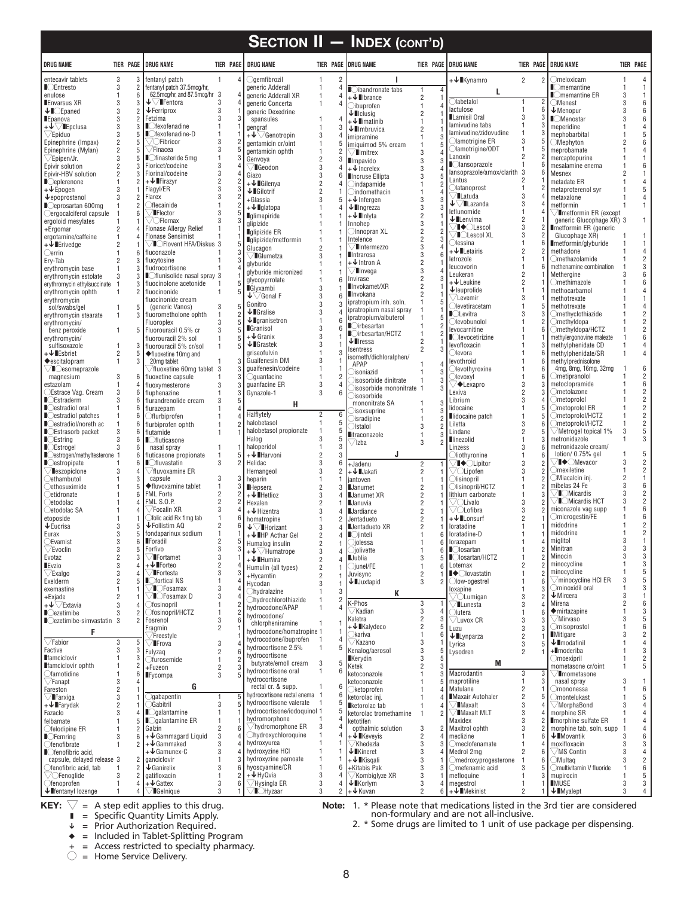# SECTION II — INDEX (CONT'D)

| DRUG NAME | TIER | PAGE |
|---|---|---|
| entecavir tablets | 3 | 3 |
| ▮◯Entresto | 3 | 2 |
| enulose | 1 | 6 |
| ▮Envarsus XR | 3 | 3 |
| ↓▮◯Epaned | 3 | 2 |
| ▮Epanova | 3 | 2 |
| +↓▽▮Epclusa | 3 | 3 |
| ▽Epiduo | 3 | 5 |
| Epinephrine (Impax) | 2 | 5 |
| Epinephrine (Mylan) | 2 | 5 |
| ▽Epipen/Jr. | 3 | 5 |
| Epivir solution | 2 | 3 |
| Epivir-HBV solution | 2 | 3 |
| ▮◯eplerenone | 1 | 2 |
| +↓Epogen | 3 | 1 |
| ↓epoprostenol | 3 | 2 |
| ▮◯eprosartan 600mg | 1 | 2 |
| ◯ergocalciferol capsule | 1 | 6 |
| ergoloid mesylates | 1 | 1 |
| +Ergomar | 2 | 4 |
| ergotamine/caffeine | 1 | 4 |
| +↓▮Erivedge | 2 | 1 |
| ◯errin | 1 | 6 |
| Ery-Tab | 2 | 3 |
| erythromycin base | 1 | 3 |
| erythromycin estolate | 3 | 3 |
| erythromycin ethylsuccinate | 1 | 3 |
| erythromycin ophth | 1 | 2 |
| erythromycin sol/swabs/gel | 1 | 5 |
| erythromycin stearate | 1 | 3 |
| erythromycin/ benz peroxide | 1 | 5 |
| erythromycin/ sulfisoxazole | 1 | 3 |
| +↓▮Esbriet | 2 | 5 |
| ◆escitalopram | 1 | 3 |
| ▽▮◯esomeprazole magnesium | 3 | 6 |
| estazolam | 1 | 4 |
| ◯Estrace Vag. Cream | 3 | 6 |
| ▮◯Estraderm | 3 | 6 |
| ▮◯estradiol oral | 1 | 6 |
| ▮◯estradiol patches | 1 | 6 |
| ▮◯estradiol/noreth ac | 1 | 6 |
| ▮◯Estrasorb packet | 3 | 6 |
| ▮◯Estring | 3 | 6 |
| ▮◯Estrogel | 3 | 6 |
| ▮◯estrogen/methyltesterone | 1 | 6 |
| ▮◯estropipate | 1 | 6 |
| ▽▮eszopiclone | 3 | 4 |
| ◯ethambutol | 1 | 3 |
| ◯ethosuximide | 1 | 5 |
| ◯etidronate | 1 | 6 |
| ◯etodolac | 1 | 4 |
| ◯etodolac SA | 1 | 4 |
| etoposide | 1 | 1 |
| ↓Eucrisa | 3 | 5 |
| Eurax | 3 | 5 |
| ◯Evamist | 3 | 6 |
| ▽Evoclin | 3 | 5 |
| Evotaz | 2 | 3 |
| ▮Evzio | 3 | 4 |
| ▽Exalgo | 3 | 4 |
| Exelderm | 2 | 5 |
| exemestane | 1 | 1 |
| +Exjade | 2 | 1 |
| +↓▽Extavia | 3 | 4 |
| ▮◯ezetimibe | 3 | 2 |
| ▮◯ezetimibe-simvastatin | 3 | 2 |
| **F** | | |
| ▽Fabior | 3 | 5 |
| Factive | 3 | 3 |
| ▮famciclovir | 1 | 3 |
| ▮famciclovir ophth | 1 | 2 |
| ◯famotidine | 1 | 6 |
| ▽Fanapt | 3 | 4 |
| Fareston | 2 | 1 |
| ▽▮Farxiga | 3 | 1 |
| +↓▮Farydak | 2 | 1 |
| Fazaclo | 3 | 4 |
| felbamate | 1 | 5 |
| ◯felodipine ER | 1 | 2 |
| ▮◯Femring | 3 | 6 |
| ◯fenofibrate | 1 | 2 |
| ▮◯fenofibric acid, capsule, delayed release | 3 | 2 |
| ◯fenofibric acid, tab | 1 | 2 |
| ▽◯Fenoglide | 3 | 2 |
| ◯fenoprofen | 1 | 4 |
| ↓▮fentanyl lozenge | 1 | 4 |
| fentanyl patch | 1 | 4 |
| fentanyl patch 37.5mcg/hr, 62.5mcg/hr, and 87.5mcg/hr | 3 | 4 |
| ↓▽▮Fentora | 3 | 4 |
| ↓Ferriprox | 3 | 1 |
| Fetzima | 3 | 3 |
| ▮◯fexofenadine | 1 | 1 |
| ▮◯fexofenadine-D | 1 | 1 |
| ▽◯Fibricor | 3 | 2 |
| ▽Finacea | 3 | 5 |
| ▮◯finasteride 5mg | 1 | 3 |
| Fioricet/codeine | 3 | 4 |
| Fiorinal/codeine | 3 | 4 |
| +↓▮Firazyr | 2 | 2 |
| Flagyl/ER | 3 | 3 |
| Flarex | 3 | 2 |
| ◯flecainide | 1 | 2 |
| ▽▮Flector | 3 | 5 |
| ▽◯Flomax | 3 | 3 |
| Flonase Allergy Relief | 1 | 1 |
| Flonase Sensimist | 1 | 1 |
| ▽▮◯Flovent HFA/Diskus | 3 | 5 |
| fluconazole | 1 | 3 |
| flucytosine | 1 | 3 |
| fludrocortisone | 1 | 4 |
| ▮◯flunisolide nasal spray | 3 | 1 |
| fluocinolone acetonide | 1 | 5 |
| fluocinonide | 1 | 5 |
| fluocinonide cream (generic Vanos) | 3 | 5 |
| fluorometholone ophth | 1 | 2 |
| Fluoroplex | 3 | 5 |
| Fluorouracil 0.5% cr | 3 | 5 |
| fluorouracil 2% sol | 1 | 5 |
| fluorouracil 5% cr/sol | 1 | 5 |
| ◆fluoxetine 10mg and 20mg tablet | 1 | 3 |
| ▽fluoxetine 60mg tablet | 3 | 3 |
| fluoxetine capsule | 1 | 3 |
| fluoxymesterone | 3 | 3 |
| fluphenazine | 1 | 3 |
| flurandrenolide cream | 3 | 5 |
| flurazepam | 1 | 4 |
| ◯flurbiprofen | 1 | 4 |
| flurbiprofen ophth | 1 | 2 |
| flutamide | 1 | 1 |
| ▮◯fluticasone nasal spray | 1 | 1 |
| fluticasone propionate | 1 | 5 |
| ▮◯fluvastatin | 3 | 2 |
| ▽◯fluvoxamine ER capsule | 3 | 3 |
| ◆fluvoxamine tablet | 1 | 3 |
| FML Forte | 2 | 2 |
| FML S.O.P. | 2 | 2 |
| ▽◯Focalin XR | 3 | 4 |
| ◯folic acid Rx 1mg tab | 1 | 6 |
| ↓Follistim AQ | 2 | 6 |
| fondaparinux sodium | 1 | 1 |
| ▮Foradil | 2 | 5 |
| Forfivo | 3 | 3 |
| ▽▮Fortamet | 3 | 1 |
| +↓▮Forteo | 2 | 4 |
| ▽▮Fortesta | 3 | 3 |
| ▮◯fortical NS | 1 | 4 |
| ▽▮◯Fosamax | 3 | 4 |
| ▽▮◯Fosamax D | 3 | 4 |
| ◯fosinopril | 1 | 2 |
| ◯fosinopril/HCTZ | 1 | 2 |
| Fosrenol | 3 | 6 |
| Fragmin | 2 | 1 |
| ▽Freestyle | | 1 |
| ▽▮Frova | 3 | 4 |
| Fulyzaq | 2 | 6 |
| ◯furosemide | 1 | 2 |
| +Fuzeon | 2 | 3 |
| ▮Fycompa | 3 | 5 |
| **G** | | |
| ◯gabapentin | 1 | 5 |
| ◯Gabitril | 3 | 5 |
| ▮◯galantamine | 1 | 1 |
| ▮◯galantamine ER | 1 | 1 |
| Galzin | 2 | 6 |
| +↓Gammagard Liquid | 3 | 6 |
| +↓Gammaked | 3 | 4 |
| +↓Gamunex-C | 3 | 4 |
| ganciclovir | 1 | 3 |
| ↓Ganirelix | 3 | 6 |
| gatifloxacin | 1 | 2 |
| +↓Gattex | 3 | 6 |
| ▽▮Gelnique | 3 | 1 |
| ◯gemfibrozil | 1 | 2 |
| generic Adderall | 1 | 4 |
| generic Adderall XR | 1 | 4 |
| generic Concerta | 1 | 4 |
| generic Dexedrine spansules | 1 | 4 |
| gengraf | 1 | 3 |
| +↓▽Genotropin | 3 | 4 |
| gentamicin cr/oint | 1 | 5 |
| gentamicin ophth | 1 | 2 |
| Genvoya | 2 | 3 |
| ▽▮Geodon | 3 | 4 |
| Giazo | 3 | 6 |
| +↓▮Gilenya | 2 | 4 |
| ↓▮Gilotrif | 2 | 1 |
| +Glassia | 3 | 5 |
| +↓▮glatopa | 1 | 4 |
| ▮glimepiride | 1 | 1 |
| glipizide | 1 | 1 |
| ▮glipizide ER | 1 | 1 |
| ▮glipizide/metformin | 1 | 1 |
| Glucagon | 2 | 1 |
| ▽▮Glumetza | 3 | 1 |
| glyburide | 1 | 1 |
| glyburide micronized | 1 | 1 |
| glycopyrrolate | 1 | 6 |
| ▮Glyxambi | 3 | 1 |
| ↓▽Gonal F | 3 | 6 |
| Gonitro | 3 | 3 |
| ↓▮Gralise | 3 | 4 |
| ↓▮granisetron | 1 | 6 |
| ▮Granisol | 3 | 6 |
| +↓Granix | 3 | 1 |
| ↓▮Grastek | 3 | 1 |
| griseofulvin | 1 | 3 |
| Guaifenesin DM | 3 | 1 |
| guaifenesin/codeine | 1 | 1 |
| ◯guanfacine | 1 | 2 |
| guanfacine ER | 3 | 4 |
| Gynazole-1 | 3 | 6 |
| **H** | | |
| Halflytely | 2 | 6 |
| halobetasol | 1 | 5 |
| halobetasol propionate | 1 | 5 |
| Halog | 3 | 5 |
| haloperidol | 1 | 3 |
| +↓▮Harvoni | 2 | 3 |
| Helidac | 3 | 6 |
| Hemangeol | 3 | 2 |
| heparin | 1 | 1 |
| ▮Hepsera | 2 | 3 |
| +↓▮Hetlioz | 3 | 4 |
| Hexalen | 2 | 1 |
| +↓Hizentra | 3 | 4 |
| homatropine | 1 | 2 |
| ↓▽▮Horizant | 3 | 4 |
| +↓▮HP Acthar Gel | 2 | 4 |
| Humalog insulin | 2 | 1 |
| +↓▽Humatrope | 3 | 4 |
| +↓▮Humira | 2 | 4 |
| Humulin (all types) | 2 | 1 |
| +Hycamtin | 2 | 1 |
| Hycodan | 3 | 1 |
| ◯hydralazine | 1 | 3 |
| ◯hydrochlorothiazide | 1 | 2 |
| hydrocodone/APAP | 1 | 4 |
| hydrocodone/ chlorpheniramine | 1 | 1 |
| hydrocodone/homatropine | 1 | 1 |
| hydrocodone/ibuprofen | 1 | 4 |
| hydrocortisone 2.5% | 1 | 5 |
| hydrocortisone butyrate/emoll cream | 3 | 5 |
| hydrocortisone oral | 1 | 6 |
| hydrocortisone rectal cr. & supp. | 1 | 6 |
| hydrocortisone rectal enema | 1 | 6 |
| hydrocortisone valerate | 1 | 5 |
| hydrocortisone/iodoquinol | 1 | 5 |
| hydromorphone | 1 | 4 |
| ▽hydromorphone ER | 3 | 4 |
| ◯hydroxychloroquine | 1 | 4 |
| hydroxyurea | 1 | 1 |
| hydroxyzine HCl | 1 | 1 |
| hydroxyzine pamoate | 1 | 1 |
| hyoscyamine/CR | 1 | 6 |
| +↓HyQvia | 3 | 4 |
| ▽Hysingla ER | 3 | 4 |
| ▽▮◯Hyzaar | 3 | 2 |
| **I** | | |
| ▮◯ibandronate tabs | 1 | 4 |
| +↓▮Ibrance | 2 | 1 |
| ◯ibuprofen | 1 | 4 |
| ↓▮Iclusig | 2 | 1 |
| +↓▮imatinib | 1 | 1 |
| ↓▮Imbruvica | 2 | 1 |
| imipramine | 1 | 3 |
| imiquimod 5% cream | 1 | 5 |
| ▽▮Imitrex | 3 | 4 |
| ▮Impavido | 3 | 3 |
| +↓Increlex | 3 | 4 |
| ▮Incruse Ellipta | 3 | 5 |
| ◯indapamide | 1 | 2 |
| ◯indomethacin | 1 | 4 |
| +↓Infergen | 3 | 3 |
| ↓▮Ingrezza | 3 | 3 |
| +↓▮Inlyta | 2 | 1 |
| Innohep | 3 | 1 |
| ◯Innopran XL | 2 | 2 |
| Intelence | 2 | 3 |
| ▽▮Intermezzo | 3 | 4 |
| ▮Intrarosa | 3 | 6 |
| +↓Intron A | 2 | 1 |
| ▽▮Invega | 3 | 4 |
| Invirase | 2 | 3 |
| ▮Invokamet/XR | 2 | 1 |
| ▮Invokana | 2 | 1 |
| ipratropium inh. soln. | 1 | 5 |
| ipratropium nasal spray | 1 | 1 |
| ipratropium/albuterol | 1 | 5 |
| ▮◯irbesartan | 1 | 2 |
| ▮◯irbesartan/HCTZ | 1 | 2 |
| ↓▮Iressa | 2 | 1 |
| Isentress | 2 | 3 |
| isometh/dichloralphen/ APAP | 1 | 4 |
| ◯isoniazid | 1 | 3 |
| ◯isosorbide dinitrate | 1 | 3 |
| ◯isosorbide mononitrate | 1 | 3 |
| ◯isosorbide mononitrate SA | 1 | 3 |
| ◯isoxsuprine | 1 | 3 |
| ◯isradipine | 1 | 2 |
| ◯Istalol | 3 | 2 |
| ▮itraconazole | 1 | 3 |
| ▽Izba | 3 | 2 |
| **J** | | |
| +Jadenu | 2 | 1 |
| +↓▮Jakafi | 2 | 1 |
| jantoven | 1 | 1 |
| ▮Janumet | 2 | 1 |
| ▮Janumet XR | 2 | 1 |
| ▮Januvia | 2 | 1 |
| ▮Jardiance | 2 | 1 |
| Jentadueto | 2 | 1 |
| ▮Jentadueto XR | 2 | 1 |
| ▮◯jinteli | 1 | 6 |
| ◯jolessa | 1 | 6 |
| ◯jolivette | 1 | 6 |
| ▮Jublia | 3 | 5 |
| ◯junel/FE | 1 | 6 |
| Juvisync | 2 | 1 |
| ↓▮Juxtapid | 3 | 2 |
| **K** | | |
| K-Phos | 3 | 1 |
| ▽Kadian | 3 | 4 |
| Kaletra | 2 | 3 |
| +↓▮Kalydeco | 2 | 5 |
| ◯kariva | 1 | 6 |
| ▽Kazano | 3 | 1 |
| Kenalog/aerosol | 3 | 5 |
| ▮Kerydin | 3 | 5 |
| Ketek | 2 | 3 |
| ketoconazole | 1 | 3 |
| ketoconazole | 1 | 5 |
| ◯ketoprofen | 1 | 4 |
| ketorolac inj. | 1 | 4 |
| ▮ketorolac tab | 1 | 4 |
| ketorolac tromethamine | 1 | 2 |
| ketotifen opthalmic solution | 3 | 2 |
| +↓▮Keveyis | 2 | 4 |
| ▽Khedezla | 3 | 3 |
| ↓▮Kineret | 3 | 4 |
| +↓▮Kisqali | 3 | 1 |
| +Kitabis Pak | 3 | 3 |
| ▽Kombiglyze XR | 3 | 1 |
| ↓▮Korlym | 3 | 4 |
| +↓Kuvan | 2 | 6 |
| +↓▮Kynamro | 2 | 2 |
| **L** | | |
| ◯labetalol | 1 | 2 |
| lactulose | 1 | 6 |
| ▮Lamisil Oral | 3 | 3 |
| lamivudine tabs | 1 | 3 |
| lamivudine/zidovudine | 1 | 3 |
| ◯lamotrigine ER | 3 | 5 |
| ◯lamotrigine/ODT | 1 | 5 |
| Lanoxin | 2 | 2 |
| ▮◯lansoprazole | 1 | 6 |
| lansoprazole/amox/clarith | 3 | 6 |
| Lantus | 2 | 1 |
| ◯latanoprost | 1 | 2 |
| ▽▮Latuda | 3 | 4 |
| ↓▽▮Lazanda | 3 | 4 |
| leflunomide | 1 | 4 |
| ↓▮Lenvima | 2 | 1 |
| ▽▮◆◯Lescol | 3 | 2 |
| ▽◯Lescol XL | 3 | 2 |
| ◯lessina | 1 | 6 |
| +↓▮Letairis | 2 | 2 |
| letrozole | 1 | 1 |
| leucovorin | 1 | 6 |
| Leukeran | 2 | 1 |
| +↓Leukine | 2 | 1 |
| ↓leuprolide | 1 | 1 |
| ▽Levemir | 3 | 1 |
| ◯levetiracetam | 1 | 5 |
| ▮◯Levitra | 3 | 3 |
| ◯levobunolol | 1 | 2 |
| levocarnitine | 1 | 6 |
| ▮◯levocetirizine | 1 | 1 |
| levofloxacin | 1 | 3 |
| ◯levora | 1 | 6 |
| levothroid | 1 | 6 |
| ◯levothyroxine | 1 | 6 |
| ◯levoxyl | 1 | 6 |
| ▽↓Lexapro | 3 | 3 |
| Lexiva | 2 | 3 |
| Librium | 3 | 4 |
| lidocaine | 1 | 5 |
| ▮lidocaine patch | 1 | 5 |
| Liletta | 3 | 6 |
| Lindane | 2 | 5 |
| ▮linezolid | 1 | 3 |
| Linzess | 3 | 6 |
| ◯liothyronine | 1 | 6 |
| ▽▮◆◯Lipitor | 3 | 2 |
| ▽◯Lipofen | 3 | 2 |
| ◯lisinopril | 1 | 2 |
| ◯lisinopril/HCTZ | 1 | 2 |
| lithium carbonate | 1 | 3 |
| ▽◯Livalo | 3 | 2 |
| ▽◯Lofibra | 3 | 2 |
| +↓▮Lonsurf | 2 | 1 |
| loratadine | 1 | 1 |
| loratadine-D | 1 | 1 |
| lorazepam | 1 | 4 |
| ▮◯losartan | 1 | 2 |
| ▮◯losartan/HCTZ | 1 | 2 |
| Lotemax | 2 | 2 |
| ▮◆◯lovastatin | 1 | 2 |
| ◯low-ogestrel | 1 | 6 |
| loxapine | 1 | 3 |
| ▽◯Lumigan | 3 | 2 |
| ▽▮Lunesta | 3 | 4 |
| ◯lutera | 1 | 6 |
| ▽Luvox CR | 3 | 3 |
| Luzu | 3 | 5 |
| ↓▮Lynparza | 2 | 1 |
| Lyrica | 3 | 5 |
| Lysodren | 2 | 1 |
| **M** | | |
| Macrodantin | 3 | 3 |
| maprotiline | 1 | 3 |
| Matulane | 2 | 1 |
| ▮Maxair Autohaler | 2 | 5 |
| ▽▮Maxalt | 3 | 4 |
| ▽▮Maxalt MLT | 3 | 4 |
| Maxidex | 3 | 2 |
| Maxitrol ophth | 3 | 2 |
| meclizine | 1 | 6 |
| ◯meclofenamate | 1 | 4 |
| Medrol 2mg | 2 | 6 |
| ◯medroxyprogesterone | 1 | 6 |
| ◯mefenamic acid | 3 | 5 |
| mefloquine | 1 | 3 |
| megestrol | 1 | 1 |
| +↓▮Mekinist | 2 | 1 |
| ◯meloxicam | 1 | 4 |
| ▮◯memantine | 1 | 1 |
| ▮◯memantine ER | 3 | 1 |
| ◯Menest | 3 | 6 |
| ↓Menopur | 3 | 6 |
| ▮◯Menostar | 3 | 6 |
| meperidine | 1 | 4 |
| mephobarbital | 1 | 5 |
| ◯Mephyton | 2 | 6 |
| meprobamate | 1 | 4 |
| ◯mercaptopurine | 1 | 1 |
| mesalamine enema | 1 | 6 |
| Mesnex | 2 | 1 |
| metadate ER | 1 | 4 |
| metaproterenol syr | 1 | 5 |
| metaxalone | 1 | 4 |
| metformin | 1 | 1 |
| ▽▮metformin ER (except generic Glucophage XR) | 3 | 1 |
| ▮metformin ER (generic Glucophage XR) | 1 | 1 |
| ▮metformin/glyburide | 1 | 1 |
| methadone | 1 | 4 |
| ◯methazolamide | 1 | 2 |
| methenamine combination | 1 | 3 |
| Methergine | 3 | 6 |
| ◯methimazole | 1 | 6 |
| methocarbamol | 1 | 4 |
| methotrexate | 1 | 1 |
| methotrexate | 1 | 4 |
| ◯methyclothiazide | 1 | 2 |
| ◯methyldopa | 1 | 2 |
| ◯methyldopa/HCTZ | 1 | 2 |
| methylergonovine maleate | 1 | 6 |
| methylphenidate CD | 1 | 4 |
| methylphenidate/SR | 1 | 4 |
| methylprednisolone 4mg, 8mg, 16mg, 32mg | 1 | 6 |
| ◯metipranolol | 1 | 2 |
| metoclopramide | 1 | 6 |
| ◯metolazone | 1 | 2 |
| ◯metoprolol | 1 | 2 |
| ◯metoprolol ER | 1 | 2 |
| ◯metoprolol/HCTZ | 1 | 2 |
| ◯metoprolol/HCTZ | 1 | 2 |
| ▽Metrogel topical 1% | 3 | 5 |
| metronidazole | 1 | 3 |
| metronidazole cream/ lotion/ 0.75% gel | 1 | 5 |
| ▽▮◆◯Mevacor | 3 | 2 |
| ◯mexiletine | 1 | 2 |
| ◯Miacalcin inj. | 2 | 1 |
| mibelas 24 Fe | 3 | 6 |
| ▽▮◯Micardis | 3 | 2 |
| ▽▮◯Micardis HCT | 3 | 2 |
| miconazole vag supp | 1 | 6 |
| ◯microgestin/FE | 1 | 6 |
| midodrine | 1 | 2 |
| midodrine | 1 | 2 |
| miglitol | 3 | 1 |
| Minitran | 3 | 3 |
| Minocin | 3 | 3 |
| minocycline | 1 | 3 |
| minocycline | 1 | 5 |
| ▽minocycline HCl ER | 3 | 5 |
| ◯minoxidil oral | 1 | 3 |
| ↓Mircera | 3 | 1 |
| Mirena | 2 | 6 |
| ◆mirtazapine | 1 | 3 |
| ▽Mirvaso | 3 | 5 |
| ◯misoprostol | 1 | 6 |
| ▮Mitigare | 3 | 2 |
| ↓▮modafinil | 1 | 4 |
| +▮moderiba | 1 | 3 |
| ◯moexipril | 1 | 2 |
| mometasone cr/oint | 1 | 5 |
| ▽▮mometasone nasal spray | 3 | 1 |
| ◯mononessa | 1 | 6 |
| ◯montelukast | 1 | 5 |
| ▽MorphaBond | 3 | 4 |
| morphine SR | 1 | 4 |
| ▮morphine sulfate ER | 1 | 4 |
| morphine tab, soln, supp | 1 | 4 |
| +↓▮Movantik | 3 | 6 |
| moxifloxacin | 3 | 3 |
| ▽MS Contin | 3 | 4 |
| ◯Multaq | 3 | 2 |
| ◯multivitamin V fluoride | 1 | 6 |
| mupirocin | 1 | 5 |
| ▮MUSE | 3 | 3 |
| +↓▮Myalept | 3 | 4 |

**KEY:**
- ▽ = A step edit applies to this drug.
- ▮ = Specific Quantity Limits Apply.
- ↓ = Prior Authorization Required.
- ◆ = Included in Tablet-Splitting Program
- \+ = Access restricted to specialty pharmacy.
- ◯ = Home Service Delivery.

**Note:**
1. * Please note that medications listed in the 3rd tier are considered non-formulary and are not all-inclusive.
2. * Some drugs are limited to 1 unit of use package per dispensing.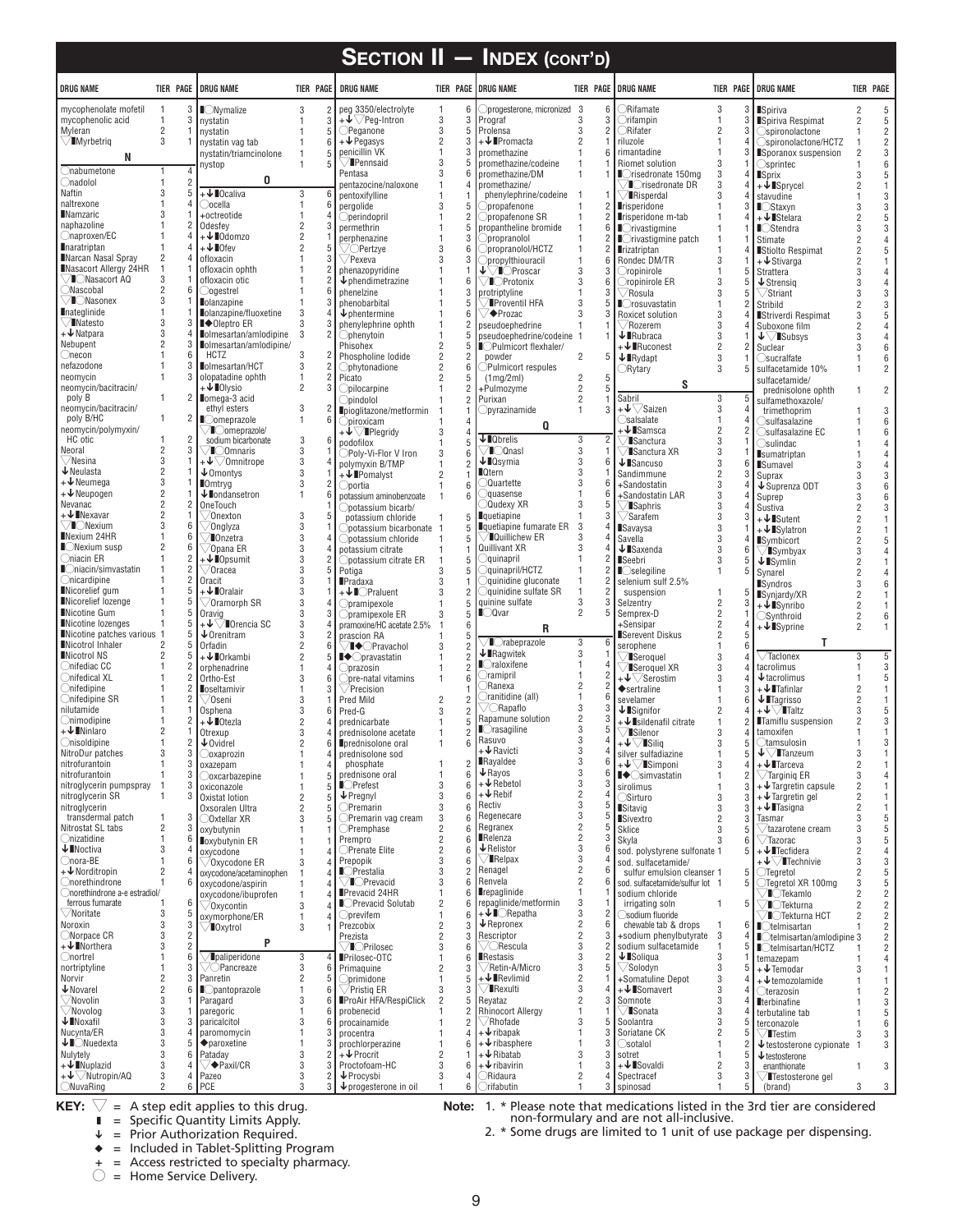# SECTION II — INDEX (CONT'D)

| DRUG NAME | TIER | PAGE |
|---|---|---|
| mycophenolate mofetil | 1 | 3 |
| mycophenolic acid | 1 | 3 |
| Myleran | 2 | 1 |
| ▽▮Myrbetriq | 3 | 1 |
| **N** | | |
| ○nabumetone | 1 | 4 |
| ○nadolol | 1 | 2 |
| Naftin | 3 | 5 |
| naltrexone | 1 | 4 |
| ▮Namzaric | 3 | 1 |
| naphazoline | 1 | 2 |
| ○naproxen/EC | 1 | 4 |
| ▮naratriptan | 1 | 4 |
| ▮Narcan Nasal Spray | 2 | 4 |
| ▮Nasacort Allergy 24HR | 1 | 1 |
| ▽▮○Nasacort AQ | 3 | 1 |
| ○Nascobal | 2 | 6 |
| ▽▮○Nasonex | 3 | 1 |
| ▮nateglinide | 1 | 1 |
| ▽▮Natesto | 3 | 3 |
| +↓Natpara | 3 | 4 |
| Nebupent | 2 | 3 |
| ○necon | 1 | 6 |
| nefazodone | 1 | 3 |
| neomycin | 1 | 3 |
| neomycin/bacitracin/poly B | 1 | 2 |
| neomycin/bacitracin/poly B/HC | 1 | 2 |
| neomycin/polymyxin/HC otic | 1 | 2 |
| Neoral | 2 | 3 |
| ▽Nesina | 3 | 1 |
| ↓Neulasta | 2 | 1 |
| +↓Neumega | 3 | 1 |
| +↓Neupogen | 2 | 1 |
| Nevanac | 2 | 2 |
| +↓▮Nexavar | 2 | 1 |
| ▽▮○Nexium | 3 | 6 |
| ▮Nexium 24HR | 1 | 6 |
| ▮○Nexium susp | 2 | 6 |
| ○niacin ER | 1 | 2 |
| ▮○niacin/simvastatin | 1 | 2 |
| ○nicardipine | 1 | 2 |
| ▮Nicorelief gum | 1 | 5 |
| ▮Nicorelief lozenge | 1 | 5 |
| ▮Nicotine Gum | 1 | 5 |
| ▮Nicotine lozenges | 1 | 5 |
| ▮Nicotine patches various | 1 | 5 |
| ▮Nicotrol Inhaler | 2 | 5 |
| ▮Nicotrol NS | 2 | 5 |
| ○nifediac CC | 1 | 2 |
| ○nifedical XL | 1 | 2 |
| ○nifedipine | 1 | 2 |
| ○nifedipine SR | 1 | 2 |
| nilutamide | 1 | 1 |
| ○nimodipine | 1 | 2 |
| +↓▮Ninlaro | 2 | 1 |
| ○nisoldipine | 1 | 2 |
| NitroDur patches | 3 | 3 |
| nitrofurantoin | 1 | 3 |
| nitrofurantoin | 1 | 3 |
| nitroglycerin pumpspray | 1 | 3 |
| nitroglycerin SR | 1 | 3 |
| nitroglycerin transdermal patch | 1 | 3 |
| Nitrostat SL tabs | 2 | 3 |
| ○nizatidine | 1 | 6 |
| ↓▮Noctiva | 3 | 4 |
| ○nora-BE | 1 | 6 |
| +↓Norditropin | 2 | 4 |
| ○norethindrone | 1 | 6 |
| ○norethindrone a-e estradiol/ferrous fumarate | 1 | 6 |
| ▽Noritate | 3 | 5 |
| Noroxin | 3 | 3 |
| ○Norpace CR | 3 | 2 |
| +↓▮Northera | 3 | 2 |
| ○nortrel | 1 | 6 |
| nortriptyline | 1 | 3 |
| Norvir | 2 | 3 |
| ↓Novarel | 2 | 6 |
| ▽Novolin | 3 | 1 |
| ▽Novolog | 3 | 1 |
| ↓▮Noxafil | 3 | 3 |
| Nucynta/ER | 3 | 4 |
| ↓▮○Nuedexta | 3 | 5 |
| Nulytely | 3 | 6 |
| +↓▮Nuplazid | 3 | 4 |
| +↓▽Nutropin/AQ | 3 | 4 |
| ○NuvaRing | 2 | 6 |
| ▮○Nymalize | 3 | 2 |
| nystatin | 1 | 3 |
| nystatin | 1 | 5 |
| nystatin vag tab | 1 | 6 |
| nystatin/triamcinolone | 1 | 5 |
| nystop | 1 | 5 |
| **O** | | |
| +↓▮Ocaliva | 3 | 6 |
| ○ocella | 1 | 6 |
| +octreotide | 1 | 4 |
| Odefsey | 2 | 3 |
| +↓▮Odomzo | 2 | 1 |
| +↓▮Ofev | 2 | 5 |
| ofloxacin | 1 | 3 |
| ofloxacin ophth | 1 | 2 |
| ofloxacin otic | 1 | 2 |
| ○ogestrel | 1 | 6 |
| ▮olanzapine | 1 | 3 |
| ▮olanzapine/fluoxetine | 3 | 4 |
| ▮◆Oleptro ER | 3 | 3 |
| ▮olmesartan/amlodipine | 3 | 2 |
| ▮olmesartan/amlodipine/HCTZ | 3 | 2 |
| ▮olmesartan/HCT | 3 | 2 |
| olopatadine ophth | 1 | 2 |
| +↓▮Olysio | 2 | 3 |
| ▮omega-3 acid ethyl esters | 3 | 2 |
| ▮○omeprazole | 1 | 6 |
| ▽▮○omeprazole/sodium bicarbonate | 3 | 6 |
| ▽▮○Omnaris | 3 | 1 |
| +↓▽Omnitrope | 3 | 4 |
| ↓Omontys | 3 | 1 |
| ▮Omtryg | 3 | 2 |
| ↓▮ondansetron | 1 | 6 |
| OneTouch | | |
| ▽Onexton | 3 | 5 |
| ▽Onglyza | 3 | 1 |
| ▽▮Onzetra | 3 | 4 |
| ▽Opana ER | 3 | 4 |
| +↓▮Opsumit | 3 | 2 |
| ▽Oracea | 3 | 5 |
| Oracit | 3 | 1 |
| +↓▮Oralair | 3 | 1 |
| ▽Oramorph SR | 3 | 4 |
| Oravig | 3 | 3 |
| +↓▽▮Orencia SC | 3 | 4 |
| ↓Orenitram | 3 | 2 |
| Orfadin | 2 | 6 |
| +↓▮Orkambi | 2 | 5 |
| orphenadrine | 1 | 4 |
| Ortho-Est | 3 | 6 |
| ▮oseltamivir | 1 | 3 |
| ▽Oseni | 3 | 1 |
| Osphena | 3 | 6 |
| +↓▮Otezla | 2 | 4 |
| Otrexup | 3 | 4 |
| ↓Ovidrel | 2 | 6 |
| ○oxaprozin | 1 | 4 |
| oxazepam | 1 | 4 |
| ○oxcarbazepine | 1 | 5 |
| oxiconazole | 1 | 5 |
| Oxistat lotion | 2 | 5 |
| Oxsoralen Ultra | 2 | 5 |
| ○Oxtellar XR | 3 | 5 |
| oxybutynin | 1 | 1 |
| ▮oxybutynin ER | 1 | 1 |
| oxycodone | 1 | 4 |
| ▽Oxycodone ER | 3 | 4 |
| oxycodone/acetaminophen | 1 | 4 |
| oxycodone/aspirin | 1 | 4 |
| oxycodone/ibuprofen | 1 | 4 |
| ▽Oxycontin | 3 | 4 |
| oxymorphone/ER | 1 | 4 |
| ▽▮Oxytrol | 3 | 1 |
| **P** | | |
| ▽▮paliperidone | 3 | 4 |
| ▽○Pancreaze | 3 | 6 |
| Panretin | 2 | 5 |
| ▮○pantoprazole | 1 | 6 |
| Paragard | 3 | 6 |
| paregoric | 1 | 6 |
| paricalcitol | 3 | 6 |
| paromomycin | 1 | 3 |
| ◆paroxetine | 1 | 3 |
| Pataday | 3 | 2 |
| ▽◆Paxil/CR | 3 | 3 |
| Pazeo | 3 | 2 |
| PCE | 3 | 3 |
| peg 3350/electrolyte | 1 | 6 |
| +↓▽Peg-Intron | 3 | 3 |
| ○Peganone | 3 | 5 |
| +↓▮Pegasys | 2 | 3 |
| penicillin VK | 1 | 3 |
| ▽▮Pennsaid | 3 | 5 |
| Pentasa | 3 | 6 |
| pentazocine/naloxone | 1 | 4 |
| pentoxifylline | 1 | 1 |
| pergolide | 3 | 5 |
| ○perindopril | 1 | 2 |
| permethrin | 1 | 5 |
| perphenazine | 1 | 3 |
| ▽○Pertzye | 3 | 6 |
| ▽Pexeva | 3 | 3 |
| phenazopyridine | 1 | 1 |
| ↓phendimetrazine | 1 | 6 |
| phenelzine | 1 | 3 |
| phenobarbital | 1 | 5 |
| ↓phentermine | 1 | 6 |
| phenylephrine ophth | 1 | 2 |
| ○phenytoin | 1 | 5 |
| Phisohex | 2 | 5 |
| Phospholine Iodide | 2 | 2 |
| ○phytonadione | 2 | 6 |
| Picato | 2 | 5 |
| ○pilocarpine | 1 | 2 |
| ○pindolol | 1 | 2 |
| ▮pioglitazone/metformin | 1 | 1 |
| ○piroxicam | 1 | 4 |
| +↓▽▮Plegridy | 3 | 4 |
| podofilox | 1 | 5 |
| ○Poly-Vi-Flor V Iron | 3 | 6 |
| polymyxin B/TMP | 1 | 2 |
| +↓▮Pomalyst | 2 | 1 |
| ○portia | 1 | 6 |
| potassium aminobenzoate | 1 | 6 |
| ○potassium bicarb/potassium chloride | 1 | 5 |
| ○potassium bicarbonate | 1 | 5 |
| ○potassium chloride | 1 | 5 |
| potassium citrate | 1 | 1 |
| ○potassium citrate ER | 1 | 5 |
| Potiga | 3 | 5 |
| ▮Pradaxa | 3 | 1 |
| +↓▮○Praluent | 3 | 2 |
| ○pramipexole | 1 | 5 |
| ○pramipexole ER | 3 | 5 |
| pramoxine/HC acetate 2.5% | 1 | 6 |
| prascion RA | 1 | 5 |
| ▽▮◆○Pravachol | 3 | 2 |
| ▮◆○pravastatin | 1 | 2 |
| ○prazosin | 1 | 2 |
| ○pre-natal vitamins | 1 | 6 |
| ▽Precision | | |
| Pred Mild | 2 | 2 |
| Pred-G | 3 | 2 |
| prednicarbate | 1 | 5 |
| prednisolone acetate | 1 | 2 |
| ▮prednisolone oral | 1 | 6 |
| prednisolone sod phosphate | 1 | 2 |
| prednisone oral | 1 | 6 |
| ▮○Prefest | 3 | 6 |
| ↓Pregnyl | 3 | 6 |
| ○Premarin | 3 | 6 |
| ○Premarin vag cream | 3 | 6 |
| ○Premphase | 2 | 6 |
| Prempro | 2 | 6 |
| ○Prenate Elite | 2 | 6 |
| Prepopik | 3 | 6 |
| ▮○Prestalia | 3 | 2 |
| ▽▮○Prevacid | 3 | 6 |
| ▮Prevacid 24HR | 1 | 6 |
| ▮○Prevacid Solutab | 2 | 6 |
| ○previfem | 1 | 6 |
| Prezcobix | 2 | 3 |
| Prezista | 2 | 3 |
| ▽▮○Prilosec | 3 | 6 |
| ▮Prilosec-OTC | 1 | 6 |
| Primaquine | 2 | 3 |
| ○primidone | 1 | 5 |
| ▽Pristiq ER | 3 | 3 |
| ▮ProAir HFA/RespiClick | 2 | 5 |
| probenecid | 1 | 2 |
| procainamide | 1 | 2 |
| procentra | 1 | 4 |
| prochlorperazine | 1 | 6 |
| +↓Procrit | 2 | 1 |
| Proctofoam-HC | 3 | 6 |
| ↓Procysbi | 3 | 4 |
| ↓progesterone in oil | 1 | 6 |
| ○progesterone, micronized | 3 | 6 |
| Prograf | 3 | 3 |
| Prolensa | 3 | 2 |
| +↓▮Promacta | 2 | 1 |
| promethazine | 1 | 6 |
| promethazine/codeine | 1 | 1 |
| promethazine/DM | 1 | 1 |
| promethazine/phenylephrine/codeine | 1 | 1 |
| ○propafenone | 1 | 2 |
| ○propafenone SR | 1 | 2 |
| propantheline bromide | 1 | 6 |
| ○propranolol | 1 | 2 |
| ○propranolol/HCTZ | 1 | 2 |
| ○propylthiouracil | 1 | 6 |
| ↓▽▮○Proscar | 3 | 3 |
| ▽▮○Protonix | 3 | 6 |
| protriptyline | 1 | 3 |
| ▽▮Proventil HFA | 3 | 5 |
| ▽◆Prozac | 3 | 3 |
| pseudoephedrine | 1 | 1 |
| pseudoephedrine/codeine | 1 | 1 |
| ▮○Pulmicort flexhaler/powder | 2 | 5 |
| ○Pulmicort respules (1mg/2ml) | 2 | 5 |
| +Pulmozyme | 2 | 5 |
| Purixan | 2 | 1 |
| ○pyrazinamide | 1 | 3 |
| **Q** | | |
| ↓▮Qbrelis | 3 | 2 |
| ▽▮○Qnasl | 3 | 1 |
| ↓▮Qsymia | 3 | 6 |
| ▮Qtern | 3 | 1 |
| ○Quartette | 3 | 6 |
| ○quasense | 1 | 6 |
| ○Qudexy XR | 3 | 5 |
| ▮quetiapine | 1 | 3 |
| ▮quetiapine fumarate ER | 3 | 4 |
| ▽▮Quillichew ER | 3 | 3 |
| Quillivant XR | 3 | 4 |
| ○quinapril | 1 | 2 |
| ○quinapril/HCTZ | 1 | 2 |
| ○quinidine gluconate | 1 | 2 |
| ○quinidine sulfate SR | 1 | 2 |
| quinine sulfate | 3 | 3 |
| ▮○Qvar | 2 | 5 |
| **R** | | |
| ▽▮○rabeprazole | 3 | 6 |
| ▮Ragwitek | 3 | 1 |
| ▮○raloxifene | 1 | 4 |
| ○ramipril | 1 | 2 |
| ○Ranexa | 2 | 2 |
| ○ranitidine (all) | 1 | 6 |
| ▽○Rapaflo | 3 | 3 |
| Rapamune solution | 2 | 3 |
| ▮○rasagiline | 3 | 5 |
| Rasuvo | 3 | 4 |
| +↓Ravicti | 3 | 4 |
| ▮Rayaldee | 3 | 6 |
| ↓Rayos | 3 | 6 |
| +↓Rebetol | 3 | 3 |
| +↓Rebif | 2 | 4 |
| Rectiv | 3 | 5 |
| Regenecare | 3 | 5 |
| Regranex | 2 | 5 |
| ▮Relenza | 2 | 3 |
| ↓Relistor | 3 | 6 |
| ▽▮Relpax | 3 | 4 |
| Renagel | 2 | 6 |
| Renvela | 2 | 6 |
| ▮repaglinide | 1 | 1 |
| repaglinide/metformin | 3 | 1 |
| +↓▮○Repatha | 3 | 2 |
| ↓Repronex | 2 | 6 |
| Rescriptor | 2 | 3 |
| ▽○Rescula | 3 | 2 |
| ▮Restasis | 3 | 2 |
| ▽Retin-A/Micro | 3 | 5 |
| +↓▮Revlimid | 2 | 1 |
| ▽▮Rexulti | 3 | 4 |
| Reyataz | 2 | 3 |
| Rhinocort Allergy | 1 | 1 |
| ▽Rhofade | 3 | 5 |
| +↓ribapak | 1 | 3 |
| +↓ribasphere | 1 | 3 |
| +↓Ribatab | 3 | 3 |
| +↓ribavirin | 1 | 3 |
| ○Ridaura | 2 | 4 |
| ○rifabutin | 1 | 3 |
| ○Rifamate | 3 | 3 |
| ○rifampin | 1 | 3 |
| ○Rifater | 2 | 3 |
| riluzole | 1 | 4 |
| rimantadine | 1 | 3 |
| Riomet solution | 3 | 1 |
| ▮○risedronate 150mg | 3 | 4 |
| ▽▮○risedronate DR | 3 | 4 |
| ▽▮Risperdal | 3 | 4 |
| ▮risperidone | 1 | 3 |
| ▮risperidone m-tab | 1 | 4 |
| ▮○rivastigmine | 1 | 1 |
| ▮○rivastigmine patch | 1 | 1 |
| ▮rizatriptan | 1 | 4 |
| Rondec DM/TR | 3 | 1 |
| ○ropinirole | 1 | 5 |
| ○ropinirole ER | 3 | 5 |
| ▽Rosula | 3 | 5 |
| ▮○rosuvastatin | 1 | 2 |
| Roxicet solution | 3 | 4 |
| ▽Rozerem | 3 | 4 |
| ↓▮Rubraca | 3 | 1 |
| +↓▮Ruconest | 2 | 2 |
| ↓▮Rydapt | 3 | 1 |
| ○Rytary | 3 | 5 |
| **S** | | |
| Sabril | 3 | 5 |
| +↓▽Saizen | 3 | 4 |
| ○salsalate | 1 | 4 |
| +↓▮Samsca | 2 | 2 |
| ▽▮Sanctura | 3 | 1 |
| ▽▮Sanctura XR | 3 | 1 |
| ↓▮Sancuso | 3 | 6 |
| Sandimmune | 2 | 3 |
| +Sandostatin | 3 | 4 |
| +Sandostatin LAR | 3 | 4 |
| ▽▮Saphris | 3 | 4 |
| ▽Sarafem | 3 | 3 |
| ▮Savaysa | 3 | 1 |
| Savella | 3 | 4 |
| ↓▮Saxenda | 3 | 6 |
| ▮Seebri | 3 | 5 |
| ▮○selegiline | 1 | 5 |
| selenium sulf 2.5% suspension | 1 | 5 |
| Selzentry | 2 | 3 |
| Semprex-D | 2 | 1 |
| +Sensipar | 2 | 4 |
| ▮Serevent Diskus | 2 | 5 |
| serophene | 1 | 6 |
| ▽▮Seroquel | 3 | 4 |
| ▽▮Seroquel XR | 3 | 4 |
| +↓▽Serostim | 3 | 4 |
| ◆sertraline | 1 | 3 |
| sevelamer | 1 | 6 |
| ↓▮Signifor | 2 | 4 |
| +↓▮sildenafil citrate | 1 | 2 |
| ▽▮Silenor | 3 | 4 |
| +↓▽▮Siliq | 3 | 5 |
| silver sulfadiazine | 1 | 5 |
| +↓▽▮Simponi | 3 | 4 |
| ▮◆○simvastatin | 1 | 2 |
| sirolimus | 1 | 3 |
| ○Sirturo | 3 | 3 |
| ▮Sitavig | 3 | 5 |
| ▮Sivextro | 2 | 3 |
| Sklice | 3 | 5 |
| Skyla | 3 | 6 |
| sod. polystyrene sulfonate | 1 | 5 |
| sod. sulfacetamide/sulfur emulsion cleanser | 1 | 5 |
| sod. sulfacetamide/sulfur lot | 1 | 5 |
| sodium chloride irrigating soln | 1 | 5 |
| ○sodium fluoride chewable tab & drops | 1 | 6 |
| +sodium phenylbutyrate | 3 | 4 |
| sodium sulfacetamide | 1 | 5 |
| ↓▮Soliqua | 3 | 1 |
| ▽Solodyn | 3 | 5 |
| +Somatuline Depot | 3 | 4 |
| +↓▮Somavert | 3 | 4 |
| Somnote | 3 | 4 |
| ▽▮Sonata | 3 | 4 |
| Soolantra | 3 | 5 |
| Soriatane CK | 2 | 5 |
| ○sotalol | 1 | 2 |
| sotret | 1 | 5 |
| +↓▮Sovaldi | 2 | 3 |
| Spectracef | 3 | 3 |
| spinosad | 1 | 5 |
| ▮Spiriva | 2 | 5 |
| ▮Spiriva Respimat | 2 | 5 |
| ○spironolactone | 1 | 2 |
| ○spironolactone/HCTZ | 1 | 2 |
| ▮Sporanox suspension | 2 | 3 |
| ○sprintec | 1 | 6 |
| ▮Sprix | 3 | 5 |
| +↓▮Sprycel | 2 | 1 |
| stavudine | 1 | 3 |
| ▮○Staxyn | 3 | 3 |
| +↓▮Stelara | 2 | 5 |
| ▮○Stendra | 3 | 3 |
| Stimate | 2 | 4 |
| ▮Stiolto Respimat | 2 | 5 |
| +↓Stivarga | 2 | 1 |
| Strattera | 3 | 4 |
| ↓Strensiq | 3 | 4 |
| ▽Striant | 3 | 3 |
| Stribild | 2 | 3 |
| ▮Striverdi Respimat | 3 | 5 |
| Suboxone film | 2 | 4 |
| ↓▽▮Subsys | 3 | 4 |
| Suclear | 3 | 6 |
| ○sucralfate | 1 | 6 |
| sulfacetamide 10% | 1 | 2 |
| sulfacetamide/prednisolone ophth | 1 | 2 |
| sulfamethoxazole/trimethoprim | 1 | 3 |
| ○sulfasalazine | 1 | 6 |
| ○sulfasalazine EC | 1 | 6 |
| ○sulindac | 1 | 4 |
| ▮sumatriptan | 1 | 4 |
| ▮Sumavel | 3 | 4 |
| Suprax | 3 | 3 |
| ↓Suprenza ODT | 3 | 6 |
| Suprep | 3 | 6 |
| ↓Sustiva | 2 | 3 |
| +↓▮Sutent | 2 | 1 |
| +↓▮Sylatron | 2 | 1 |
| ▮Symbicort | 2 | 5 |
| ▽▮Symbyax | 3 | 4 |
| ↓▮Symlin | 2 | 1 |
| Synarel | 2 | 4 |
| ▮Syndros | 3 | 6 |
| ▮Synjardy/XR | 2 | 1 |
| +↓▮Synribo | 2 | 1 |
| ○Synthroid | 2 | 6 |
| +↓▮Syprine | 2 | 1 |
| **T** | | |
| ▽Taclonex | 3 | 5 |
| tacrolimus | 1 | 3 |
| +↓tacrolimus | 1 | 5 |
| +↓▮Tafinlar | 2 | 1 |
| ↓▮Tagrisso | 2 | 1 |
| +↓▽▮Taltz | 3 | 5 |
| ▮Tamiflu suspension | 2 | 3 |
| tamoxifen | 1 | 1 |
| ○tamsulosin | 1 | 3 |
| ↓▽▮Tanzeum | 3 | 1 |
| +↓▮Tarceva | 2 | 1 |
| ▽Targiniq ER | 3 | 4 |
| +↓Targretin capsule | 2 | 1 |
| +↓Targretin gel | 2 | 1 |
| +↓▮Tasigna | 2 | 1 |
| Tasmar | 3 | 5 |
| ▽tazarotene cream | 3 | 5 |
| ▽Tazorac | 3 | 5 |
| +↓▮Tecfidera | 2 | 4 |
| +↓▽▮Technivie | 3 | 3 |
| ○Tegretol | 2 | 5 |
| ○Tegretol XR 100mg | 3 | 5 |
| ▽▮○Tekamlo | 3 | 2 |
| ▽▮○Tekturna | 2 | 2 |
| ▽▮○Tekturna HCT | 2 | 2 |
| ▮○telmisartan | 1 | 2 |
| ▮○telmisartan/amlodipine | 3 | 2 |
| ▮○telmisartan/HCTZ | 1 | 2 |
| temazepam | 1 | 4 |
| +↓Temodar | 3 | 1 |
| +↓temozolamide | 1 | 1 |
| ○terazosin | 1 | 2 |
| ▮terbinafine | 1 | 3 |
| terbutaline tab | 1 | 5 |
| terconazole | 1 | 6 |
| ▽▮Testim | 3 | 3 |
| ↓testosterone cypionate | 1 | 3 |
| ↓testosterone enanthionate | 1 | 3 |
| ▽▮Testosterone gel (brand) | 3 | 3 |

**KEY:**
- ▽ = A step edit applies to this drug.
- ▮ = Specific Quantity Limits Apply.
- ↓ = Prior Authorization Required.
- ◆ = Included in Tablet-Splitting Program
- \+ = Access restricted to specialty pharmacy.
- ○ = Home Service Delivery.

**Note:**
1. * Please note that medications listed in the 3rd tier are considered non-formulary and are not all-inclusive.
2. * Some drugs are limited to 1 unit of use package per dispensing.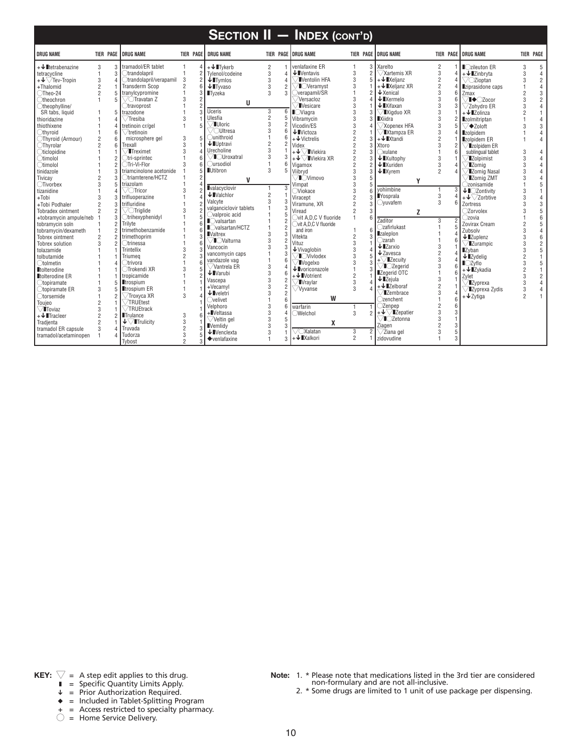# Section II — Index (cont'd)

| Drug Name | Tier | Page |
|---|---|---|
| +↓▮tetrabenazine | 3 | 3 |
| tetracycline | 1 | 3 |
| +↓▽Tev-Tropin | 3 | 4 |
| +Thalomid | 2 | 1 |
| ◯Theo-24 | 2 | 5 |
| ◯theochron | 1 | 5 |
| ◯theophylline/ SR tabs, liquid | 1 | 5 |
| thioridazine | 1 | 4 |
| thiothixene | 1 | 4 |
| ◯thyroid | 1 | 6 |
| ◯Thyroid (Armour) | 2 | 6 |
| ◯Thyrolar | 2 | 6 |
| ◯ticlopidine | 1 | 1 |
| ◯timolol | 1 | 2 |
| ◯timolol | 1 | 2 |
| tinidazole | 1 | 3 |
| Tivicay | 2 | 3 |
| ◯Tivorbex | 3 | 5 |
| tizanidine | 1 | 4 |
| +Tobi | 3 | 3 |
| +Tobi Podhaler | 2 | 3 |
| Tobradex ointment | 2 | 2 |
| +tobramycin ampule/neb | 1 | 3 |
| tobramycin soln | 1 | 2 |
| tobramycin/dexameth | 1 | 2 |
| Tobrex ointment | 2 | 2 |
| Tobrex solution | 3 | 2 |
| tolazamide | 1 | 1 |
| tolbutamide | 1 | 1 |
| ◯tolmetin | 1 | 4 |
| ▮tolterodine | 1 | 1 |
| ▮tolterodine ER | 1 | 1 |
| ◯topiramate | 1 | 5 |
| ◯topiramate ER | 3 | 5 |
| ◯torsemide | 1 | 2 |
| Toujeo | 2 | 1 |
| ▽▮Toviaz | 3 | 1 |
| +↓▮Tracleer | 2 | 2 |
| Tradjenta | 2 | 1 |
| tramadol ER capsule | 3 | 4 |
| tramadol/acetaminopen | 1 | 4 |
| tramadol/ER tablet | 1 | 4 |
| ◯trandolapril | 1 | 2 |
| ◯trandolapril/verapamil | 3 | 2 |
| Transderm Scop | 2 | 6 |
| tranylcypromine | 1 | 3 |
| ▽◯Travatan Z | 3 | 2 |
| ◯travoprost | 1 | 2 |
| trazodone | 1 | 3 |
| ▽Tresiba | 3 | 1 |
| tretinoin cr/gel | 1 | 5 |
| ▽tretinoin microsphere gel | 3 | 5 |
| Trexall | 3 | 1 |
| ▽▮Treximet | 3 | 4 |
| ◯tri-sprintec | 1 | 6 |
| ◯Tri-Vi-Flor | 3 | 6 |
| triamcinolone acetonide | 1 | 5 |
| ◯triamterene/HCTZ | 1 | 2 |
| triazolam | 1 | 4 |
| ▽◯Tricor | 3 | 2 |
| trifluoperazine | 1 | 4 |
| trifluridine | 1 | 2 |
| ▽◯Triglide | 3 | 2 |
| ◯trihexyphenidyl | 1 | 5 |
| Trilyte | 1 | 6 |
| trimethobenzamide | 1 | 6 |
| trimethoprim | 1 | 3 |
| ◯trinessa | 1 | 6 |
| Trintellix | 3 | 3 |
| Triumeq | 2 | 3 |
| ◯trivora | 1 | 6 |
| ◯Trokendi XR | 3 | 5 |
| tropicamide | 1 | 2 |
| ▮trospium | 1 | 1 |
| ▮trospium ER | 1 | 1 |
| ▽Troxyca XR | 3 | 4 |
| ▽TRUEtest | | 1 |
| ▽TRUEtrack | | 1 |
| ▮Trulance | 3 | 6 |
| ↓▽▮Trulicity | 3 | 1 |
| Truvada | 2 | 3 |
| Tudorza | 3 | 5 |
| Tybost | 2 | 3 |
| +↓▮Tykerb | 2 | 1 |
| Tylenol/codeine | 3 | 4 |
| ↓▮Tymlos | 3 | 4 |
| ↓▮Tyvaso | 3 | 2 |
| ▮Tyzeka | 3 | 3 |
| **U** | | |
| Uceris | 3 | 6 |
| Ulesfia | 2 | 5 |
| ▽▮Uloric | 3 | 2 |
| ▽◯Ultresa | 3 | 6 |
| ◯unithroid | 1 | 6 |
| ↓▮Uptravi | 2 | 2 |
| Urecholine | 3 | 1 |
| ▽▮◯Uroxatral | 3 | 3 |
| ◯ursodiol | 1 | 6 |
| ▮Utibron | 3 | 5 |
| **V** | | |
| ▮valacyclovir | 1 | 3 |
| ↓▮Valchlor | 2 | 1 |
| Valcyte | 3 | 3 |
| valganciclovir tablets | 1 | 3 |
| ◯valproic acid | 1 | 5 |
| ▮◯valsartan | 1 | 2 |
| ▮◯valsartan/HCTZ | 1 | 2 |
| ▮Valtrex | 3 | 3 |
| ▽▮◯Valturna | 3 | 2 |
| Vancocin | 3 | 3 |
| vancomycin caps | 1 | 3 |
| vandazole vag | 1 | 6 |
| ▽Vantrela ER | 3 | 4 |
| ↓▮Varubi | 3 | 6 |
| Vascepa | 3 | 2 |
| +Vecamyl | 3 | 2 |
| ↓▮veletri | 3 | 2 |
| ◯velivet | 1 | 6 |
| Velphoro | 3 | 6 |
| +▮Veltassa | 3 | 4 |
| ▽Veltin gel | 3 | 5 |
| ▮Vemlidy | 3 | 3 |
| ↓▮Venclexta | 3 | 1 |
| ◆venlafaxine | 1 | 3 |
| venlafaxine ER | 1 | 3 |
| ↓▮Ventavis | 3 | 2 |
| ▽▮Ventolin HFA | 3 | 5 |
| ▽▮◯Veramyst | 3 | 1 |
| ◯verapamil/SR | 1 | 2 |
| ▽Versacloz | 3 | 4 |
| ▽▮Vesicare | 3 | 1 |
| ▮◯Viagra | 3 | 3 |
| Vibramycin | 3 | 3 |
| Vicodin/ES | 3 | 4 |
| ↓▮Victoza | 2 | 1 |
| +↓Victrelis | 2 | 3 |
| Videx | 2 | 3 |
| +↓▽▮Viekira | 2 | 3 |
| +↓▽▮Viekira XR | 2 | 3 |
| Vigamox | 2 | 2 |
| Viibryd | 3 | 3 |
| ▽▮◯Vimovo | 3 | 5 |
| Vimpat | 3 | 5 |
| ◯Viokace | 3 | 6 |
| Viracept | 2 | 3 |
| Viramune, XR | 2 | 3 |
| Viread | 2 | 3 |
| ◯vit A,D,C V fluoride | 1 | 6 |
| ◯vit A,D,C V fluoride and iron | 1 | 6 |
| Vitekta | 2 | 3 |
| Vituz | 3 | 1 |
| ↓Vivaglobin | 3 | 4 |
| ▽▮◯Vivlodex | 3 | 5 |
| ▽▮Vogelxo | 3 | 3 |
| ↓▮voriconazole | 1 | 3 |
| +↓▮Votrient | 2 | 1 |
| ▽▮Vraylar | 3 | 4 |
| ▽Vyvanse | 3 | 4 |
| **W** | | |
| warfarin | 1 | 1 |
| ◯Welchol | 3 | 2 |
| **X** | | |
| ▽◯Xalatan | 3 | 2 |
| +↓▮Xalkori | 2 | 1 |
| Xarelto | 2 | 1 |
| ▽Xartemis XR | 3 | 4 |
| +↓▮Xeljanz | 2 | 4 |
| +↓▮Xeljanz XR | 2 | 4 |
| ↓Xenical | 3 | 6 |
| ↓▮Xermelo | 3 | 6 |
| ↓▮Xifaxan | 3 | 3 |
| ▽▮Xigduo XR | 3 | 1 |
| ▮Xiidra | 3 | 2 |
| ▽Xopenex HFA | 3 | 5 |
| ▽▮Xtampza ER | 3 | 4 |
| +↓▮Xtandi | 2 | 1 |
| Xtoro | 3 | 2 |
| ◯xulane | 1 | 6 |
| ↓▮Xultophy | 3 | 1 |
| ↓▮Xuriden | 3 | 4 |
| ↓▮Xyrem | 2 | 4 |
| **Y** | | |
| yohimbine | 1 | 3 |
| ▮Yosprala | 3 | 4 |
| ◯yuvafem | 3 | 6 |
| **Z** | | |
| Zaditor | 3 | 2 |
| ◯zafirlukast | 1 | 5 |
| ▮zaleplon | 1 | 4 |
| ◯zarah | 1 | 6 |
| ↓▮Zarxio | 3 | 1 |
| ↓Zavesca | 2 | 4 |
| +▽▮Zecuity | 3 | 4 |
| ▽▮◯Zegerid | 3 | 6 |
| ▮Zegerid OTC | 1 | 6 |
| ↓▮Zejula | 3 | 1 |
| +↓▮Zelboraf | 2 | 1 |
| ▽▮Zembrace | 3 | 4 |
| ◯zenchent | 1 | 6 |
| ◯Zenpep | 2 | 6 |
| +↓▽▮Zepatier | 3 | 3 |
| ▽▮◯Zetonna | 3 | 1 |
| Ziagen | 2 | 3 |
| ▽Ziana gel | 3 | 5 |
| zidovudine | 1 | 3 |
| ▮◯zileuton ER | 3 | 5 |
| +↓▮Zinbryta | 3 | 4 |
| ▽◯Zioptan | 3 | 2 |
| ▮ziprasidone caps | 1 | 4 |
| Zmax | 2 | 3 |
| ▽▮◆◯Zocor | 3 | 2 |
| ▽Zohydro ER | 3 | 4 |
| +↓▮Zolinza | 2 | 1 |
| ▮zolmitriptan | 1 | 4 |
| ▽◆Zoloft | 3 | 3 |
| ▮zolpidem | 1 | 4 |
| ▮zolpidem ER | 1 | 4 |
| ▽▮zolpidem ER sublingual tablet | 3 | 4 |
| ▽▮Zolpimist | 3 | 4 |
| ▽▮Zomig | 3 | 4 |
| ▽▮Zomig Nasal | 3 | 4 |
| ▽▮Zomig ZMT | 3 | 4 |
| ◯zonisamide | 1 | 5 |
| ↓▮◯Zontivity | 3 | 1 |
| +↓▽Zorbtive | 3 | 4 |
| Zortress | 3 | 3 |
| ◯Zorvolex | 3 | 5 |
| ◯zovia | 1 | 6 |
| Zovirax Cream | 2 | 5 |
| Zubsolv | 3 | 4 |
| ↓▮Zuplenz | 3 | 6 |
| ▽▮Zurampic | 3 | 2 |
| ▮Zyban | 3 | 5 |
| ↓▮Zydelig | 2 | 1 |
| ▮◯Zyflo | 3 | 5 |
| +↓▮Zykadia | 2 | 1 |
| Zylet | 3 | 2 |
| ▽▮Zyprexa | 3 | 4 |
| ▽▮Zyprexa Zydis | 3 | 4 |
| +↓Zytiga | 2 | 1 |

**KEY:**
- ▽ = A step edit applies to this drug.
- ▮ = Specific Quantity Limits Apply.
- ↓ = Prior Authorization Required.
- ◆ = Included in Tablet-Splitting Program
- + = Access restricted to specialty pharmacy.
- ◯ = Home Service Delivery.

**Note:**
1. * Please note that medications listed in the 3rd tier are considered non-formulary and are not all-inclusive.
2. * Some drugs are limited to 1 unit of use package per dispensing.